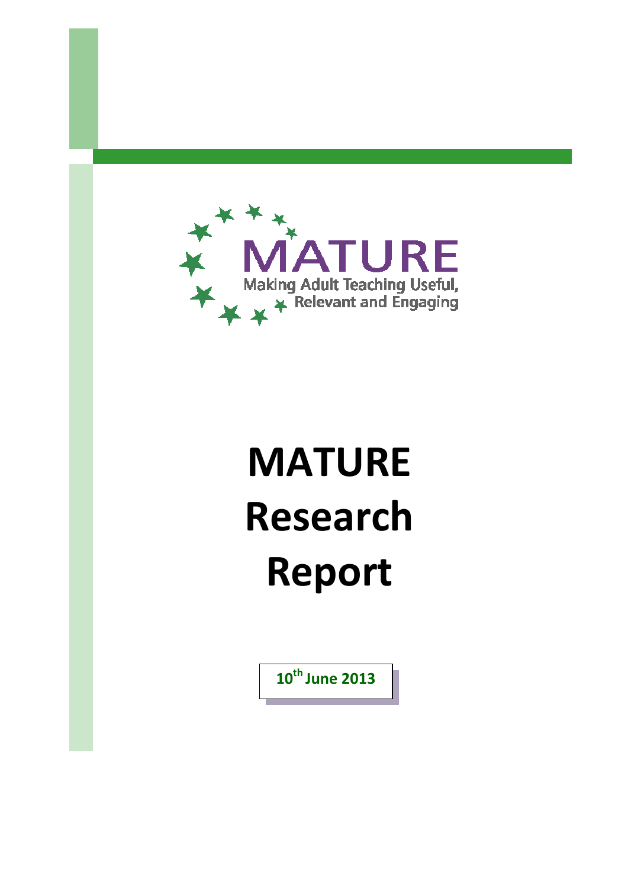MATURE

Making Adult Teaching Useful, Relevant and Engaging

# MATURE Research Report

**10th June 2013**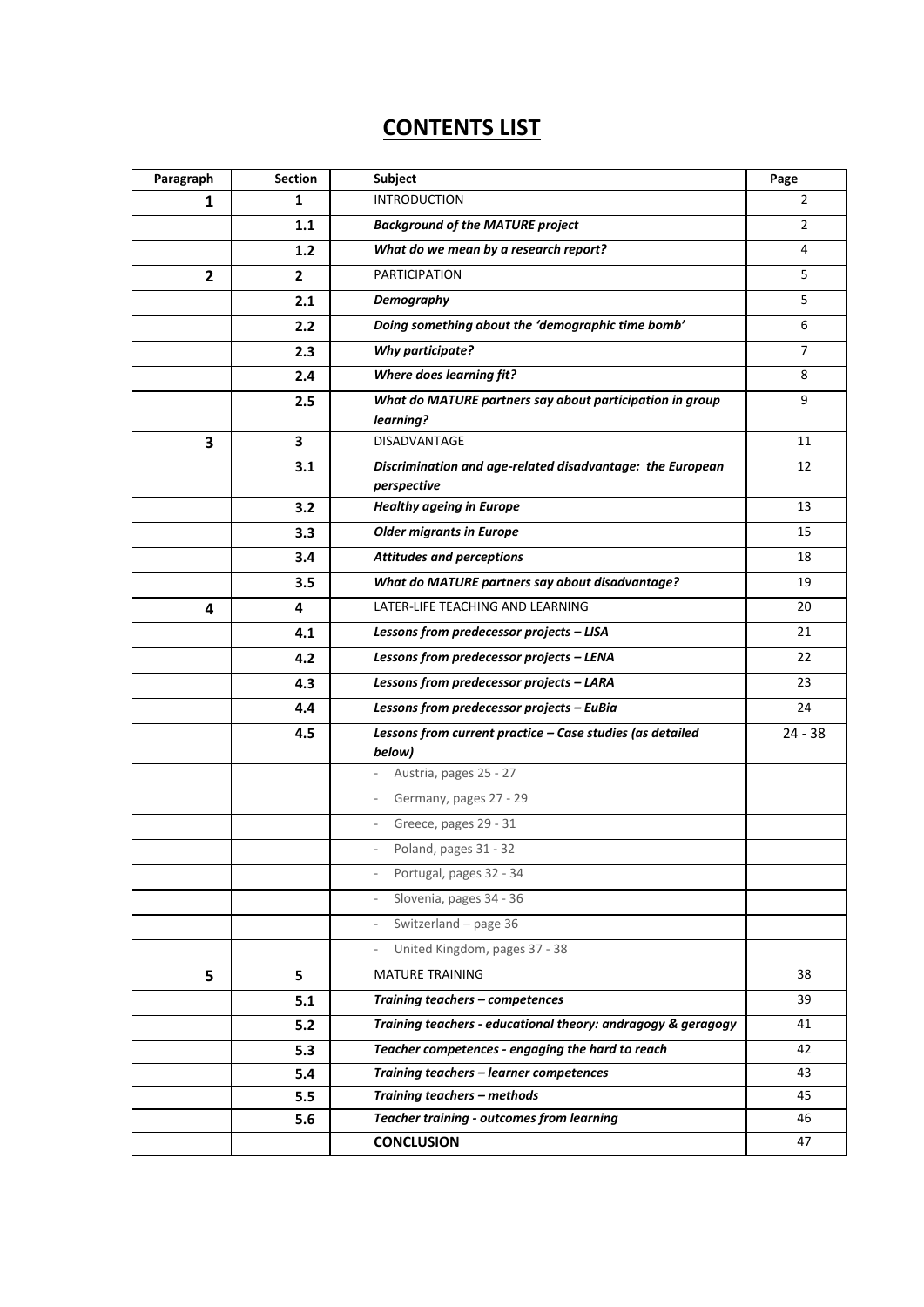# CONTENTS LIST

| Paragraph | Section | Subject | Page |
|---|---|---|---|
| **1** | **1** | INTRODUCTION | 2 |
| | **1.1** | ***Background of the MATURE project*** | 2 |
| | **1.2** | ***What do we mean by a research report?*** | 4 |
| **2** | **2** | PARTICIPATION | 5 |
| | **2.1** | ***Demography*** | 5 |
| | **2.2** | ***Doing something about the 'demographic time bomb'*** | 6 |
| | **2.3** | ***Why participate?*** | 7 |
| | **2.4** | ***Where does learning fit?*** | 8 |
| | **2.5** | ***What do MATURE partners say about participation in group learning?*** | 9 |
| **3** | **3** | DISADVANTAGE | 11 |
| | **3.1** | ***Discrimination and age-related disadvantage: the European perspective*** | 12 |
| | **3.2** | ***Healthy ageing in Europe*** | 13 |
| | **3.3** | ***Older migrants in Europe*** | 15 |
| | **3.4** | ***Attitudes and perceptions*** | 18 |
| | **3.5** | ***What do MATURE partners say about disadvantage?*** | 19 |
| **4** | **4** | LATER-LIFE TEACHING AND LEARNING | 20 |
| | **4.1** | ***Lessons from predecessor projects – LISA*** | 21 |
| | **4.2** | ***Lessons from predecessor projects – LENA*** | 22 |
| | **4.3** | ***Lessons from predecessor projects – LARA*** | 23 |
| | **4.4** | ***Lessons from predecessor projects – EuBia*** | 24 |
| | **4.5** | ***Lessons from current practice – Case studies (as detailed below)*** | 24 - 38 |
| | | - Austria, pages 25 - 27 | |
| | | - Germany, pages 27 - 29 | |
| | | - Greece, pages 29 - 31 | |
| | | - Poland, pages 31 - 32 | |
| | | - Portugal, pages 32 - 34 | |
| | | - Slovenia, pages 34 - 36 | |
| | | - Switzerland – page 36 | |
| | | - United Kingdom, pages 37 - 38 | |
| **5** | **5** | MATURE TRAINING | 38 |
| | **5.1** | ***Training teachers – competences*** | 39 |
| | **5.2** | ***Training teachers - educational theory: andragogy & geragogy*** | 41 |
| | **5.3** | ***Teacher competences - engaging the hard to reach*** | 42 |
| | **5.4** | ***Training teachers – learner competences*** | 43 |
| | **5.5** | ***Training teachers – methods*** | 45 |
| | **5.6** | ***Teacher training - outcomes from learning*** | 46 |
| | | **CONCLUSION** | 47 |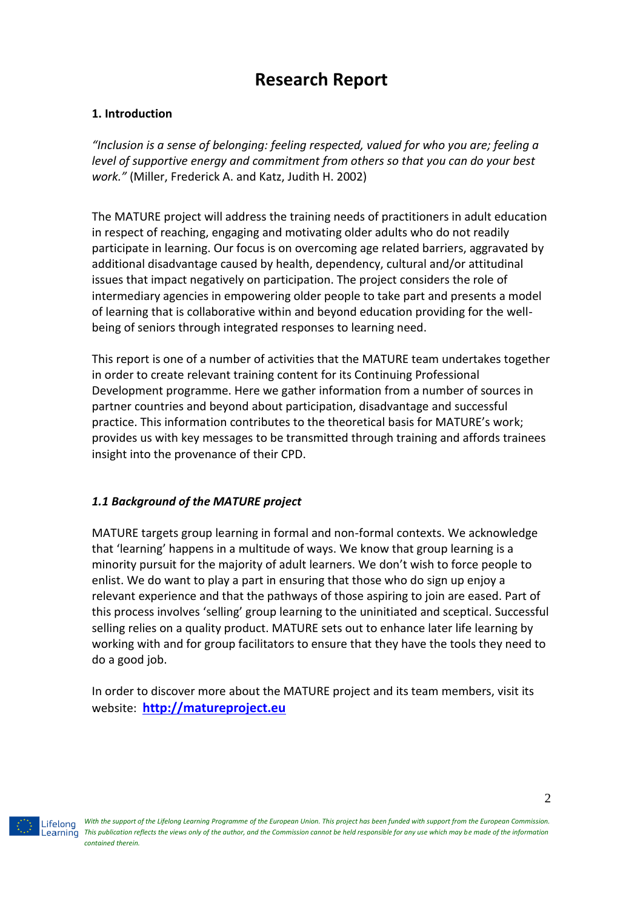# Research Report

## 1. Introduction

*"Inclusion is a sense of belonging: feeling respected, valued for who you are; feeling a level of supportive energy and commitment from others so that you can do your best work."* (Miller, Frederick A. and Katz, Judith H. 2002)

The MATURE project will address the training needs of practitioners in adult education in respect of reaching, engaging and motivating older adults who do not readily participate in learning. Our focus is on overcoming age related barriers, aggravated by additional disadvantage caused by health, dependency, cultural and/or attitudinal issues that impact negatively on participation. The project considers the role of intermediary agencies in empowering older people to take part and presents a model of learning that is collaborative within and beyond education providing for the well-being of seniors through integrated responses to learning need.

This report is one of a number of activities that the MATURE team undertakes together in order to create relevant training content for its Continuing Professional Development programme. Here we gather information from a number of sources in partner countries and beyond about participation, disadvantage and successful practice. This information contributes to the theoretical basis for MATURE's work; provides us with key messages to be transmitted through training and affords trainees insight into the provenance of their CPD.

### *1.1 Background of the MATURE project*

MATURE targets group learning in formal and non-formal contexts. We acknowledge that 'learning' happens in a multitude of ways. We know that group learning is a minority pursuit for the majority of adult learners. We don't wish to force people to enlist. We do want to play a part in ensuring that those who do sign up enjoy a relevant experience and that the pathways of those aspiring to join are eased. Part of this process involves 'selling' group learning to the uninitiated and sceptical. Successful selling relies on a quality product. MATURE sets out to enhance later life learning by working with and for group facilitators to ensure that they have the tools they need to do a good job.

In order to discover more about the MATURE project and its team members, visit its website: **http://matureproject.eu**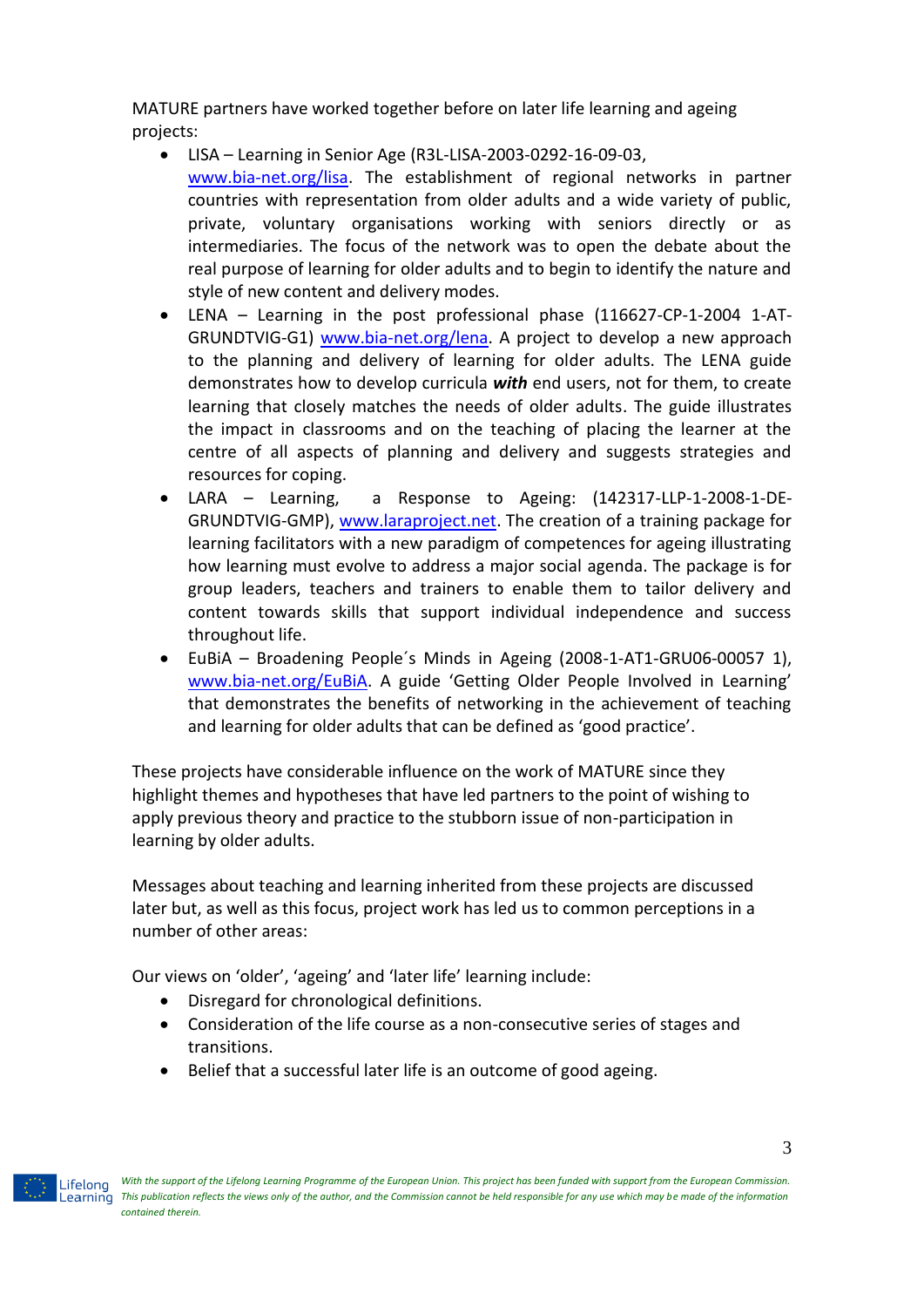MATURE partners have worked together before on later life learning and ageing projects:

- LISA – Learning in Senior Age (R3L-LISA-2003-0292-16-09-03, www.bia-net.org/lisa. The establishment of regional networks in partner countries with representation from older adults and a wide variety of public, private, voluntary organisations working with seniors directly or as intermediaries. The focus of the network was to open the debate about the real purpose of learning for older adults and to begin to identify the nature and style of new content and delivery modes.
- LENA – Learning in the post professional phase (116627-CP-1-2004 1-AT-GRUNDTVIG-G1) www.bia-net.org/lena. A project to develop a new approach to the planning and delivery of learning for older adults. The LENA guide demonstrates how to develop curricula ***with*** end users, not for them, to create learning that closely matches the needs of older adults. The guide illustrates the impact in classrooms and on the teaching of placing the learner at the centre of all aspects of planning and delivery and suggests strategies and resources for coping.
- LARA – Learning, a Response to Ageing: (142317-LLP-1-2008-1-DE-GRUNDTVIG-GMP), www.laraproject.net. The creation of a training package for learning facilitators with a new paradigm of competences for ageing illustrating how learning must evolve to address a major social agenda. The package is for group leaders, teachers and trainers to enable them to tailor delivery and content towards skills that support individual independence and success throughout life.
- EuBiA – Broadening People´s Minds in Ageing (2008-1-AT1-GRU06-00057 1), www.bia-net.org/EuBiA. A guide 'Getting Older People Involved in Learning' that demonstrates the benefits of networking in the achievement of teaching and learning for older adults that can be defined as 'good practice'.

These projects have considerable influence on the work of MATURE since they highlight themes and hypotheses that have led partners to the point of wishing to apply previous theory and practice to the stubborn issue of non-participation in learning by older adults.

Messages about teaching and learning inherited from these projects are discussed later but, as well as this focus, project work has led us to common perceptions in a number of other areas:

Our views on 'older', 'ageing' and 'later life' learning include:

- Disregard for chronological definitions.
- Consideration of the life course as a non-consecutive series of stages and transitions.
- Belief that a successful later life is an outcome of good ageing.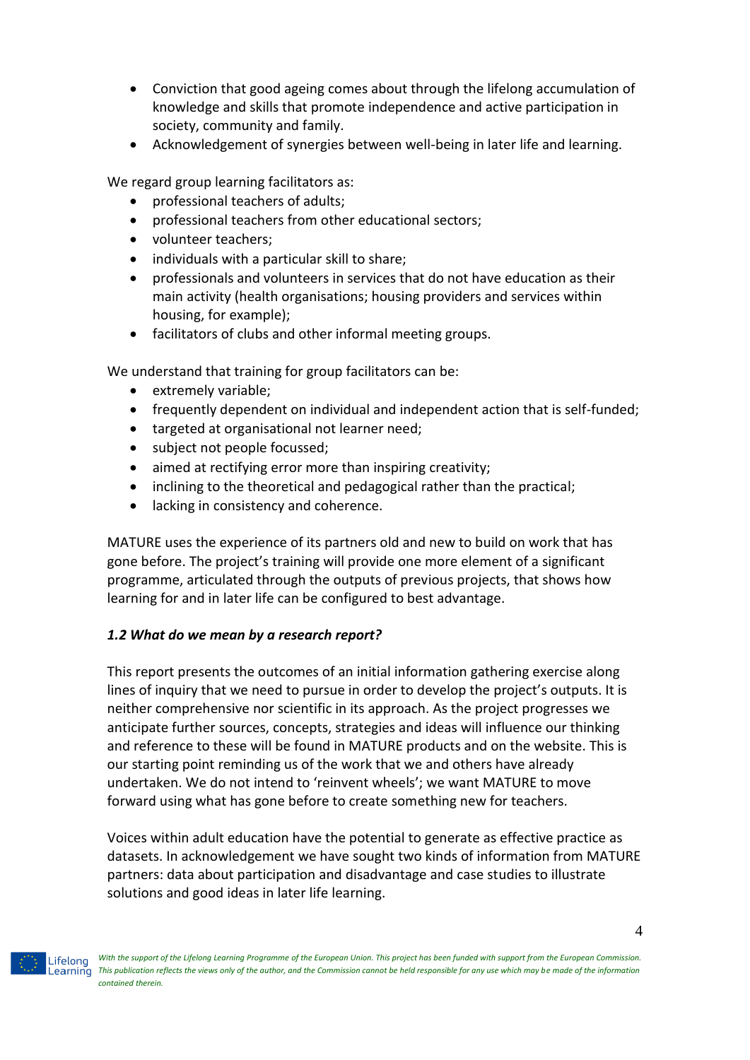- Conviction that good ageing comes about through the lifelong accumulation of knowledge and skills that promote independence and active participation in society, community and family.
- Acknowledgement of synergies between well-being in later life and learning.

We regard group learning facilitators as:

- professional teachers of adults;
- professional teachers from other educational sectors;
- volunteer teachers;
- individuals with a particular skill to share;
- professionals and volunteers in services that do not have education as their main activity (health organisations; housing providers and services within housing, for example);
- facilitators of clubs and other informal meeting groups.

We understand that training for group facilitators can be:

- extremely variable;
- frequently dependent on individual and independent action that is self-funded;
- targeted at organisational not learner need;
- subject not people focussed;
- aimed at rectifying error more than inspiring creativity;
- inclining to the theoretical and pedagogical rather than the practical;
- lacking in consistency and coherence.

MATURE uses the experience of its partners old and new to build on work that has gone before. The project's training will provide one more element of a significant programme, articulated through the outputs of previous projects, that shows how learning for and in later life can be configured to best advantage.

### *1.2 What do we mean by a research report?*

This report presents the outcomes of an initial information gathering exercise along lines of inquiry that we need to pursue in order to develop the project's outputs. It is neither comprehensive nor scientific in its approach. As the project progresses we anticipate further sources, concepts, strategies and ideas will influence our thinking and reference to these will be found in MATURE products and on the website. This is our starting point reminding us of the work that we and others have already undertaken. We do not intend to 'reinvent wheels'; we want MATURE to move forward using what has gone before to create something new for teachers.

Voices within adult education have the potential to generate as effective practice as datasets. In acknowledgement we have sought two kinds of information from MATURE partners: data about participation and disadvantage and case studies to illustrate solutions and good ideas in later life learning.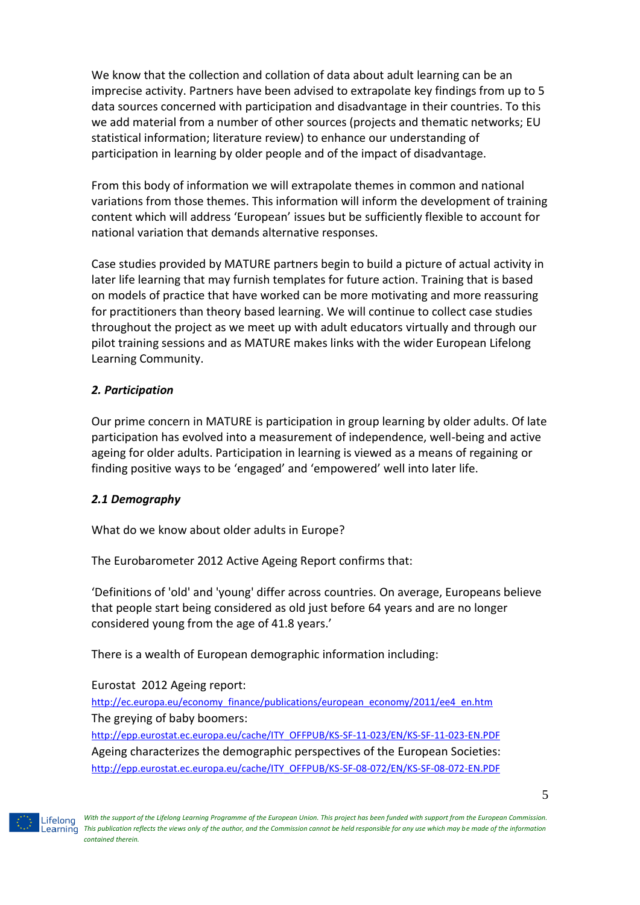We know that the collection and collation of data about adult learning can be an imprecise activity. Partners have been advised to extrapolate key findings from up to 5 data sources concerned with participation and disadvantage in their countries. To this we add material from a number of other sources (projects and thematic networks; EU statistical information; literature review) to enhance our understanding of participation in learning by older people and of the impact of disadvantage.

From this body of information we will extrapolate themes in common and national variations from those themes. This information will inform the development of training content which will address 'European' issues but be sufficiently flexible to account for national variation that demands alternative responses.

Case studies provided by MATURE partners begin to build a picture of actual activity in later life learning that may furnish templates for future action. Training that is based on models of practice that have worked can be more motivating and more reassuring for practitioners than theory based learning. We will continue to collect case studies throughout the project as we meet up with adult educators virtually and through our pilot training sessions and as MATURE makes links with the wider European Lifelong Learning Community.

## *2. Participation*

Our prime concern in MATURE is participation in group learning by older adults. Of late participation has evolved into a measurement of independence, well-being and active ageing for older adults. Participation in learning is viewed as a means of regaining or finding positive ways to be 'engaged' and 'empowered' well into later life.

### *2.1 Demography*

What do we know about older adults in Europe?

The Eurobarometer 2012 Active Ageing Report confirms that:

'Definitions of 'old' and 'young' differ across countries. On average, Europeans believe that people start being considered as old just before 64 years and are no longer considered young from the age of 41.8 years.'

There is a wealth of European demographic information including:

Eurostat 2012 Ageing report:
http://ec.europa.eu/economy_finance/publications/european_economy/2011/ee4_en.htm
The greying of baby boomers:
http://epp.eurostat.ec.europa.eu/cache/ITY_OFFPUB/KS-SF-11-023/EN/KS-SF-11-023-EN.PDF
Ageing characterizes the demographic perspectives of the European Societies:
http://epp.eurostat.ec.europa.eu/cache/ITY_OFFPUB/KS-SF-08-072/EN/KS-SF-08-072-EN.PDF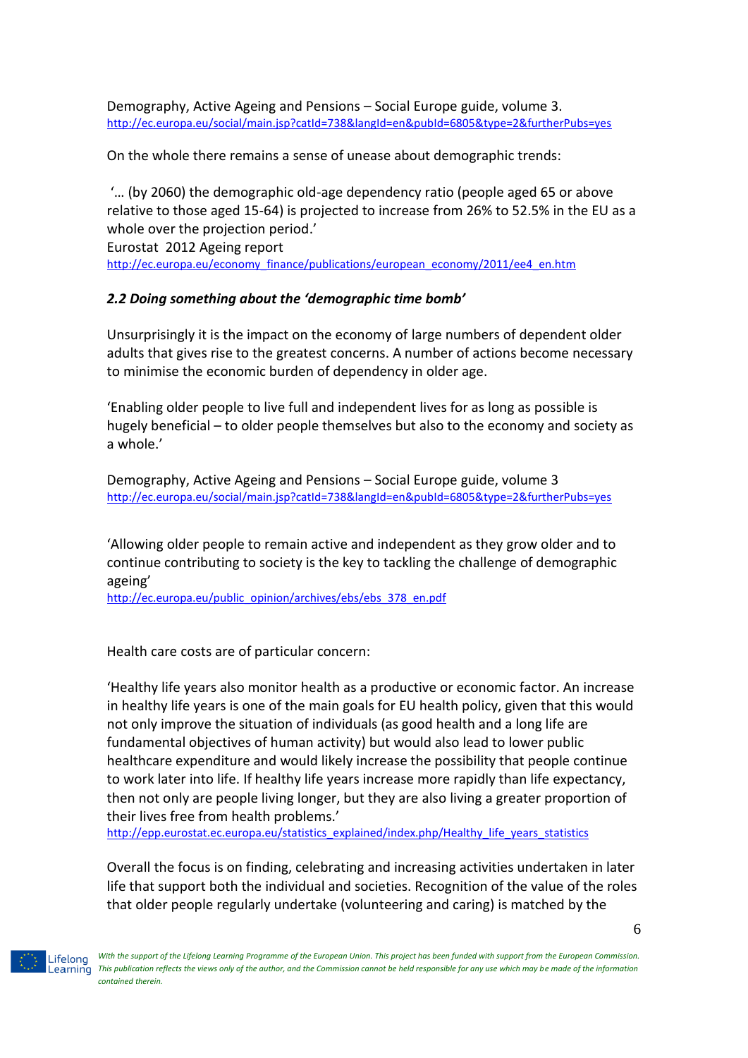Demography, Active Ageing and Pensions – Social Europe guide, volume 3.
http://ec.europa.eu/social/main.jsp?catId=738&langId=en&pubId=6805&type=2&furtherPubs=yes

On the whole there remains a sense of unease about demographic trends:

'… (by 2060) the demographic old-age dependency ratio (people aged 65 or above relative to those aged 15-64) is projected to increase from 26% to 52.5% in the EU as a whole over the projection period.'
Eurostat 2012 Ageing report
http://ec.europa.eu/economy_finance/publications/european_economy/2011/ee4_en.htm

### *2.2 Doing something about the 'demographic time bomb'*

Unsurprisingly it is the impact on the economy of large numbers of dependent older adults that gives rise to the greatest concerns. A number of actions become necessary to minimise the economic burden of dependency in older age.

'Enabling older people to live full and independent lives for as long as possible is hugely beneficial – to older people themselves but also to the economy and society as a whole.'

Demography, Active Ageing and Pensions – Social Europe guide, volume 3
http://ec.europa.eu/social/main.jsp?catId=738&langId=en&pubId=6805&type=2&furtherPubs=yes

'Allowing older people to remain active and independent as they grow older and to continue contributing to society is the key to tackling the challenge of demographic ageing'
http://ec.europa.eu/public_opinion/archives/ebs/ebs_378_en.pdf

Health care costs are of particular concern:

'Healthy life years also monitor health as a productive or economic factor. An increase in healthy life years is one of the main goals for EU health policy, given that this would not only improve the situation of individuals (as good health and a long life are fundamental objectives of human activity) but would also lead to lower public healthcare expenditure and would likely increase the possibility that people continue to work later into life. If healthy life years increase more rapidly than life expectancy, then not only are people living longer, but they are also living a greater proportion of their lives free from health problems.'
http://epp.eurostat.ec.europa.eu/statistics_explained/index.php/Healthy_life_years_statistics

Overall the focus is on finding, celebrating and increasing activities undertaken in later life that support both the individual and societies. Recognition of the value of the roles that older people regularly undertake (volunteering and caring) is matched by the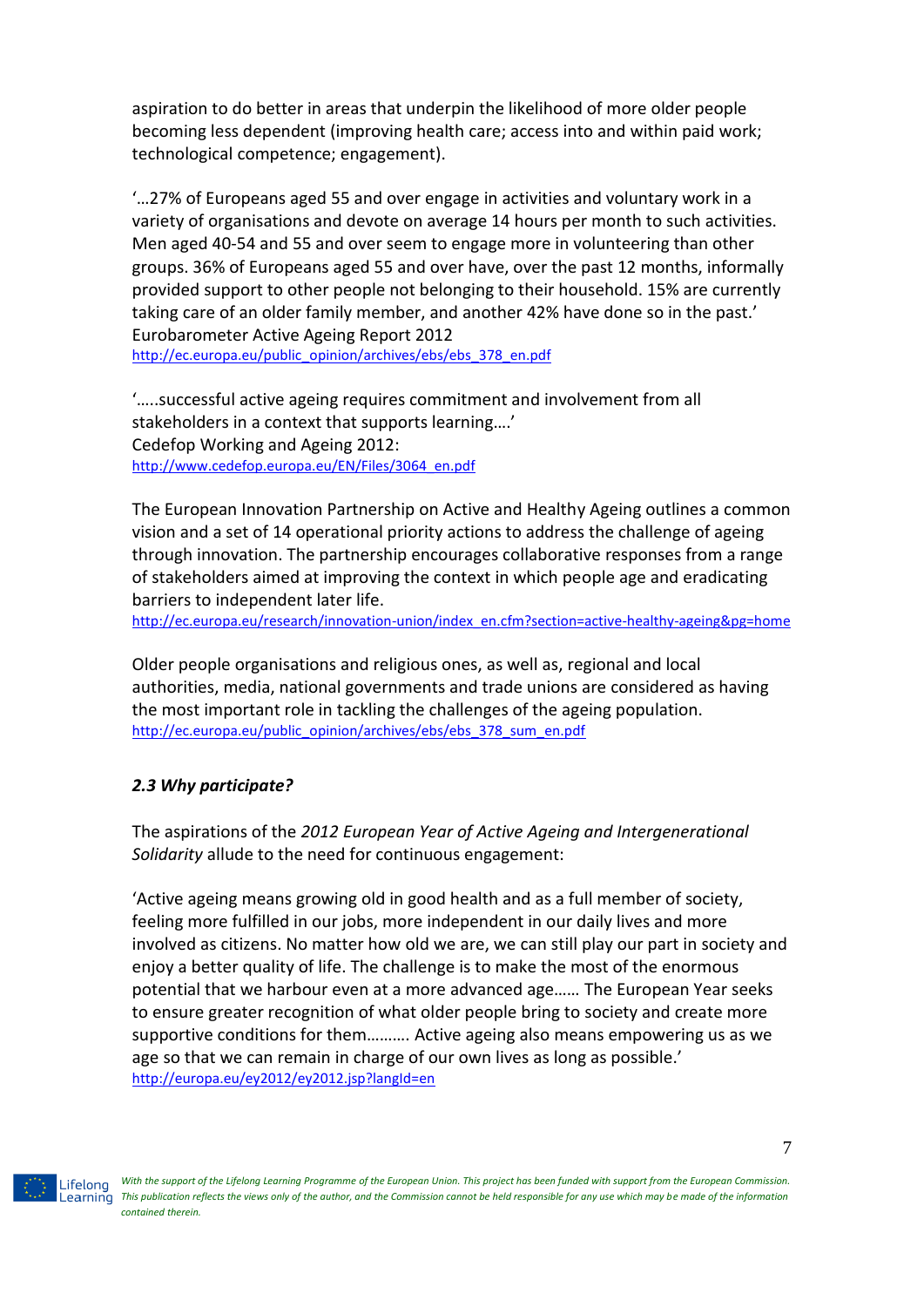aspiration to do better in areas that underpin the likelihood of more older people becoming less dependent (improving health care; access into and within paid work; technological competence; engagement).

'…27% of Europeans aged 55 and over engage in activities and voluntary work in a variety of organisations and devote on average 14 hours per month to such activities. Men aged 40-54 and 55 and over seem to engage more in volunteering than other groups. 36% of Europeans aged 55 and over have, over the past 12 months, informally provided support to other people not belonging to their household. 15% are currently taking care of an older family member, and another 42% have done so in the past.'
Eurobarometer Active Ageing Report 2012
http://ec.europa.eu/public_opinion/archives/ebs/ebs_378_en.pdf

'…..successful active ageing requires commitment and involvement from all stakeholders in a context that supports learning….'
Cedefop Working and Ageing 2012:
http://www.cedefop.europa.eu/EN/Files/3064_en.pdf

The European Innovation Partnership on Active and Healthy Ageing outlines a common vision and a set of 14 operational priority actions to address the challenge of ageing through innovation. The partnership encourages collaborative responses from a range of stakeholders aimed at improving the context in which people age and eradicating barriers to independent later life.
http://ec.europa.eu/research/innovation-union/index_en.cfm?section=active-healthy-ageing&pg=home

Older people organisations and religious ones, as well as, regional and local authorities, media, national governments and trade unions are considered as having the most important role in tackling the challenges of the ageing population.
http://ec.europa.eu/public_opinion/archives/ebs/ebs_378_sum_en.pdf

### *2.3 Why participate?*

The aspirations of the *2012 European Year of Active Ageing and Intergenerational Solidarity* allude to the need for continuous engagement:

'Active ageing means growing old in good health and as a full member of society, feeling more fulfilled in our jobs, more independent in our daily lives and more involved as citizens. No matter how old we are, we can still play our part in society and enjoy a better quality of life. The challenge is to make the most of the enormous potential that we harbour even at a more advanced age…… The European Year seeks to ensure greater recognition of what older people bring to society and create more supportive conditions for them………. Active ageing also means empowering us as we age so that we can remain in charge of our own lives as long as possible.'
http://europa.eu/ey2012/ey2012.jsp?langId=en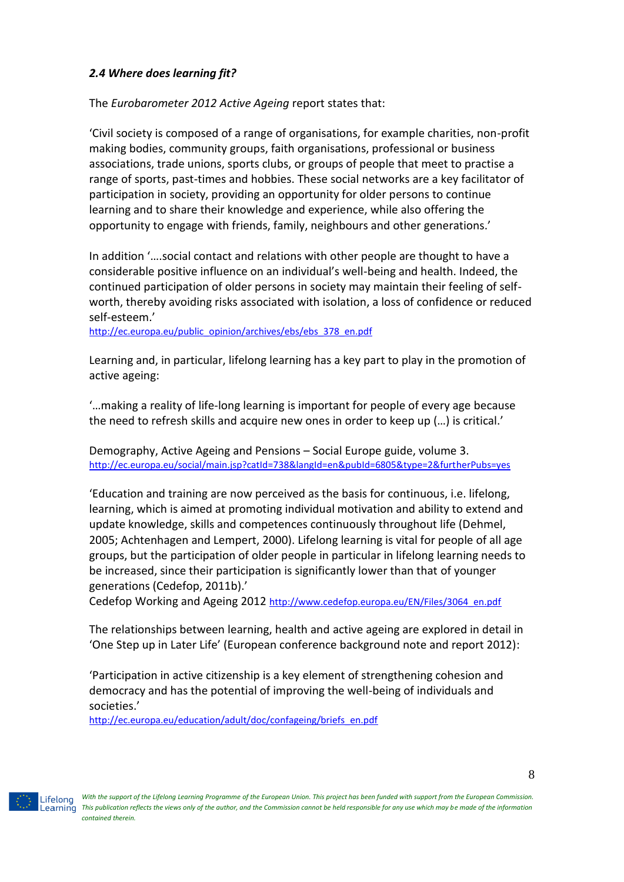### *2.4 Where does learning fit?*

The *Eurobarometer 2012 Active Ageing* report states that:

'Civil society is composed of a range of organisations, for example charities, non-profit making bodies, community groups, faith organisations, professional or business associations, trade unions, sports clubs, or groups of people that meet to practise a range of sports, past-times and hobbies. These social networks are a key facilitator of participation in society, providing an opportunity for older persons to continue learning and to share their knowledge and experience, while also offering the opportunity to engage with friends, family, neighbours and other generations.'

In addition '….social contact and relations with other people are thought to have a considerable positive influence on an individual's well-being and health. Indeed, the continued participation of older persons in society may maintain their feeling of self-worth, thereby avoiding risks associated with isolation, a loss of confidence or reduced self-esteem.'
http://ec.europa.eu/public_opinion/archives/ebs/ebs_378_en.pdf

Learning and, in particular, lifelong learning has a key part to play in the promotion of active ageing:

'…making a reality of life-long learning is important for people of every age because the need to refresh skills and acquire new ones in order to keep up (…) is critical.'

Demography, Active Ageing and Pensions – Social Europe guide, volume 3.
http://ec.europa.eu/social/main.jsp?catId=738&langId=en&pubId=6805&type=2&furtherPubs=yes

'Education and training are now perceived as the basis for continuous, i.e. lifelong, learning, which is aimed at promoting individual motivation and ability to extend and update knowledge, skills and competences continuously throughout life (Dehmel, 2005; Achtenhagen and Lempert, 2000). Lifelong learning is vital for people of all age groups, but the participation of older people in particular in lifelong learning needs to be increased, since their participation is significantly lower than that of younger generations (Cedefop, 2011b).'
Cedefop Working and Ageing 2012 http://www.cedefop.europa.eu/EN/Files/3064_en.pdf

The relationships between learning, health and active ageing are explored in detail in 'One Step up in Later Life' (European conference background note and report 2012):

'Participation in active citizenship is a key element of strengthening cohesion and democracy and has the potential of improving the well-being of individuals and societies.'
http://ec.europa.eu/education/adult/doc/confageing/briefs_en.pdf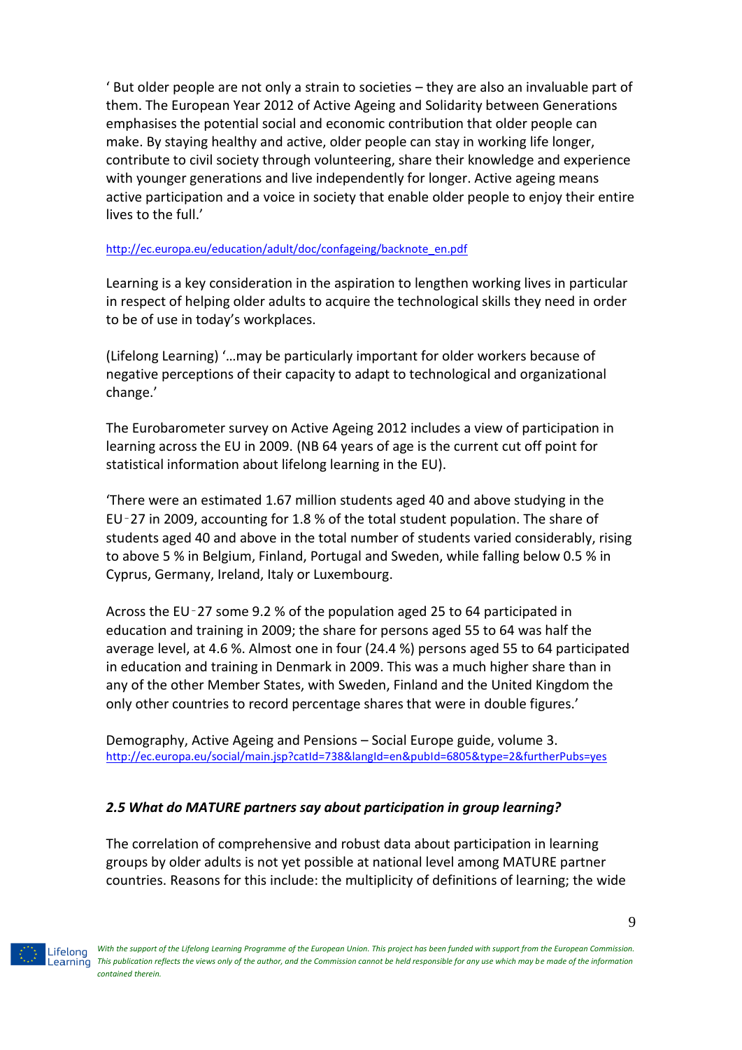' But older people are not only a strain to societies – they are also an invaluable part of them. The European Year 2012 of Active Ageing and Solidarity between Generations emphasises the potential social and economic contribution that older people can make. By staying healthy and active, older people can stay in working life longer, contribute to civil society through volunteering, share their knowledge and experience with younger generations and live independently for longer. Active ageing means active participation and a voice in society that enable older people to enjoy their entire lives to the full.'

http://ec.europa.eu/education/adult/doc/confageing/backnote_en.pdf

Learning is a key consideration in the aspiration to lengthen working lives in particular in respect of helping older adults to acquire the technological skills they need in order to be of use in today's workplaces.

(Lifelong Learning) '…may be particularly important for older workers because of negative perceptions of their capacity to adapt to technological and organizational change.'

The Eurobarometer survey on Active Ageing 2012 includes a view of participation in learning across the EU in 2009. (NB 64 years of age is the current cut off point for statistical information about lifelong learning in the EU).

'There were an estimated 1.67 million students aged 40 and above studying in the EU‑27 in 2009, accounting for 1.8 % of the total student population. The share of students aged 40 and above in the total number of students varied considerably, rising to above 5 % in Belgium, Finland, Portugal and Sweden, while falling below 0.5 % in Cyprus, Germany, Ireland, Italy or Luxembourg.

Across the EU‑27 some 9.2 % of the population aged 25 to 64 participated in education and training in 2009; the share for persons aged 55 to 64 was half the average level, at 4.6 %. Almost one in four (24.4 %) persons aged 55 to 64 participated in education and training in Denmark in 2009. This was a much higher share than in any of the other Member States, with Sweden, Finland and the United Kingdom the only other countries to record percentage shares that were in double figures.'

Demography, Active Ageing and Pensions – Social Europe guide, volume 3.
http://ec.europa.eu/social/main.jsp?catId=738&langId=en&pubId=6805&type=2&furtherPubs=yes

### *2.5 What do MATURE partners say about participation in group learning?*

The correlation of comprehensive and robust data about participation in learning groups by older adults is not yet possible at national level among MATURE partner countries. Reasons for this include: the multiplicity of definitions of learning; the wide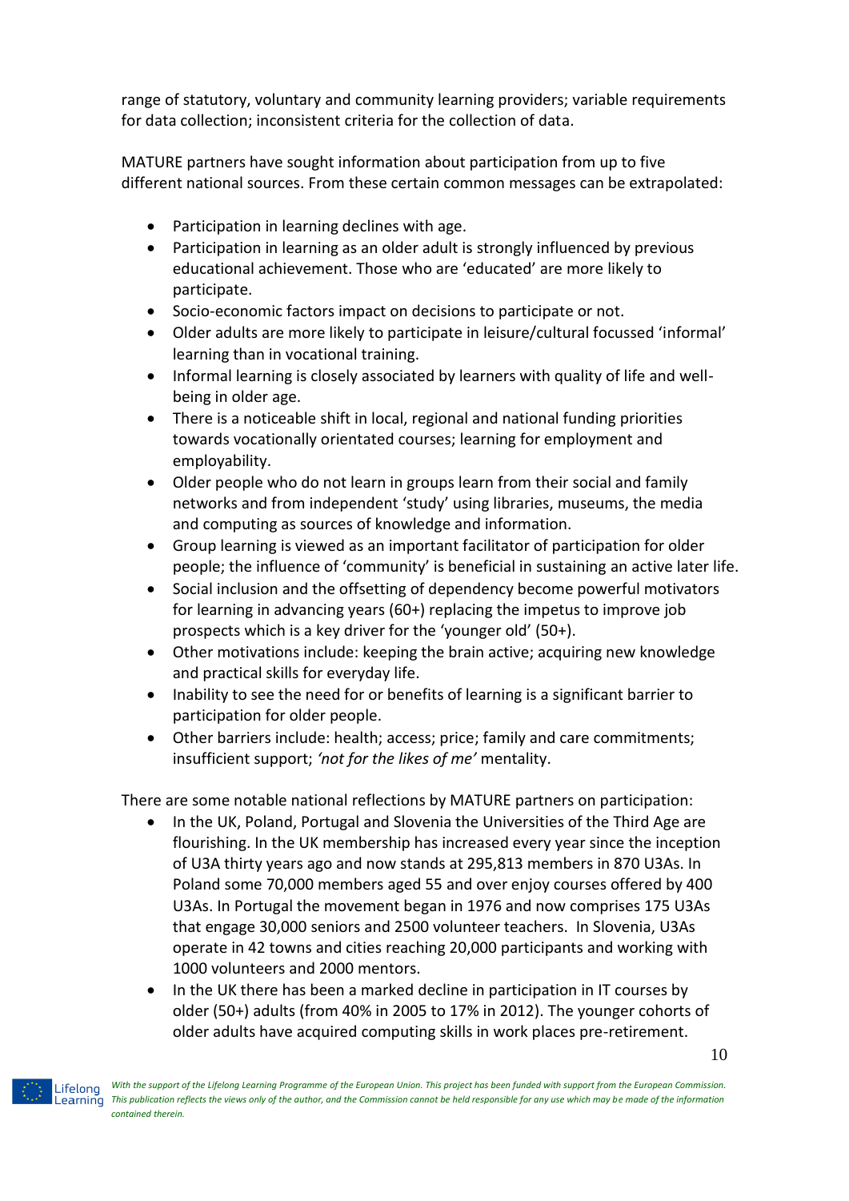range of statutory, voluntary and community learning providers; variable requirements for data collection; inconsistent criteria for the collection of data.

MATURE partners have sought information about participation from up to five different national sources. From these certain common messages can be extrapolated:

- Participation in learning declines with age.
- Participation in learning as an older adult is strongly influenced by previous educational achievement. Those who are 'educated' are more likely to participate.
- Socio-economic factors impact on decisions to participate or not.
- Older adults are more likely to participate in leisure/cultural focussed 'informal' learning than in vocational training.
- Informal learning is closely associated by learners with quality of life and well-being in older age.
- There is a noticeable shift in local, regional and national funding priorities towards vocationally orientated courses; learning for employment and employability.
- Older people who do not learn in groups learn from their social and family networks and from independent 'study' using libraries, museums, the media and computing as sources of knowledge and information.
- Group learning is viewed as an important facilitator of participation for older people; the influence of 'community' is beneficial in sustaining an active later life.
- Social inclusion and the offsetting of dependency become powerful motivators for learning in advancing years (60+) replacing the impetus to improve job prospects which is a key driver for the 'younger old' (50+).
- Other motivations include: keeping the brain active; acquiring new knowledge and practical skills for everyday life.
- Inability to see the need for or benefits of learning is a significant barrier to participation for older people.
- Other barriers include: health; access; price; family and care commitments; insufficient support; *'not for the likes of me'* mentality.

There are some notable national reflections by MATURE partners on participation:

- In the UK, Poland, Portugal and Slovenia the Universities of the Third Age are flourishing. In the UK membership has increased every year since the inception of U3A thirty years ago and now stands at 295,813 members in 870 U3As. In Poland some 70,000 members aged 55 and over enjoy courses offered by 400 U3As. In Portugal the movement began in 1976 and now comprises 175 U3As that engage 30,000 seniors and 2500 volunteer teachers. In Slovenia, U3As operate in 42 towns and cities reaching 20,000 participants and working with 1000 volunteers and 2000 mentors.
- In the UK there has been a marked decline in participation in IT courses by older (50+) adults (from 40% in 2005 to 17% in 2012). The younger cohorts of older adults have acquired computing skills in work places pre-retirement.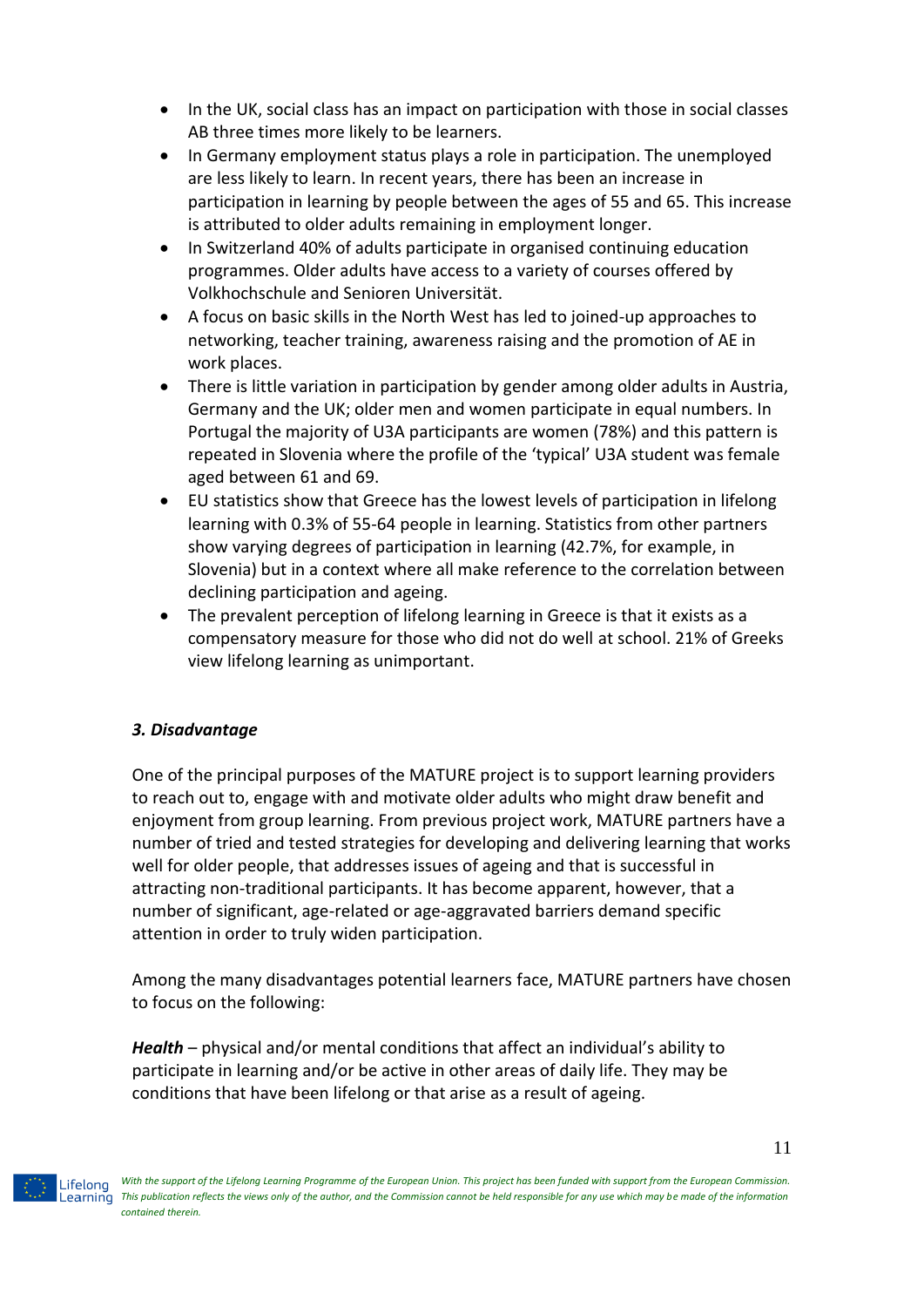- In the UK, social class has an impact on participation with those in social classes AB three times more likely to be learners.
- In Germany employment status plays a role in participation. The unemployed are less likely to learn. In recent years, there has been an increase in participation in learning by people between the ages of 55 and 65. This increase is attributed to older adults remaining in employment longer.
- In Switzerland 40% of adults participate in organised continuing education programmes. Older adults have access to a variety of courses offered by Volkhochschule and Senioren Universität.
- A focus on basic skills in the North West has led to joined-up approaches to networking, teacher training, awareness raising and the promotion of AE in work places.
- There is little variation in participation by gender among older adults in Austria, Germany and the UK; older men and women participate in equal numbers. In Portugal the majority of U3A participants are women (78%) and this pattern is repeated in Slovenia where the profile of the 'typical' U3A student was female aged between 61 and 69.
- EU statistics show that Greece has the lowest levels of participation in lifelong learning with 0.3% of 55-64 people in learning. Statistics from other partners show varying degrees of participation in learning (42.7%, for example, in Slovenia) but in a context where all make reference to the correlation between declining participation and ageing.
- The prevalent perception of lifelong learning in Greece is that it exists as a compensatory measure for those who did not do well at school. 21% of Greeks view lifelong learning as unimportant.

### *3. Disadvantage*

One of the principal purposes of the MATURE project is to support learning providers to reach out to, engage with and motivate older adults who might draw benefit and enjoyment from group learning. From previous project work, MATURE partners have a number of tried and tested strategies for developing and delivering learning that works well for older people, that addresses issues of ageing and that is successful in attracting non-traditional participants. It has become apparent, however, that a number of significant, age-related or age-aggravated barriers demand specific attention in order to truly widen participation.

Among the many disadvantages potential learners face, MATURE partners have chosen to focus on the following:

***Health*** – physical and/or mental conditions that affect an individual's ability to participate in learning and/or be active in other areas of daily life. They may be conditions that have been lifelong or that arise as a result of ageing.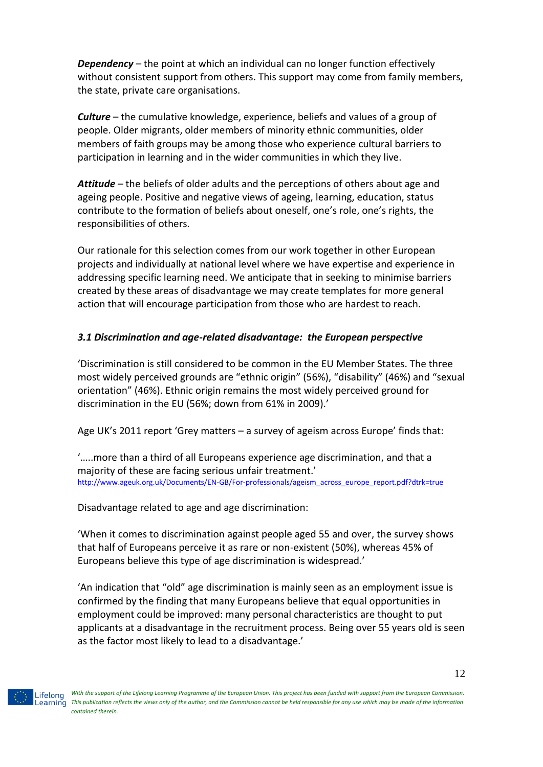***Dependency*** – the point at which an individual can no longer function effectively without consistent support from others. This support may come from family members, the state, private care organisations.

***Culture*** – the cumulative knowledge, experience, beliefs and values of a group of people. Older migrants, older members of minority ethnic communities, older members of faith groups may be among those who experience cultural barriers to participation in learning and in the wider communities in which they live.

***Attitude*** – the beliefs of older adults and the perceptions of others about age and ageing people. Positive and negative views of ageing, learning, education, status contribute to the formation of beliefs about oneself, one's role, one's rights, the responsibilities of others.

Our rationale for this selection comes from our work together in other European projects and individually at national level where we have expertise and experience in addressing specific learning need. We anticipate that in seeking to minimise barriers created by these areas of disadvantage we may create templates for more general action that will encourage participation from those who are hardest to reach.

### *3.1 Discrimination and age-related disadvantage: the European perspective*

'Discrimination is still considered to be common in the EU Member States. The three most widely perceived grounds are "ethnic origin" (56%), "disability" (46%) and "sexual orientation" (46%). Ethnic origin remains the most widely perceived ground for discrimination in the EU (56%; down from 61% in 2009).'

Age UK's 2011 report 'Grey matters – a survey of ageism across Europe' finds that:

'…..more than a third of all Europeans experience age discrimination, and that a majority of these are facing serious unfair treatment.'
http://www.ageuk.org.uk/Documents/EN-GB/For-professionals/ageism_across_europe_report.pdf?dtrk=true

Disadvantage related to age and age discrimination:

'When it comes to discrimination against people aged 55 and over, the survey shows that half of Europeans perceive it as rare or non-existent (50%), whereas 45% of Europeans believe this type of age discrimination is widespread.'

'An indication that "old" age discrimination is mainly seen as an employment issue is confirmed by the finding that many Europeans believe that equal opportunities in employment could be improved: many personal characteristics are thought to put applicants at a disadvantage in the recruitment process. Being over 55 years old is seen as the factor most likely to lead to a disadvantage.'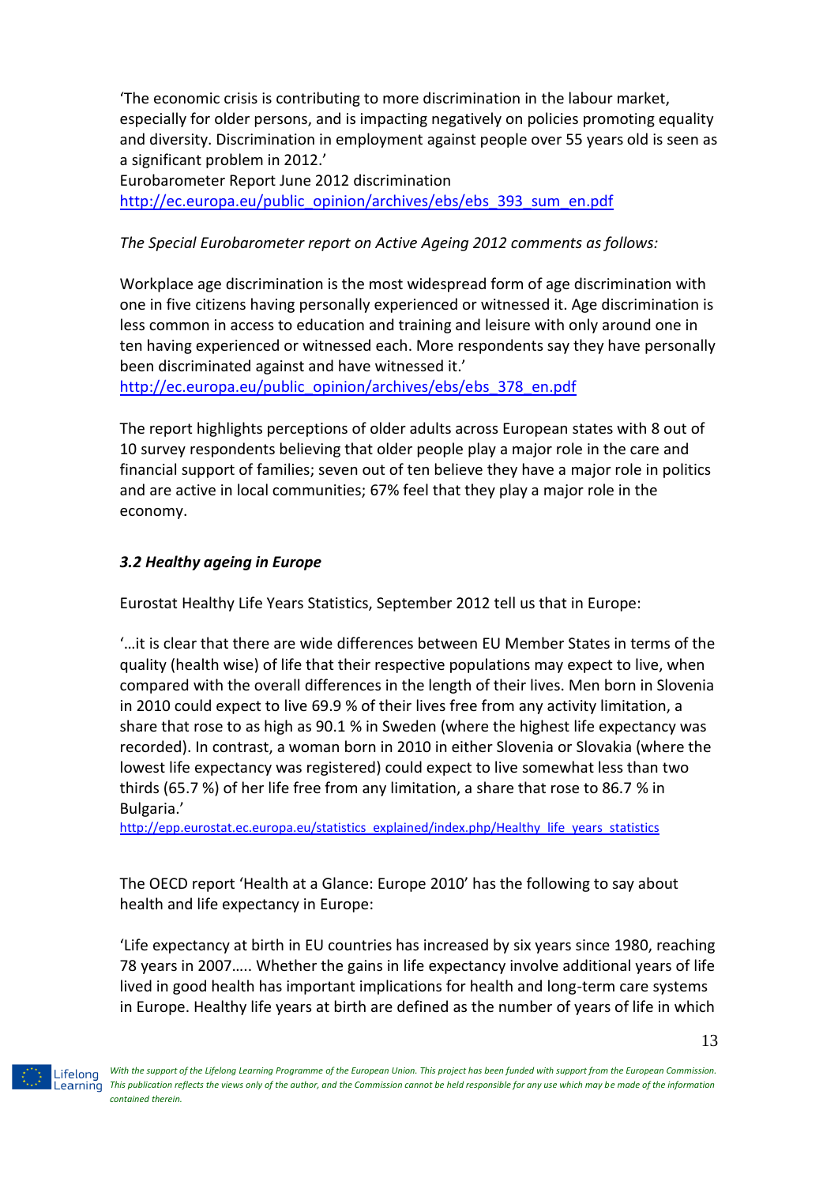'The economic crisis is contributing to more discrimination in the labour market, especially for older persons, and is impacting negatively on policies promoting equality and diversity. Discrimination in employment against people over 55 years old is seen as a significant problem in 2012.'
Eurobarometer Report June 2012 discrimination
http://ec.europa.eu/public_opinion/archives/ebs/ebs_393_sum_en.pdf

*The Special Eurobarometer report on Active Ageing 2012 comments as follows:*

Workplace age discrimination is the most widespread form of age discrimination with one in five citizens having personally experienced or witnessed it. Age discrimination is less common in access to education and training and leisure with only around one in ten having experienced or witnessed each. More respondents say they have personally been discriminated against and have witnessed it.'
http://ec.europa.eu/public_opinion/archives/ebs/ebs_378_en.pdf

The report highlights perceptions of older adults across European states with 8 out of 10 survey respondents believing that older people play a major role in the care and financial support of families; seven out of ten believe they have a major role in politics and are active in local communities; 67% feel that they play a major role in the economy.

### *3.2 Healthy ageing in Europe*

Eurostat Healthy Life Years Statistics, September 2012 tell us that in Europe:

'…it is clear that there are wide differences between EU Member States in terms of the quality (health wise) of life that their respective populations may expect to live, when compared with the overall differences in the length of their lives. Men born in Slovenia in 2010 could expect to live 69.9 % of their lives free from any activity limitation, a share that rose to as high as 90.1 % in Sweden (where the highest life expectancy was recorded). In contrast, a woman born in 2010 in either Slovenia or Slovakia (where the lowest life expectancy was registered) could expect to live somewhat less than two thirds (65.7 %) of her life free from any limitation, a share that rose to 86.7 % in Bulgaria.'
http://epp.eurostat.ec.europa.eu/statistics_explained/index.php/Healthy_life_years_statistics

The OECD report 'Health at a Glance: Europe 2010' has the following to say about health and life expectancy in Europe:

'Life expectancy at birth in EU countries has increased by six years since 1980, reaching 78 years in 2007….. Whether the gains in life expectancy involve additional years of life lived in good health has important implications for health and long-term care systems in Europe. Healthy life years at birth are defined as the number of years of life in which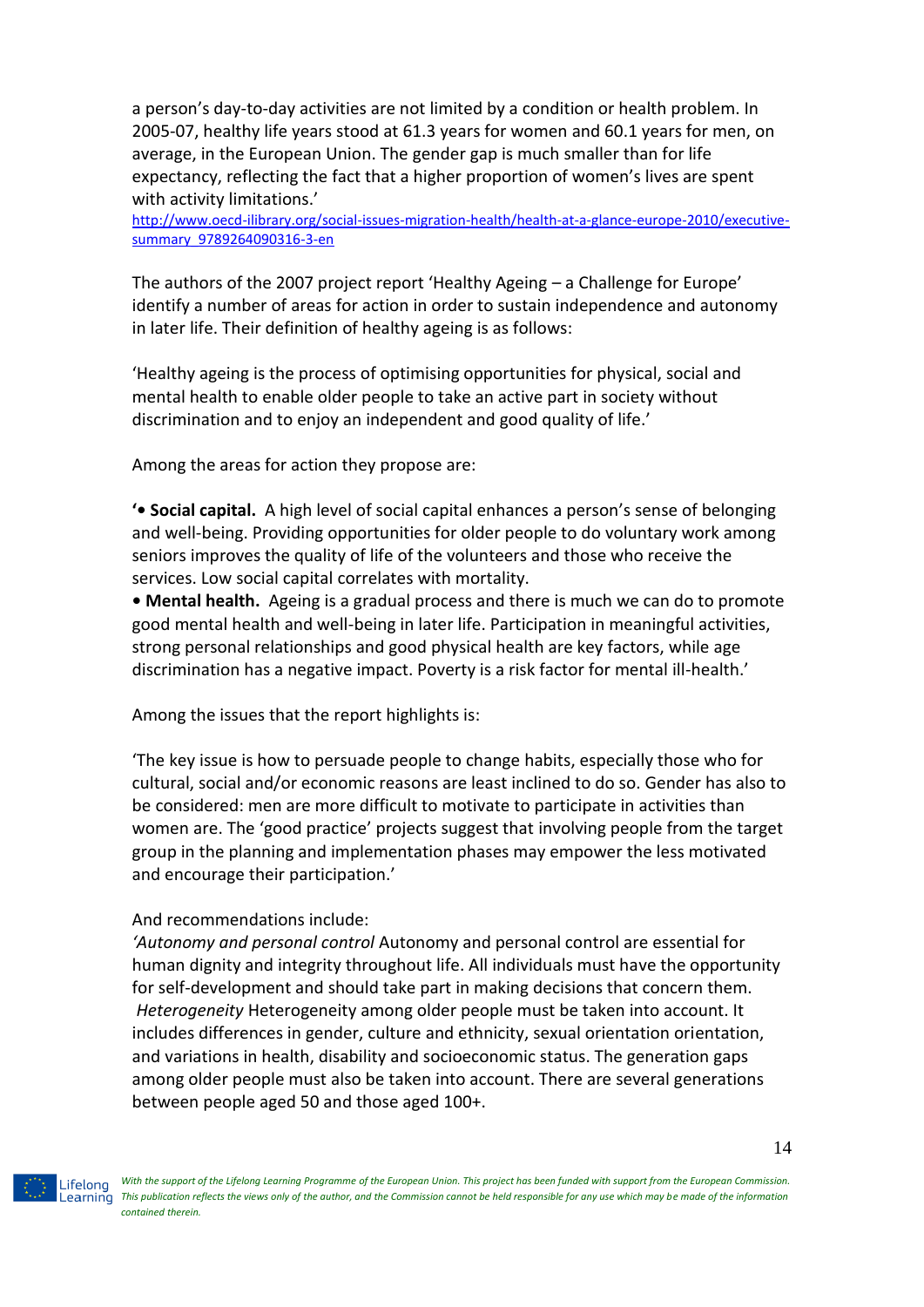a person's day-to-day activities are not limited by a condition or health problem. In 2005-07, healthy life years stood at 61.3 years for women and 60.1 years for men, on average, in the European Union. The gender gap is much smaller than for life expectancy, reflecting the fact that a higher proportion of women's lives are spent with activity limitations.'
http://www.oecd-ilibrary.org/social-issues-migration-health/health-at-a-glance-europe-2010/executive-summary_9789264090316-3-en

The authors of the 2007 project report 'Healthy Ageing – a Challenge for Europe' identify a number of areas for action in order to sustain independence and autonomy in later life. Their definition of healthy ageing is as follows:

'Healthy ageing is the process of optimising opportunities for physical, social and mental health to enable older people to take an active part in society without discrimination and to enjoy an independent and good quality of life.'

Among the areas for action they propose are:

**'• Social capital.** A high level of social capital enhances a person's sense of belonging and well-being. Providing opportunities for older people to do voluntary work among seniors improves the quality of life of the volunteers and those who receive the services. Low social capital correlates with mortality.
**• Mental health.** Ageing is a gradual process and there is much we can do to promote good mental health and well-being in later life. Participation in meaningful activities, strong personal relationships and good physical health are key factors, while age discrimination has a negative impact. Poverty is a risk factor for mental ill-health.'

Among the issues that the report highlights is:

'The key issue is how to persuade people to change habits, especially those who for cultural, social and/or economic reasons are least inclined to do so. Gender has also to be considered: men are more difficult to motivate to participate in activities than women are. The 'good practice' projects suggest that involving people from the target group in the planning and implementation phases may empower the less motivated and encourage their participation.'

And recommendations include:
*'Autonomy and personal control* Autonomy and personal control are essential for human dignity and integrity throughout life. All individuals must have the opportunity for self-development and should take part in making decisions that concern them.
*Heterogeneity* Heterogeneity among older people must be taken into account. It includes differences in gender, culture and ethnicity, sexual orientation orientation, and variations in health, disability and socioeconomic status. The generation gaps among older people must also be taken into account. There are several generations between people aged 50 and those aged 100+.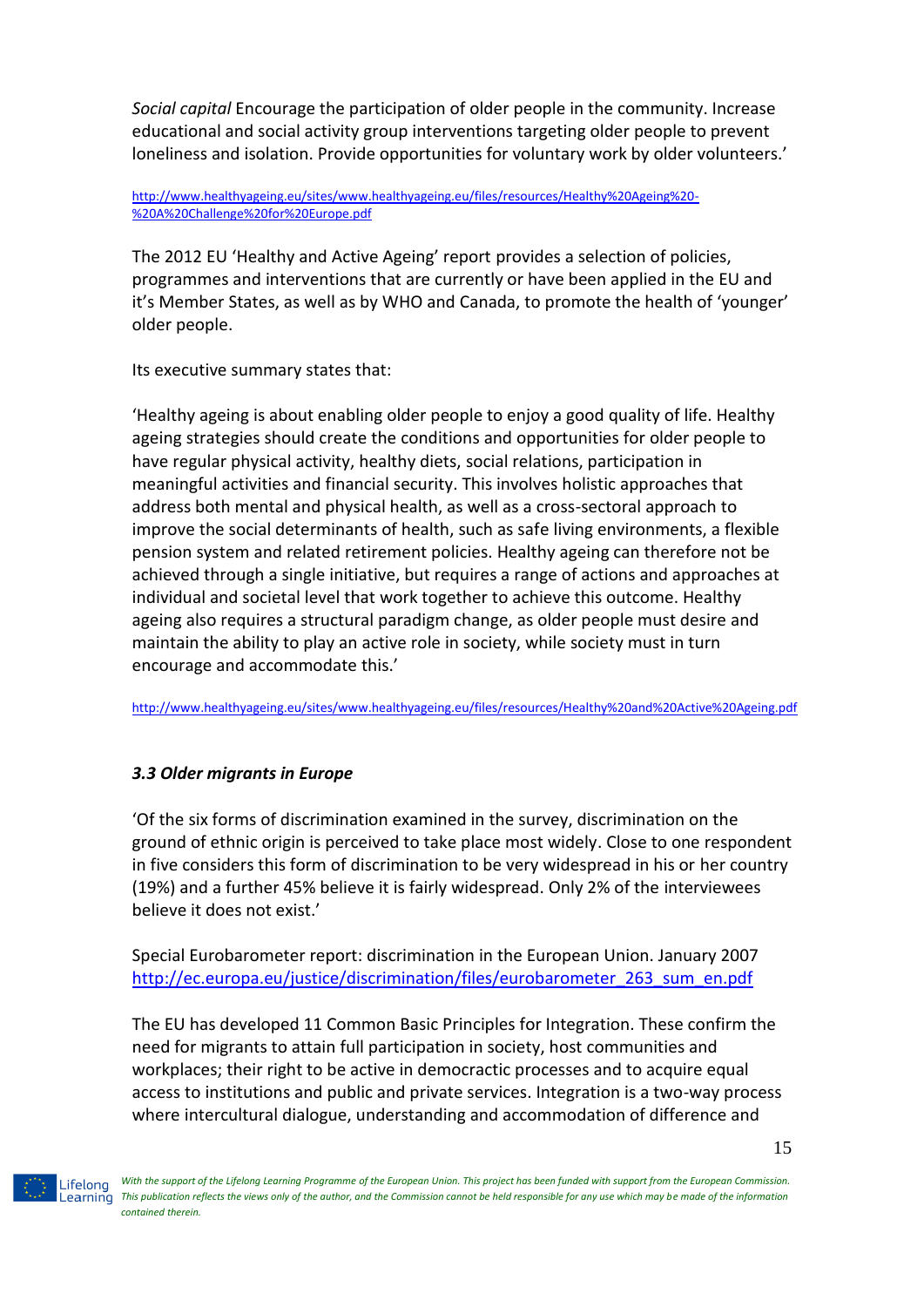*Social capital* Encourage the participation of older people in the community. Increase educational and social activity group interventions targeting older people to prevent loneliness and isolation. Provide opportunities for voluntary work by older volunteers.'

http://www.healthyageing.eu/sites/www.healthyageing.eu/files/resources/Healthy%20Ageing%20-%20A%20Challenge%20for%20Europe.pdf

The 2012 EU 'Healthy and Active Ageing' report provides a selection of policies, programmes and interventions that are currently or have been applied in the EU and it's Member States, as well as by WHO and Canada, to promote the health of 'younger' older people.

Its executive summary states that:

'Healthy ageing is about enabling older people to enjoy a good quality of life. Healthy ageing strategies should create the conditions and opportunities for older people to have regular physical activity, healthy diets, social relations, participation in meaningful activities and financial security. This involves holistic approaches that address both mental and physical health, as well as a cross-sectoral approach to improve the social determinants of health, such as safe living environments, a flexible pension system and related retirement policies. Healthy ageing can therefore not be achieved through a single initiative, but requires a range of actions and approaches at individual and societal level that work together to achieve this outcome. Healthy ageing also requires a structural paradigm change, as older people must desire and maintain the ability to play an active role in society, while society must in turn encourage and accommodate this.'

http://www.healthyageing.eu/sites/www.healthyageing.eu/files/resources/Healthy%20and%20Active%20Ageing.pdf

### *3.3 Older migrants in Europe*

'Of the six forms of discrimination examined in the survey, discrimination on the ground of ethnic origin is perceived to take place most widely. Close to one respondent in five considers this form of discrimination to be very widespread in his or her country (19%) and a further 45% believe it is fairly widespread. Only 2% of the interviewees believe it does not exist.'

Special Eurobarometer report: discrimination in the European Union. January 2007
http://ec.europa.eu/justice/discrimination/files/eurobarometer_263_sum_en.pdf

The EU has developed 11 Common Basic Principles for Integration. These confirm the need for migrants to attain full participation in society, host communities and workplaces; their right to be active in democractic processes and to acquire equal access to institutions and public and private services. Integration is a two-way process where intercultural dialogue, understanding and accommodation of difference and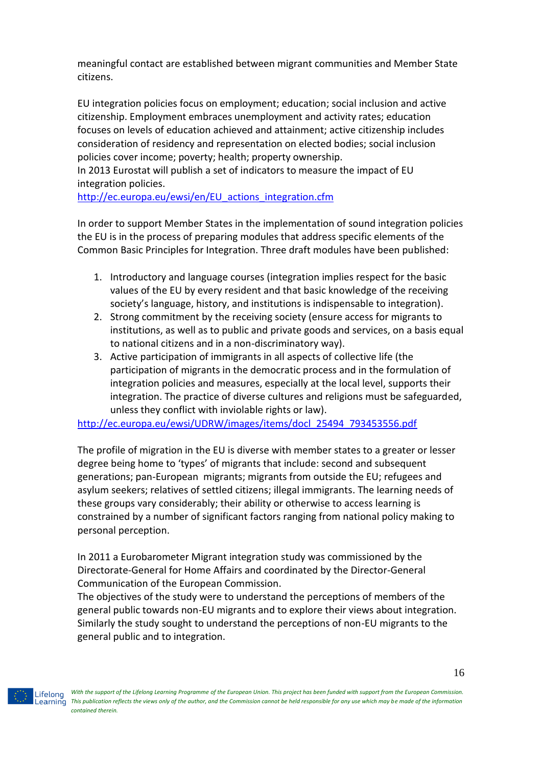meaningful contact are established between migrant communities and Member State citizens.

EU integration policies focus on employment; education; social inclusion and active citizenship. Employment embraces unemployment and activity rates; education focuses on levels of education achieved and attainment; active citizenship includes consideration of residency and representation on elected bodies; social inclusion policies cover income; poverty; health; property ownership.
In 2013 Eurostat will publish a set of indicators to measure the impact of EU integration policies.
http://ec.europa.eu/ewsi/en/EU_actions_integration.cfm

In order to support Member States in the implementation of sound integration policies the EU is in the process of preparing modules that address specific elements of the Common Basic Principles for Integration. Three draft modules have been published:

1. Introductory and language courses (integration implies respect for the basic values of the EU by every resident and that basic knowledge of the receiving society's language, history, and institutions is indispensable to integration).
2. Strong commitment by the receiving society (ensure access for migrants to institutions, as well as to public and private goods and services, on a basis equal to national citizens and in a non-discriminatory way).
3. Active participation of immigrants in all aspects of collective life (the participation of migrants in the democratic process and in the formulation of integration policies and measures, especially at the local level, supports their integration. The practice of diverse cultures and religions must be safeguarded, unless they conflict with inviolable rights or law).

http://ec.europa.eu/ewsi/UDRW/images/items/docl_25494_793453556.pdf

The profile of migration in the EU is diverse with member states to a greater or lesser degree being home to 'types' of migrants that include: second and subsequent generations; pan-European migrants; migrants from outside the EU; refugees and asylum seekers; relatives of settled citizens; illegal immigrants. The learning needs of these groups vary considerably; their ability or otherwise to access learning is constrained by a number of significant factors ranging from national policy making to personal perception.

In 2011 a Eurobarometer Migrant integration study was commissioned by the Directorate-General for Home Affairs and coordinated by the Director-General Communication of the European Commission.
The objectives of the study were to understand the perceptions of members of the general public towards non-EU migrants and to explore their views about integration. Similarly the study sought to understand the perceptions of non-EU migrants to the general public and to integration.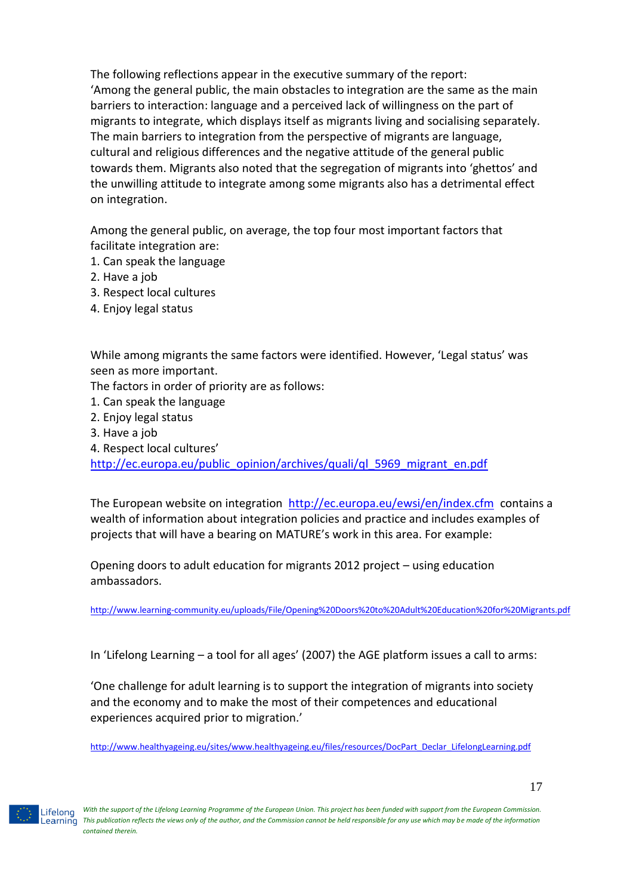The following reflections appear in the executive summary of the report:
'Among the general public, the main obstacles to integration are the same as the main barriers to interaction: language and a perceived lack of willingness on the part of migrants to integrate, which displays itself as migrants living and socialising separately. The main barriers to integration from the perspective of migrants are language, cultural and religious differences and the negative attitude of the general public towards them. Migrants also noted that the segregation of migrants into 'ghettos' and the unwilling attitude to integrate among some migrants also has a detrimental effect on integration.

Among the general public, on average, the top four most important factors that facilitate integration are:
1. Can speak the language
2. Have a job
3. Respect local cultures
4. Enjoy legal status

While among migrants the same factors were identified. However, 'Legal status' was seen as more important.
The factors in order of priority are as follows:
1. Can speak the language
2. Enjoy legal status
3. Have a job
4. Respect local cultures'

http://ec.europa.eu/public_opinion/archives/quali/ql_5969_migrant_en.pdf

The European website on integration http://ec.europa.eu/ewsi/en/index.cfm contains a wealth of information about integration policies and practice and includes examples of projects that will have a bearing on MATURE's work in this area. For example:

Opening doors to adult education for migrants 2012 project – using education ambassadors.

http://www.learning-community.eu/uploads/File/Opening%20Doors%20to%20Adult%20Education%20for%20Migrants.pdf

In 'Lifelong Learning – a tool for all ages' (2007) the AGE platform issues a call to arms:

'One challenge for adult learning is to support the integration of migrants into society and the economy and to make the most of their competences and educational experiences acquired prior to migration.'

http://www.healthyageing.eu/sites/www.healthyageing.eu/files/resources/DocPart_Declar_LifelongLearning.pdf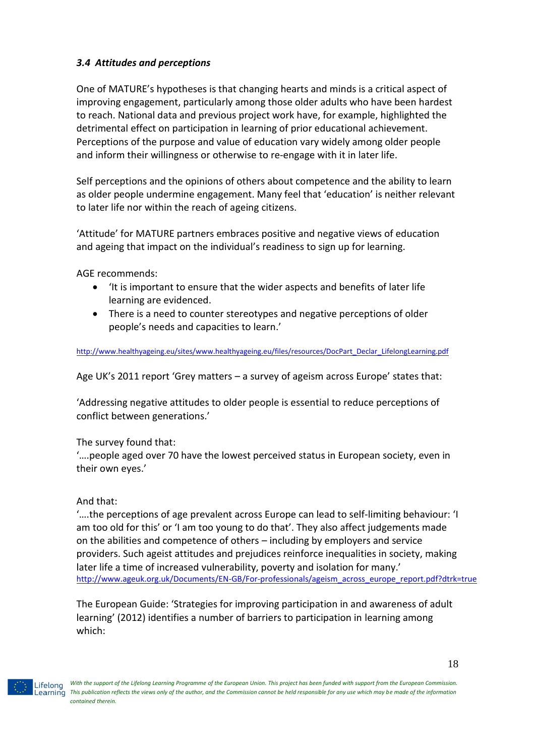### *3.4 Attitudes and perceptions*

One of MATURE's hypotheses is that changing hearts and minds is a critical aspect of improving engagement, particularly among those older adults who have been hardest to reach. National data and previous project work have, for example, highlighted the detrimental effect on participation in learning of prior educational achievement. Perceptions of the purpose and value of education vary widely among older people and inform their willingness or otherwise to re-engage with it in later life.

Self perceptions and the opinions of others about competence and the ability to learn as older people undermine engagement. Many feel that 'education' is neither relevant to later life nor within the reach of ageing citizens.

'Attitude' for MATURE partners embraces positive and negative views of education and ageing that impact on the individual's readiness to sign up for learning.

AGE recommends:

- 'It is important to ensure that the wider aspects and benefits of later life learning are evidenced.
- There is a need to counter stereotypes and negative perceptions of older people's needs and capacities to learn.'

http://www.healthyageing.eu/sites/www.healthyageing.eu/files/resources/DocPart_Declar_LifelongLearning.pdf

Age UK's 2011 report 'Grey matters – a survey of ageism across Europe' states that:

'Addressing negative attitudes to older people is essential to reduce perceptions of conflict between generations.'

The survey found that:
'….people aged over 70 have the lowest perceived status in European society, even in their own eyes.'

And that:
'….the perceptions of age prevalent across Europe can lead to self-limiting behaviour: 'I am too old for this' or 'I am too young to do that'. They also affect judgements made on the abilities and competence of others – including by employers and service providers. Such ageist attitudes and prejudices reinforce inequalities in society, making later life a time of increased vulnerability, poverty and isolation for many.'
http://www.ageuk.org.uk/Documents/EN-GB/For-professionals/ageism_across_europe_report.pdf?dtrk=true

The European Guide: 'Strategies for improving participation in and awareness of adult learning' (2012) identifies a number of barriers to participation in learning among which: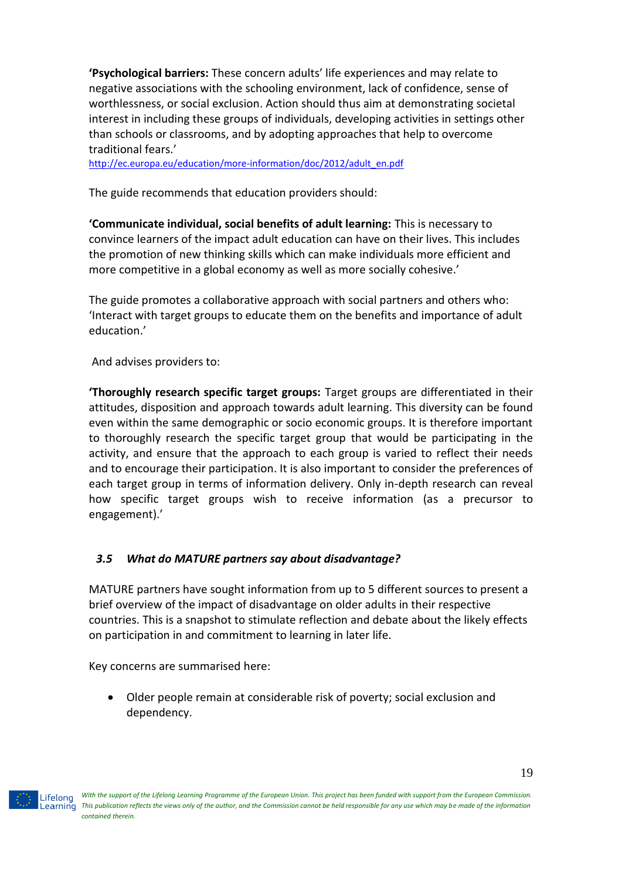**'Psychological barriers:** These concern adults' life experiences and may relate to negative associations with the schooling environment, lack of confidence, sense of worthlessness, or social exclusion. Action should thus aim at demonstrating societal interest in including these groups of individuals, developing activities in settings other than schools or classrooms, and by adopting approaches that help to overcome traditional fears.'
http://ec.europa.eu/education/more-information/doc/2012/adult_en.pdf

The guide recommends that education providers should:

**'Communicate individual, social benefits of adult learning:** This is necessary to convince learners of the impact adult education can have on their lives. This includes the promotion of new thinking skills which can make individuals more efficient and more competitive in a global economy as well as more socially cohesive.'

The guide promotes a collaborative approach with social partners and others who: 'Interact with target groups to educate them on the benefits and importance of adult education.'

And advises providers to:

**'Thoroughly research specific target groups:** Target groups are differentiated in their attitudes, disposition and approach towards adult learning. This diversity can be found even within the same demographic or socio economic groups. It is therefore important to thoroughly research the specific target group that would be participating in the activity, and ensure that the approach to each group is varied to reflect their needs and to encourage their participation. It is also important to consider the preferences of each target group in terms of information delivery. Only in-depth research can reveal how specific target groups wish to receive information (as a precursor to engagement).'

### *3.5 What do MATURE partners say about disadvantage?*

MATURE partners have sought information from up to 5 different sources to present a brief overview of the impact of disadvantage on older adults in their respective countries. This is a snapshot to stimulate reflection and debate about the likely effects on participation in and commitment to learning in later life.

Key concerns are summarised here:

- Older people remain at considerable risk of poverty; social exclusion and dependency.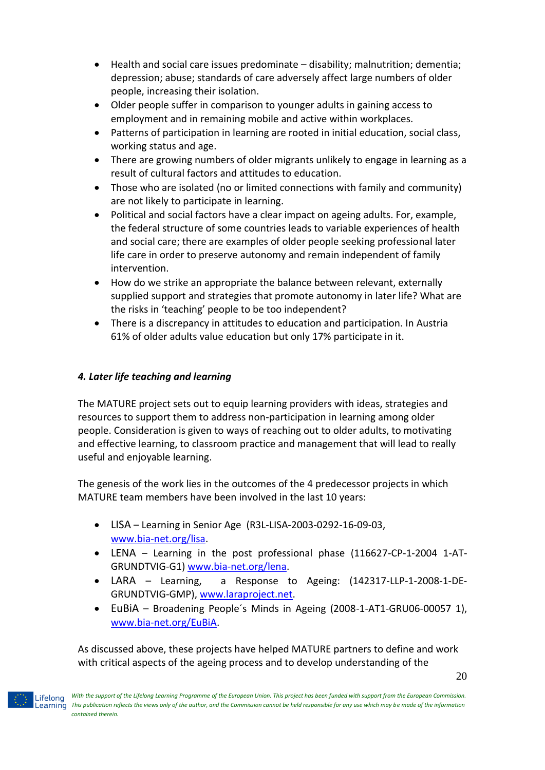- Health and social care issues predominate – disability; malnutrition; dementia; depression; abuse; standards of care adversely affect large numbers of older people, increasing their isolation.
- Older people suffer in comparison to younger adults in gaining access to employment and in remaining mobile and active within workplaces.
- Patterns of participation in learning are rooted in initial education, social class, working status and age.
- There are growing numbers of older migrants unlikely to engage in learning as a result of cultural factors and attitudes to education.
- Those who are isolated (no or limited connections with family and community) are not likely to participate in learning.
- Political and social factors have a clear impact on ageing adults. For, example, the federal structure of some countries leads to variable experiences of health and social care; there are examples of older people seeking professional later life care in order to preserve autonomy and remain independent of family intervention.
- How do we strike an appropriate the balance between relevant, externally supplied support and strategies that promote autonomy in later life? What are the risks in 'teaching' people to be too independent?
- There is a discrepancy in attitudes to education and participation. In Austria 61% of older adults value education but only 17% participate in it.

### *4. Later life teaching and learning*

The MATURE project sets out to equip learning providers with ideas, strategies and resources to support them to address non-participation in learning among older people. Consideration is given to ways of reaching out to older adults, to motivating and effective learning, to classroom practice and management that will lead to really useful and enjoyable learning.

The genesis of the work lies in the outcomes of the 4 predecessor projects in which MATURE team members have been involved in the last 10 years:

- LISA – Learning in Senior Age (R3L-LISA-2003-0292-16-09-03, www.bia-net.org/lisa.
- LENA – Learning in the post professional phase (116627-CP-1-2004 1-AT-GRUNDTVIG-G1) www.bia-net.org/lena.
- LARA – Learning, a Response to Ageing: (142317-LLP-1-2008-1-DE-GRUNDTVIG-GMP), www.laraproject.net.
- EuBiA – Broadening People´s Minds in Ageing (2008-1-AT1-GRU06-00057 1), www.bia-net.org/EuBiA.

As discussed above, these projects have helped MATURE partners to define and work with critical aspects of the ageing process and to develop understanding of the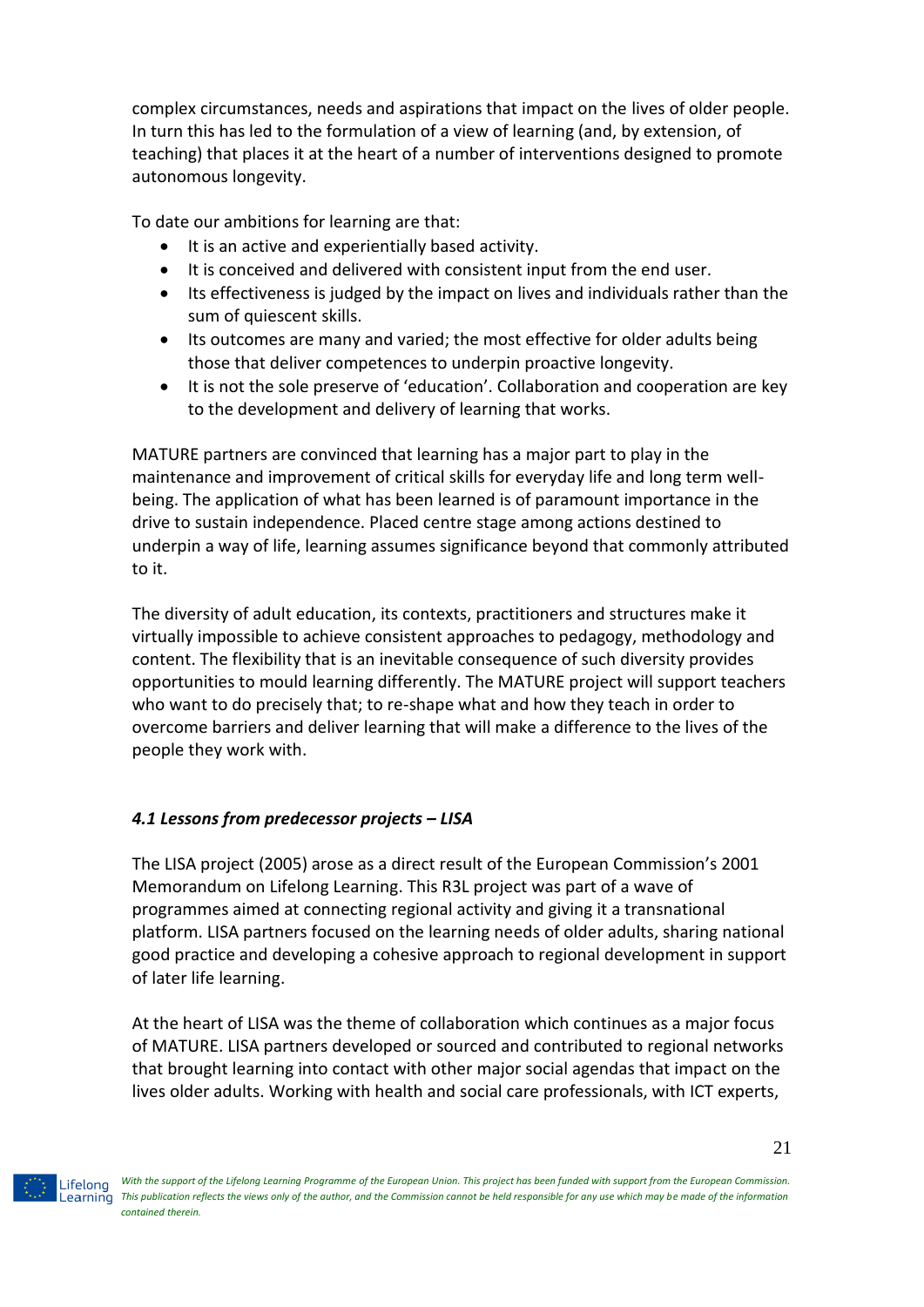complex circumstances, needs and aspirations that impact on the lives of older people. In turn this has led to the formulation of a view of learning (and, by extension, of teaching) that places it at the heart of a number of interventions designed to promote autonomous longevity.

To date our ambitions for learning are that:

- It is an active and experientially based activity.
- It is conceived and delivered with consistent input from the end user.
- Its effectiveness is judged by the impact on lives and individuals rather than the sum of quiescent skills.
- Its outcomes are many and varied; the most effective for older adults being those that deliver competences to underpin proactive longevity.
- It is not the sole preserve of 'education'. Collaboration and cooperation are key to the development and delivery of learning that works.

MATURE partners are convinced that learning has a major part to play in the maintenance and improvement of critical skills for everyday life and long term well-being. The application of what has been learned is of paramount importance in the drive to sustain independence. Placed centre stage among actions destined to underpin a way of life, learning assumes significance beyond that commonly attributed to it.

The diversity of adult education, its contexts, practitioners and structures make it virtually impossible to achieve consistent approaches to pedagogy, methodology and content. The flexibility that is an inevitable consequence of such diversity provides opportunities to mould learning differently. The MATURE project will support teachers who want to do precisely that; to re-shape what and how they teach in order to overcome barriers and deliver learning that will make a difference to the lives of the people they work with.

### *4.1 Lessons from predecessor projects – LISA*

The LISA project (2005) arose as a direct result of the European Commission's 2001 Memorandum on Lifelong Learning. This R3L project was part of a wave of programmes aimed at connecting regional activity and giving it a transnational platform. LISA partners focused on the learning needs of older adults, sharing national good practice and developing a cohesive approach to regional development in support of later life learning.

At the heart of LISA was the theme of collaboration which continues as a major focus of MATURE. LISA partners developed or sourced and contributed to regional networks that brought learning into contact with other major social agendas that impact on the lives older adults. Working with health and social care professionals, with ICT experts,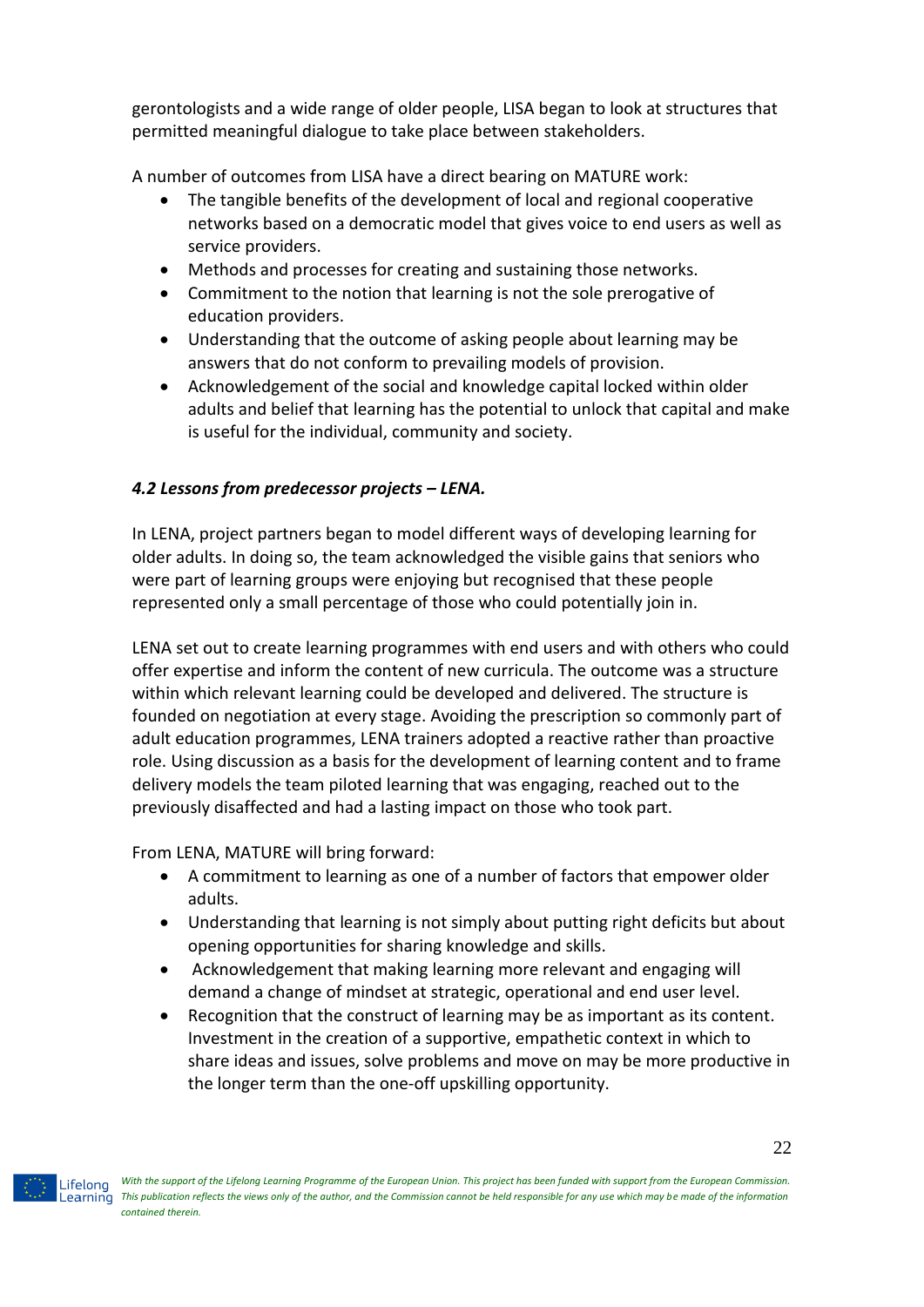gerontologists and a wide range of older people, LISA began to look at structures that permitted meaningful dialogue to take place between stakeholders.

A number of outcomes from LISA have a direct bearing on MATURE work:

- The tangible benefits of the development of local and regional cooperative networks based on a democratic model that gives voice to end users as well as service providers.
- Methods and processes for creating and sustaining those networks.
- Commitment to the notion that learning is not the sole prerogative of education providers.
- Understanding that the outcome of asking people about learning may be answers that do not conform to prevailing models of provision.
- Acknowledgement of the social and knowledge capital locked within older adults and belief that learning has the potential to unlock that capital and make is useful for the individual, community and society.

### *4.2 Lessons from predecessor projects – LENA.*

In LENA, project partners began to model different ways of developing learning for older adults. In doing so, the team acknowledged the visible gains that seniors who were part of learning groups were enjoying but recognised that these people represented only a small percentage of those who could potentially join in.

LENA set out to create learning programmes with end users and with others who could offer expertise and inform the content of new curricula. The outcome was a structure within which relevant learning could be developed and delivered. The structure is founded on negotiation at every stage. Avoiding the prescription so commonly part of adult education programmes, LENA trainers adopted a reactive rather than proactive role. Using discussion as a basis for the development of learning content and to frame delivery models the team piloted learning that was engaging, reached out to the previously disaffected and had a lasting impact on those who took part.

From LENA, MATURE will bring forward:

- A commitment to learning as one of a number of factors that empower older adults.
- Understanding that learning is not simply about putting right deficits but about opening opportunities for sharing knowledge and skills.
- Acknowledgement that making learning more relevant and engaging will demand a change of mindset at strategic, operational and end user level.
- Recognition that the construct of learning may be as important as its content. Investment in the creation of a supportive, empathetic context in which to share ideas and issues, solve problems and move on may be more productive in the longer term than the one-off upskilling opportunity.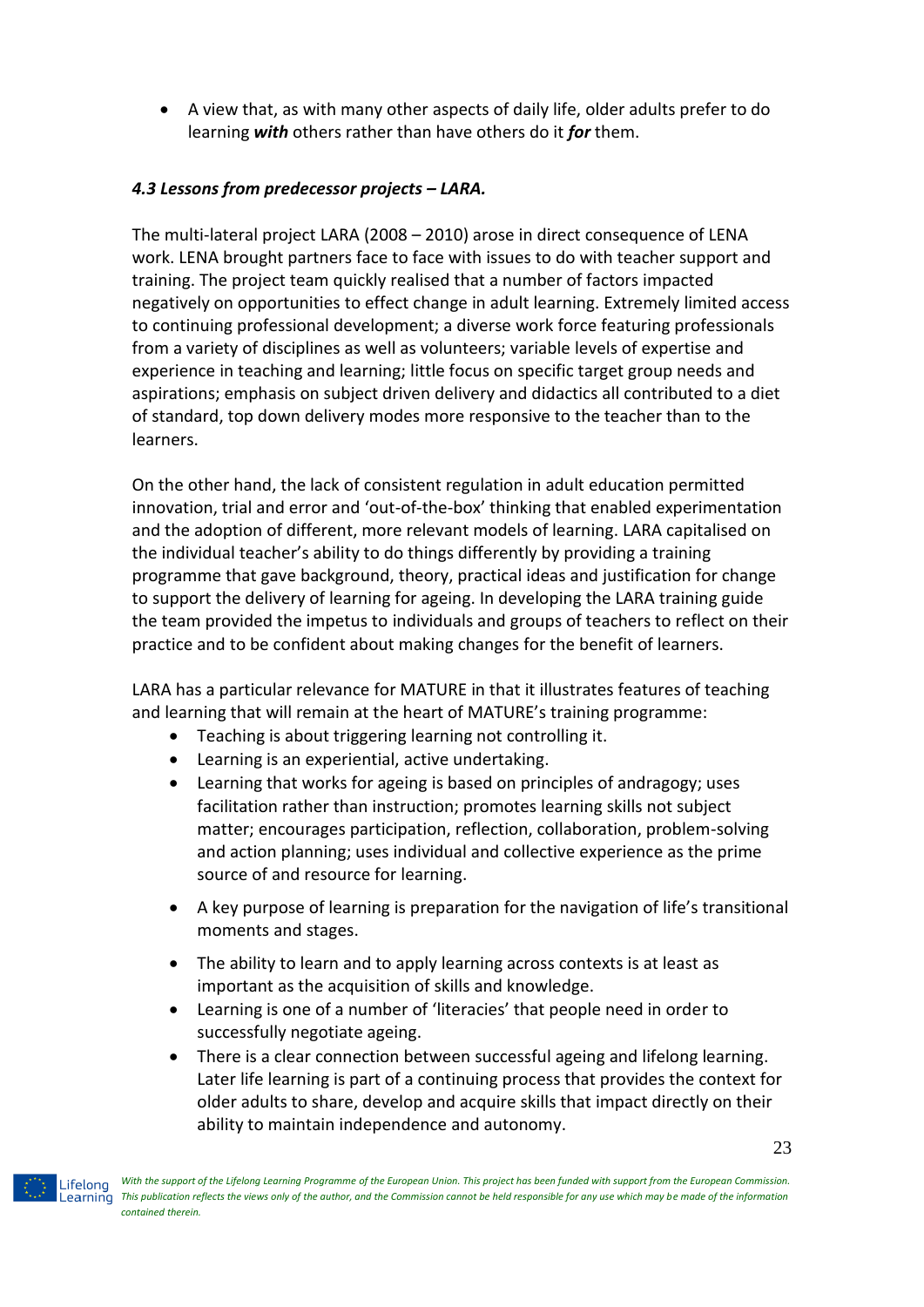- A view that, as with many other aspects of daily life, older adults prefer to do learning ***with*** others rather than have others do it ***for*** them.

#### *4.3 Lessons from predecessor projects – LARA.*

The multi-lateral project LARA (2008 – 2010) arose in direct consequence of LENA work. LENA brought partners face to face with issues to do with teacher support and training. The project team quickly realised that a number of factors impacted negatively on opportunities to effect change in adult learning. Extremely limited access to continuing professional development; a diverse work force featuring professionals from a variety of disciplines as well as volunteers; variable levels of expertise and experience in teaching and learning; little focus on specific target group needs and aspirations; emphasis on subject driven delivery and didactics all contributed to a diet of standard, top down delivery modes more responsive to the teacher than to the learners.

On the other hand, the lack of consistent regulation in adult education permitted innovation, trial and error and 'out-of-the-box' thinking that enabled experimentation and the adoption of different, more relevant models of learning. LARA capitalised on the individual teacher's ability to do things differently by providing a training programme that gave background, theory, practical ideas and justification for change to support the delivery of learning for ageing. In developing the LARA training guide the team provided the impetus to individuals and groups of teachers to reflect on their practice and to be confident about making changes for the benefit of learners.

LARA has a particular relevance for MATURE in that it illustrates features of teaching and learning that will remain at the heart of MATURE's training programme:

- Teaching is about triggering learning not controlling it.
- Learning is an experiential, active undertaking.
- Learning that works for ageing is based on principles of andragogy; uses facilitation rather than instruction; promotes learning skills not subject matter; encourages participation, reflection, collaboration, problem-solving and action planning; uses individual and collective experience as the prime source of and resource for learning.
- A key purpose of learning is preparation for the navigation of life's transitional moments and stages.
- The ability to learn and to apply learning across contexts is at least as important as the acquisition of skills and knowledge.
- Learning is one of a number of 'literacies' that people need in order to successfully negotiate ageing.
- There is a clear connection between successful ageing and lifelong learning. Later life learning is part of a continuing process that provides the context for older adults to share, develop and acquire skills that impact directly on their ability to maintain independence and autonomy.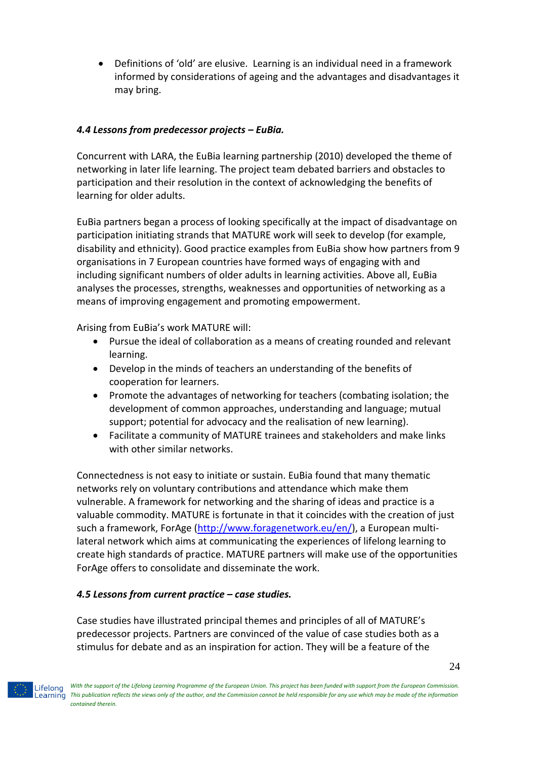- Definitions of 'old' are elusive. Learning is an individual need in a framework informed by considerations of ageing and the advantages and disadvantages it may bring.

### *4.4 Lessons from predecessor projects – EuBia.*

Concurrent with LARA, the EuBia learning partnership (2010) developed the theme of networking in later life learning. The project team debated barriers and obstacles to participation and their resolution in the context of acknowledging the benefits of learning for older adults.

EuBia partners began a process of looking specifically at the impact of disadvantage on participation initiating strands that MATURE work will seek to develop (for example, disability and ethnicity). Good practice examples from EuBia show how partners from 9 organisations in 7 European countries have formed ways of engaging with and including significant numbers of older adults in learning activities. Above all, EuBia analyses the processes, strengths, weaknesses and opportunities of networking as a means of improving engagement and promoting empowerment.

Arising from EuBia's work MATURE will:

- Pursue the ideal of collaboration as a means of creating rounded and relevant learning.
- Develop in the minds of teachers an understanding of the benefits of cooperation for learners.
- Promote the advantages of networking for teachers (combating isolation; the development of common approaches, understanding and language; mutual support; potential for advocacy and the realisation of new learning).
- Facilitate a community of MATURE trainees and stakeholders and make links with other similar networks.

Connectedness is not easy to initiate or sustain. EuBia found that many thematic networks rely on voluntary contributions and attendance which make them vulnerable. A framework for networking and the sharing of ideas and practice is a valuable commodity. MATURE is fortunate in that it coincides with the creation of just such a framework, ForAge (http://www.foragenetwork.eu/en/), a European multi-lateral network which aims at communicating the experiences of lifelong learning to create high standards of practice. MATURE partners will make use of the opportunities ForAge offers to consolidate and disseminate the work.

### *4.5 Lessons from current practice – case studies.*

Case studies have illustrated principal themes and principles of all of MATURE's predecessor projects. Partners are convinced of the value of case studies both as a stimulus for debate and as an inspiration for action. They will be a feature of the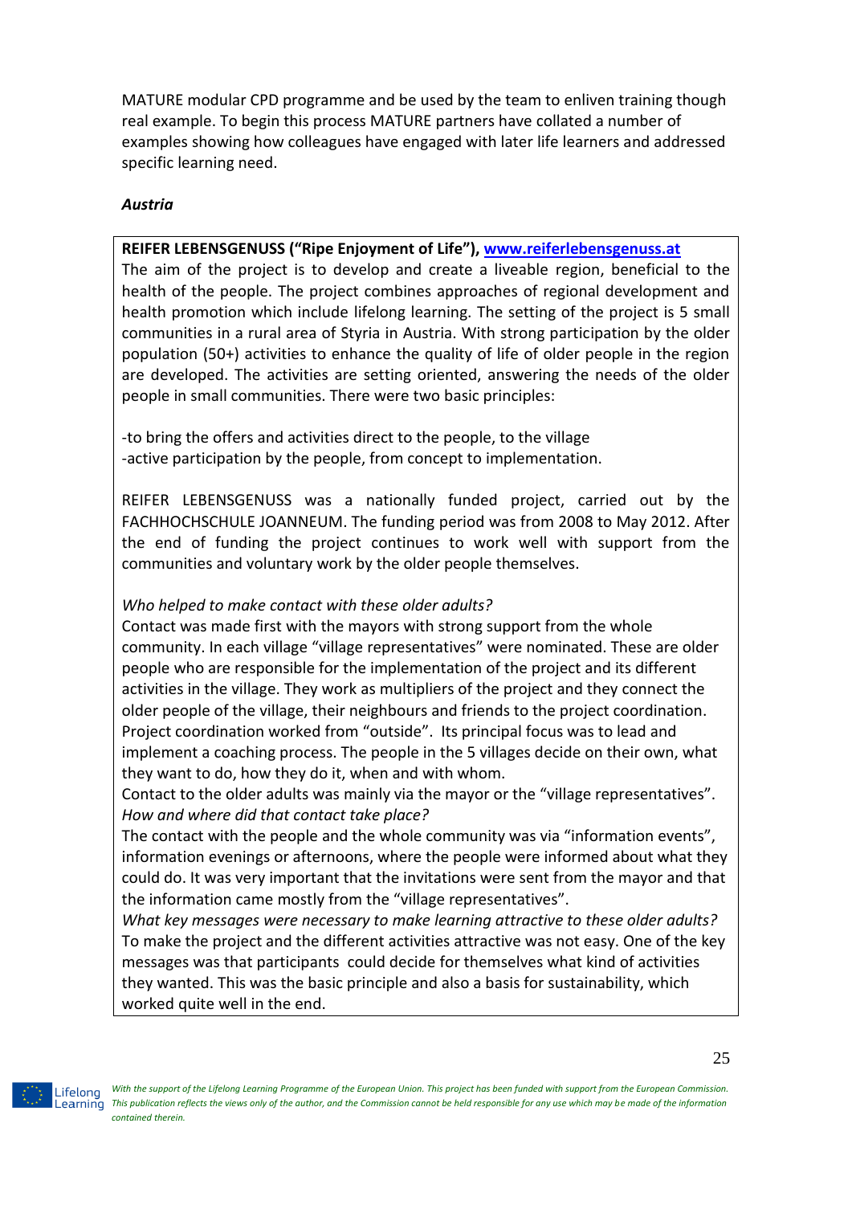MATURE modular CPD programme and be used by the team to enliven training though real example. To begin this process MATURE partners have collated a number of examples showing how colleagues have engaged with later life learners and addressed specific learning need.

***Austria***

**REIFER LEBENSGENUSS ("Ripe Enjoyment of Life"), www.reiferlebensgenuss.at**

The aim of the project is to develop and create a liveable region, beneficial to the health of the people. The project combines approaches of regional development and health promotion which include lifelong learning. The setting of the project is 5 small communities in a rural area of Styria in Austria. With strong participation by the older population (50+) activities to enhance the quality of life of older people in the region are developed. The activities are setting oriented, answering the needs of the older people in small communities. There were two basic principles:

-to bring the offers and activities direct to the people, to the village
-active participation by the people, from concept to implementation.

REIFER LEBENSGENUSS was a nationally funded project, carried out by the FACHHOCHSCHULE JOANNEUM. The funding period was from 2008 to May 2012. After the end of funding the project continues to work well with support from the communities and voluntary work by the older people themselves.

*Who helped to make contact with these older adults?*

Contact was made first with the mayors with strong support from the whole community. In each village "village representatives" were nominated. These are older people who are responsible for the implementation of the project and its different activities in the village. They work as multipliers of the project and they connect the older people of the village, their neighbours and friends to the project coordination. Project coordination worked from "outside". Its principal focus was to lead and implement a coaching process. The people in the 5 villages decide on their own, what they want to do, how they do it, when and with whom.

Contact to the older adults was mainly via the mayor or the "village representatives".

*How and where did that contact take place?*

The contact with the people and the whole community was via "information events", information evenings or afternoons, where the people were informed about what they could do. It was very important that the invitations were sent from the mayor and that the information came mostly from the "village representatives".

*What key messages were necessary to make learning attractive to these older adults?*

To make the project and the different activities attractive was not easy. One of the key messages was that participants could decide for themselves what kind of activities they wanted. This was the basic principle and also a basis for sustainability, which worked quite well in the end.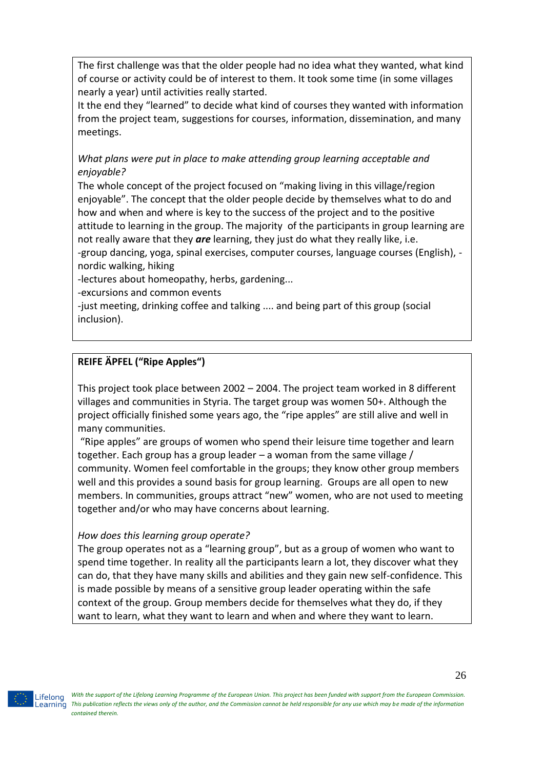The first challenge was that the older people had no idea what they wanted, what kind of course or activity could be of interest to them. It took some time (in some villages nearly a year) until activities really started.
It the end they "learned" to decide what kind of courses they wanted with information from the project team, suggestions for courses, information, dissemination, and many meetings.

*What plans were put in place to make attending group learning acceptable and enjoyable?*
The whole concept of the project focused on "making living in this village/region enjoyable". The concept that the older people decide by themselves what to do and how and when and where is key to the success of the project and to the positive attitude to learning in the group. The majority of the participants in group learning are not really aware that they ***are*** learning, they just do what they really like, i.e.
-group dancing, yoga, spinal exercises, computer courses, language courses (English), -nordic walking, hiking
-lectures about homeopathy, herbs, gardening...
-excursions and common events
-just meeting, drinking coffee and talking .... and being part of this group (social inclusion).

**REIFE ÄPFEL ("Ripe Apples")**

This project took place between 2002 – 2004. The project team worked in 8 different villages and communities in Styria. The target group was women 50+. Although the project officially finished some years ago, the "ripe apples" are still alive and well in many communities.

"Ripe apples" are groups of women who spend their leisure time together and learn together. Each group has a group leader – a woman from the same village / community. Women feel comfortable in the groups; they know other group members well and this provides a sound basis for group learning. Groups are all open to new members. In communities, groups attract "new" women, who are not used to meeting together and/or who may have concerns about learning.

*How does this learning group operate?*
The group operates not as a "learning group", but as a group of women who want to spend time together. In reality all the participants learn a lot, they discover what they can do, that they have many skills and abilities and they gain new self-confidence. This is made possible by means of a sensitive group leader operating within the safe context of the group. Group members decide for themselves what they do, if they want to learn, what they want to learn and when and where they want to learn.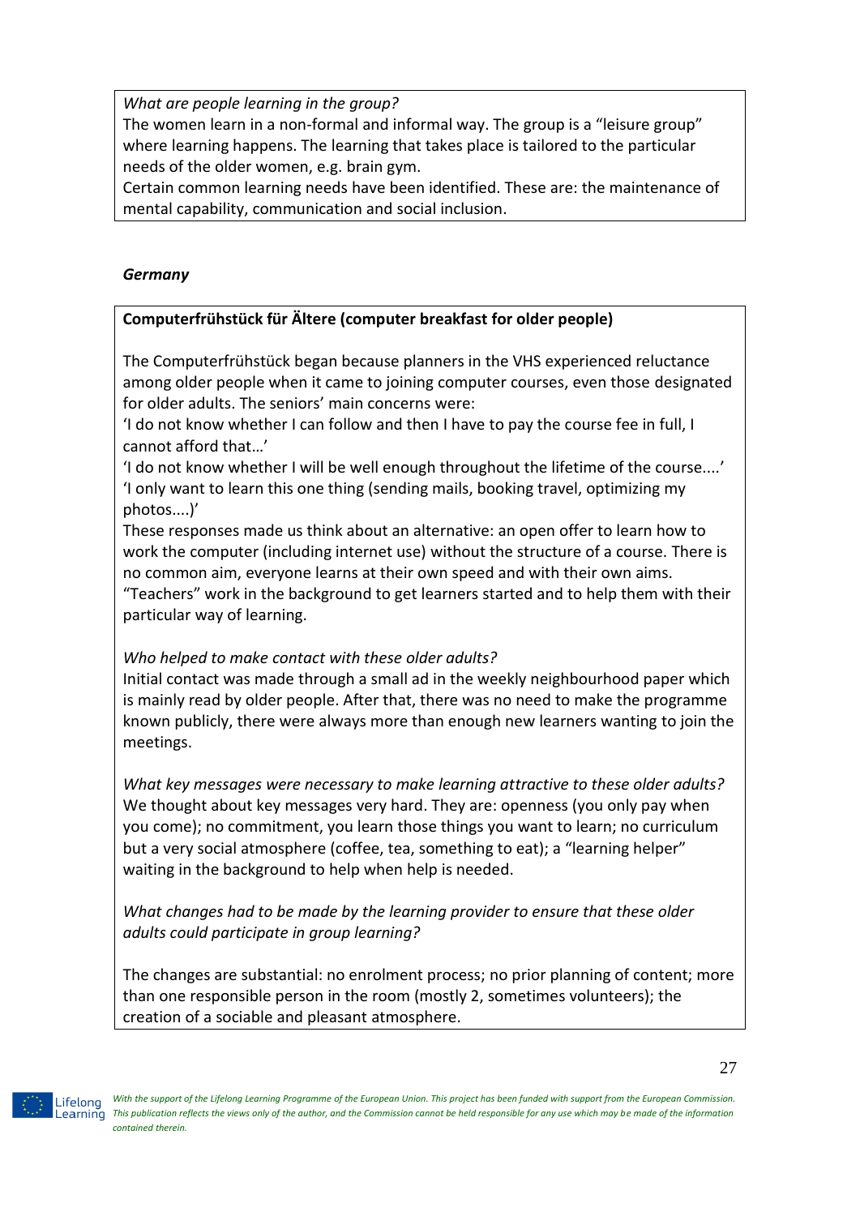*What are people learning in the group?*

The women learn in a non-formal and informal way. The group is a "leisure group" where learning happens. The learning that takes place is tailored to the particular needs of the older women, e.g. brain gym.

Certain common learning needs have been identified. These are: the maintenance of mental capability, communication and social inclusion.

***Germany***

**Computerfrühstück für Ältere (computer breakfast for older people)**

The Computerfrühstück began because planners in the VHS experienced reluctance among older people when it came to joining computer courses, even those designated for older adults. The seniors' main concerns were:

'I do not know whether I can follow and then I have to pay the course fee in full, I cannot afford that…'

'I do not know whether I will be well enough throughout the lifetime of the course....'

'I only want to learn this one thing (sending mails, booking travel, optimizing my photos....)'

These responses made us think about an alternative: an open offer to learn how to work the computer (including internet use) without the structure of a course. There is no common aim, everyone learns at their own speed and with their own aims. "Teachers" work in the background to get learners started and to help them with their particular way of learning.

*Who helped to make contact with these older adults?*

Initial contact was made through a small ad in the weekly neighbourhood paper which is mainly read by older people. After that, there was no need to make the programme known publicly, there were always more than enough new learners wanting to join the meetings.

*What key messages were necessary to make learning attractive to these older adults?*

We thought about key messages very hard. They are: openness (you only pay when you come); no commitment, you learn those things you want to learn; no curriculum but a very social atmosphere (coffee, tea, something to eat); a "learning helper" waiting in the background to help when help is needed.

*What changes had to be made by the learning provider to ensure that these older adults could participate in group learning?*

The changes are substantial: no enrolment process; no prior planning of content; more than one responsible person in the room (mostly 2, sometimes volunteers); the creation of a sociable and pleasant atmosphere.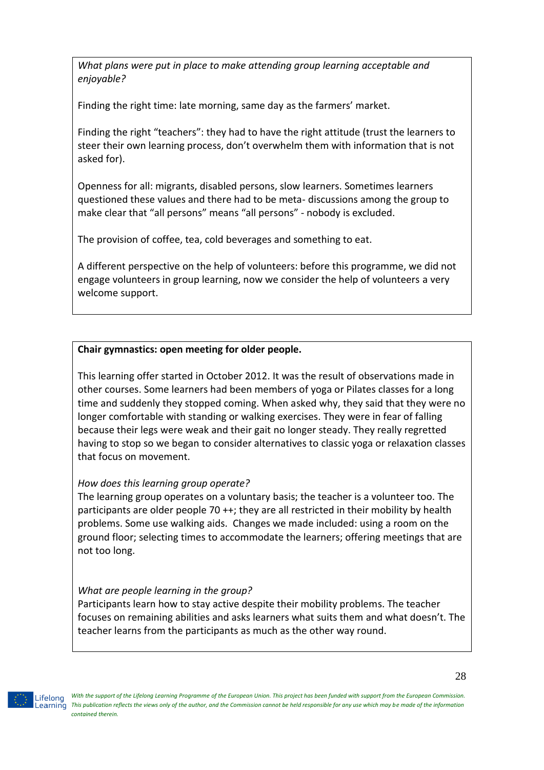*What plans were put in place to make attending group learning acceptable and enjoyable?*

Finding the right time: late morning, same day as the farmers' market.

Finding the right "teachers": they had to have the right attitude (trust the learners to steer their own learning process, don't overwhelm them with information that is not asked for).

Openness for all: migrants, disabled persons, slow learners. Sometimes learners questioned these values and there had to be meta- discussions among the group to make clear that "all persons" means "all persons" - nobody is excluded.

The provision of coffee, tea, cold beverages and something to eat.

A different perspective on the help of volunteers: before this programme, we did not engage volunteers in group learning, now we consider the help of volunteers a very welcome support.

**Chair gymnastics: open meeting for older people.**

This learning offer started in October 2012. It was the result of observations made in other courses. Some learners had been members of yoga or Pilates classes for a long time and suddenly they stopped coming. When asked why, they said that they were no longer comfortable with standing or walking exercises. They were in fear of falling because their legs were weak and their gait no longer steady. They really regretted having to stop so we began to consider alternatives to classic yoga or relaxation classes that focus on movement.

*How does this learning group operate?*

The learning group operates on a voluntary basis; the teacher is a volunteer too. The participants are older people 70 ++; they are all restricted in their mobility by health problems. Some use walking aids. Changes we made included: using a room on the ground floor; selecting times to accommodate the learners; offering meetings that are not too long.

*What are people learning in the group?*

Participants learn how to stay active despite their mobility problems. The teacher focuses on remaining abilities and asks learners what suits them and what doesn't. The teacher learns from the participants as much as the other way round.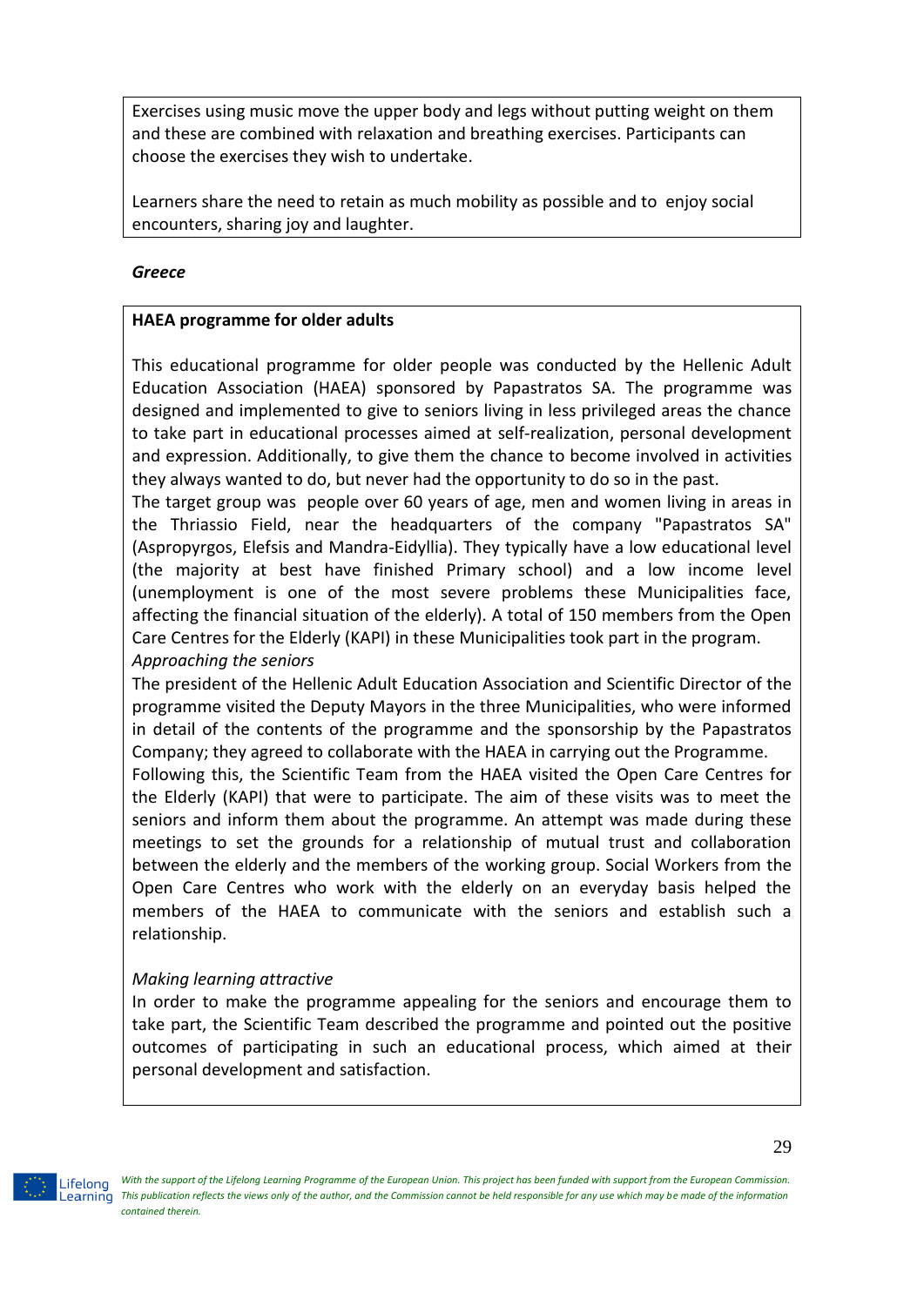Exercises using music move the upper body and legs without putting weight on them and these are combined with relaxation and breathing exercises. Participants can choose the exercises they wish to undertake.

Learners share the need to retain as much mobility as possible and to enjoy social encounters, sharing joy and laughter.

***Greece***

**HAEA programme for older adults**

This educational programme for older people was conducted by the Hellenic Adult Education Association (HAEA) sponsored by Papastratos SA. The programme was designed and implemented to give to seniors living in less privileged areas the chance to take part in educational processes aimed at self-realization, personal development and expression. Additionally, to give them the chance to become involved in activities they always wanted to do, but never had the opportunity to do so in the past.

The target group was people over 60 years of age, men and women living in areas in the Thriassio Field, near the headquarters of the company "Papastratos SA" (Aspropyrgos, Elefsis and Mandra-Eidyllia). They typically have a low educational level (the majority at best have finished Primary school) and a low income level (unemployment is one of the most severe problems these Municipalities face, affecting the financial situation of the elderly). A total of 150 members from the Open Care Centres for the Elderly (KAPI) in these Municipalities took part in the program.

*Approaching the seniors*

The president of the Hellenic Adult Education Association and Scientific Director of the programme visited the Deputy Mayors in the three Municipalities, who were informed in detail of the contents of the programme and the sponsorship by the Papastratos Company; they agreed to collaborate with the HAEA in carrying out the Programme.

Following this, the Scientific Team from the HAEA visited the Open Care Centres for the Elderly (KAPI) that were to participate. The aim of these visits was to meet the seniors and inform them about the programme. An attempt was made during these meetings to set the grounds for a relationship of mutual trust and collaboration between the elderly and the members of the working group. Social Workers from the Open Care Centres who work with the elderly on an everyday basis helped the members of the HAEA to communicate with the seniors and establish such a relationship.

*Making learning attractive*

In order to make the programme appealing for the seniors and encourage them to take part, the Scientific Team described the programme and pointed out the positive outcomes of participating in such an educational process, which aimed at their personal development and satisfaction.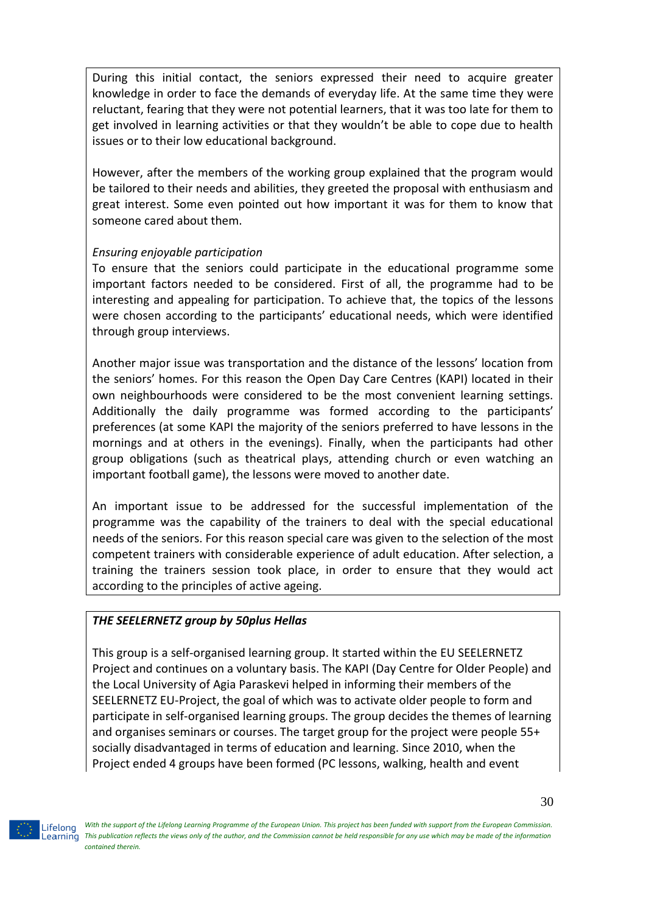During this initial contact, the seniors expressed their need to acquire greater knowledge in order to face the demands of everyday life. At the same time they were reluctant, fearing that they were not potential learners, that it was too late for them to get involved in learning activities or that they wouldn't be able to cope due to health issues or to their low educational background.

However, after the members of the working group explained that the program would be tailored to their needs and abilities, they greeted the proposal with enthusiasm and great interest. Some even pointed out how important it was for them to know that someone cared about them.

*Ensuring enjoyable participation*

To ensure that the seniors could participate in the educational programme some important factors needed to be considered. First of all, the programme had to be interesting and appealing for participation. To achieve that, the topics of the lessons were chosen according to the participants' educational needs, which were identified through group interviews.

Another major issue was transportation and the distance of the lessons' location from the seniors' homes. For this reason the Open Day Care Centres (KAPI) located in their own neighbourhoods were considered to be the most convenient learning settings. Additionally the daily programme was formed according to the participants' preferences (at some KAPI the majority of the seniors preferred to have lessons in the mornings and at others in the evenings). Finally, when the participants had other group obligations (such as theatrical plays, attending church or even watching an important football game), the lessons were moved to another date.

An important issue to be addressed for the successful implementation of the programme was the capability of the trainers to deal with the special educational needs of the seniors. For this reason special care was given to the selection of the most competent trainers with considerable experience of adult education. After selection, a training the trainers session took place, in order to ensure that they would act according to the principles of active ageing.

***THE SEELERNETZ group by 50plus Hellas***

This group is a self-organised learning group. It started within the EU SEELERNETZ Project and continues on a voluntary basis. The KAPI (Day Centre for Older People) and the Local University of Agia Paraskevi helped in informing their members of the SEELERNETZ EU-Project, the goal of which was to activate older people to form and participate in self-organised learning groups. The group decides the themes of learning and organises seminars or courses. The target group for the project were people 55+ socially disadvantaged in terms of education and learning. Since 2010, when the Project ended 4 groups have been formed (PC lessons, walking, health and event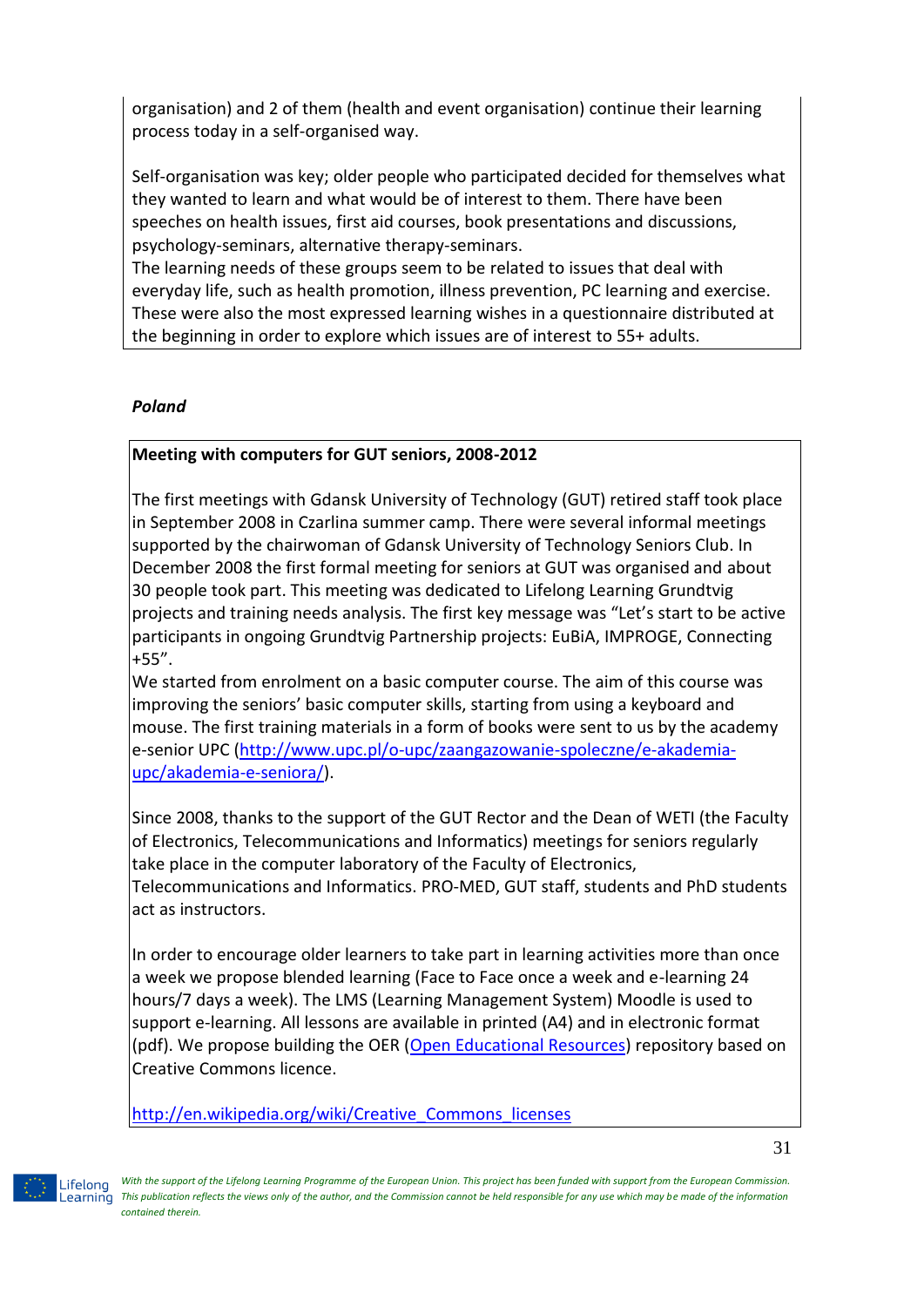organisation) and 2 of them (health and event organisation) continue their learning process today in a self-organised way.

Self-organisation was key; older people who participated decided for themselves what they wanted to learn and what would be of interest to them. There have been speeches on health issues, first aid courses, book presentations and discussions, psychology-seminars, alternative therapy-seminars.
The learning needs of these groups seem to be related to issues that deal with everyday life, such as health promotion, illness prevention, PC learning and exercise. These were also the most expressed learning wishes in a questionnaire distributed at the beginning in order to explore which issues are of interest to 55+ adults.

***Poland***

**Meeting with computers for GUT seniors, 2008-2012**

The first meetings with Gdansk University of Technology (GUT) retired staff took place in September 2008 in Czarlina summer camp. There were several informal meetings supported by the chairwoman of Gdansk University of Technology Seniors Club. In December 2008 the first formal meeting for seniors at GUT was organised and about 30 people took part. This meeting was dedicated to Lifelong Learning Grundtvig projects and training needs analysis. The first key message was "Let's start to be active participants in ongoing Grundtvig Partnership projects: EuBiA, IMPROGE, Connecting +55".
We started from enrolment on a basic computer course. The aim of this course was improving the seniors' basic computer skills, starting from using a keyboard and mouse. The first training materials in a form of books were sent to us by the academy e-senior UPC (http://www.upc.pl/o-upc/zaangazowanie-spoleczne/e-akademia-upc/akademia-e-seniora/).

Since 2008, thanks to the support of the GUT Rector and the Dean of WETI (the Faculty of Electronics, Telecommunications and Informatics) meetings for seniors regularly take place in the computer laboratory of the Faculty of Electronics, Telecommunications and Informatics. PRO-MED, GUT staff, students and PhD students act as instructors.

In order to encourage older learners to take part in learning activities more than once a week we propose blended learning (Face to Face once a week and e-learning 24 hours/7 days a week). The LMS (Learning Management System) Moodle is used to support e-learning. All lessons are available in printed (A4) and in electronic format (pdf). We propose building the OER (Open Educational Resources) repository based on Creative Commons licence.

http://en.wikipedia.org/wiki/Creative_Commons_licenses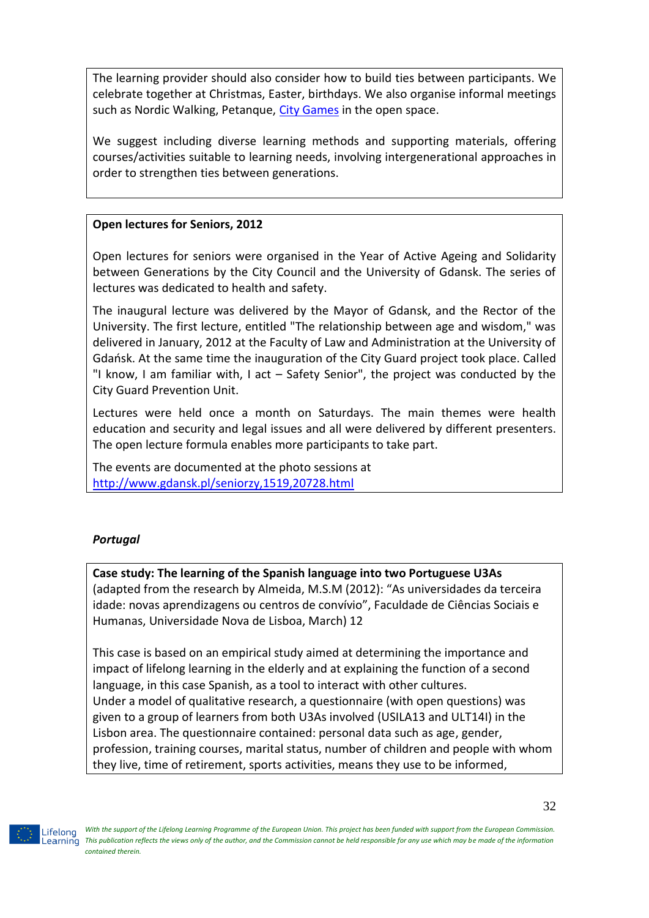The learning provider should also consider how to build ties between participants. We celebrate together at Christmas, Easter, birthdays. We also organise informal meetings such as Nordic Walking, Petanque, City Games in the open space.

We suggest including diverse learning methods and supporting materials, offering courses/activities suitable to learning needs, involving intergenerational approaches in order to strengthen ties between generations.

**Open lectures for Seniors, 2012**

Open lectures for seniors were organised in the Year of Active Ageing and Solidarity between Generations by the City Council and the University of Gdansk. The series of lectures was dedicated to health and safety.

The inaugural lecture was delivered by the Mayor of Gdansk, and the Rector of the University. The first lecture, entitled "The relationship between age and wisdom," was delivered in January, 2012 at the Faculty of Law and Administration at the University of Gdańsk. At the same time the inauguration of the City Guard project took place. Called "I know, I am familiar with, I act – Safety Senior", the project was conducted by the City Guard Prevention Unit.

Lectures were held once a month on Saturdays. The main themes were health education and security and legal issues and all were delivered by different presenters. The open lecture formula enables more participants to take part.

The events are documented at the photo sessions at http://www.gdansk.pl/seniorzy,1519,20728.html

***Portugal***

**Case study: The learning of the Spanish language into two Portuguese U3As**
(adapted from the research by Almeida, M.S.M (2012): "As universidades da terceira idade: novas aprendizagens ou centros de convívio", Faculdade de Ciências Sociais e Humanas, Universidade Nova de Lisboa, March) 12

This case is based on an empirical study aimed at determining the importance and impact of lifelong learning in the elderly and at explaining the function of a second language, in this case Spanish, as a tool to interact with other cultures.
Under a model of qualitative research, a questionnaire (with open questions) was given to a group of learners from both U3As involved (USILA13 and ULT14I) in the Lisbon area. The questionnaire contained: personal data such as age, gender, profession, training courses, marital status, number of children and people with whom they live, time of retirement, sports activities, means they use to be informed,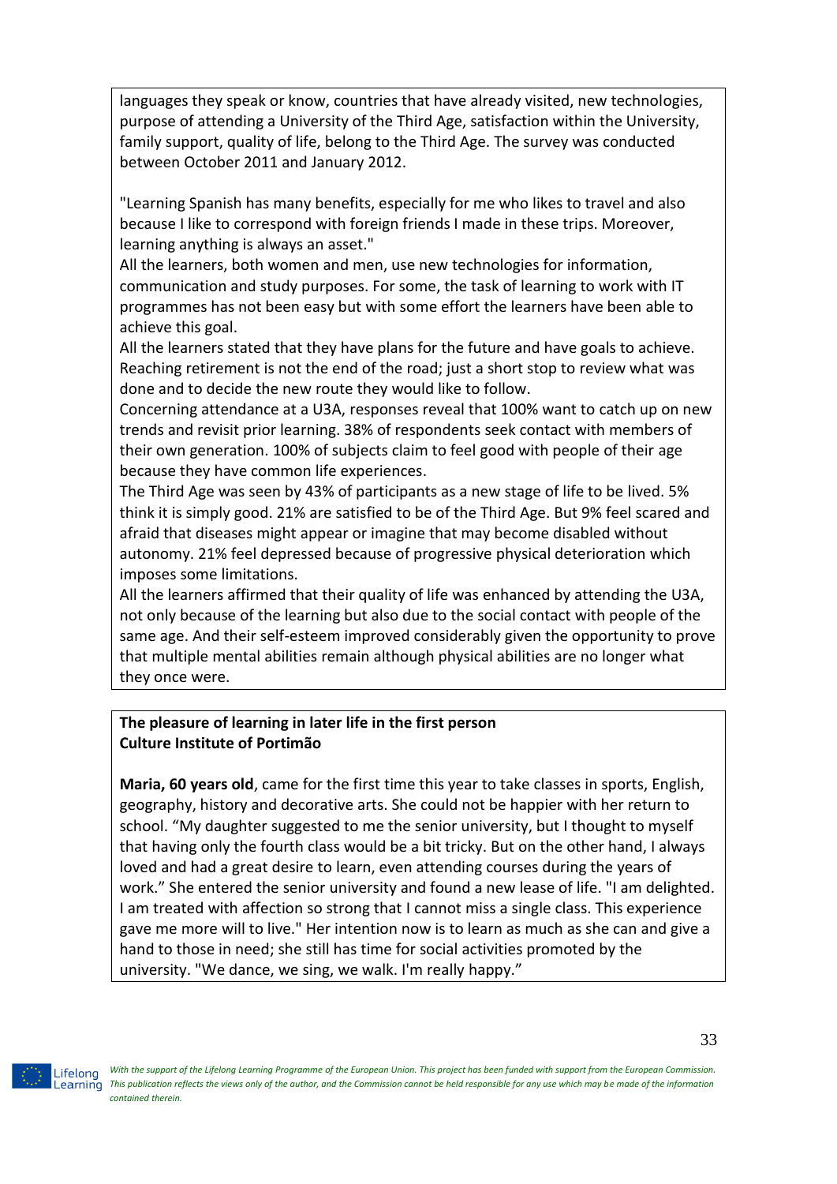languages they speak or know, countries that have already visited, new technologies, purpose of attending a University of the Third Age, satisfaction within the University, family support, quality of life, belong to the Third Age. The survey was conducted between October 2011 and January 2012.

"Learning Spanish has many benefits, especially for me who likes to travel and also because I like to correspond with foreign friends I made in these trips. Moreover, learning anything is always an asset."

All the learners, both women and men, use new technologies for information, communication and study purposes. For some, the task of learning to work with IT programmes has not been easy but with some effort the learners have been able to achieve this goal.

All the learners stated that they have plans for the future and have goals to achieve. Reaching retirement is not the end of the road; just a short stop to review what was done and to decide the new route they would like to follow.

Concerning attendance at a U3A, responses reveal that 100% want to catch up on new trends and revisit prior learning. 38% of respondents seek contact with members of their own generation. 100% of subjects claim to feel good with people of their age because they have common life experiences.

The Third Age was seen by 43% of participants as a new stage of life to be lived. 5% think it is simply good. 21% are satisfied to be of the Third Age. But 9% feel scared and afraid that diseases might appear or imagine that may become disabled without autonomy. 21% feel depressed because of progressive physical deterioration which imposes some limitations.

All the learners affirmed that their quality of life was enhanced by attending the U3A, not only because of the learning but also due to the social contact with people of the same age. And their self-esteem improved considerably given the opportunity to prove that multiple mental abilities remain although physical abilities are no longer what they once were.

**The pleasure of learning in later life in the first person**
**Culture Institute of Portimão**

**Maria, 60 years old**, came for the first time this year to take classes in sports, English, geography, history and decorative arts. She could not be happier with her return to school. "My daughter suggested to me the senior university, but I thought to myself that having only the fourth class would be a bit tricky. But on the other hand, I always loved and had a great desire to learn, even attending courses during the years of work." She entered the senior university and found a new lease of life. "I am delighted. I am treated with affection so strong that I cannot miss a single class. This experience gave me more will to live." Her intention now is to learn as much as she can and give a hand to those in need; she still has time for social activities promoted by the university. "We dance, we sing, we walk. I'm really happy."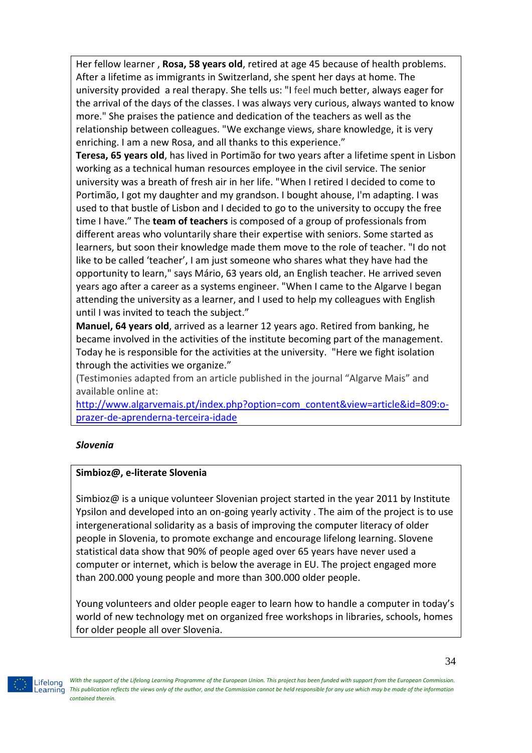Her fellow learner , **Rosa, 58 years old**, retired at age 45 because of health problems. After a lifetime as immigrants in Switzerland, she spent her days at home. The university provided a real therapy. She tells us: "I feel much better, always eager for the arrival of the days of the classes. I was always very curious, always wanted to know more." She praises the patience and dedication of the teachers as well as the relationship between colleagues. "We exchange views, share knowledge, it is very enriching. I am a new Rosa, and all thanks to this experience."

**Teresa, 65 years old**, has lived in Portimão for two years after a lifetime spent in Lisbon working as a technical human resources employee in the civil service. The senior university was a breath of fresh air in her life. "When I retired I decided to come to Portimão, I got my daughter and my grandson. I bought ahouse, I'm adapting. I was used to that bustle of Lisbon and I decided to go to the university to occupy the free time I have." The **team of teachers** is composed of a group of professionals from different areas who voluntarily share their expertise with seniors. Some started as learners, but soon their knowledge made them move to the role of teacher. "I do not like to be called 'teacher', I am just someone who shares what they have had the opportunity to learn," says Mário, 63 years old, an English teacher. He arrived seven years ago after a career as a systems engineer. "When I came to the Algarve I began attending the university as a learner, and I used to help my colleagues with English until I was invited to teach the subject."

**Manuel, 64 years old**, arrived as a learner 12 years ago. Retired from banking, he became involved in the activities of the institute becoming part of the management. Today he is responsible for the activities at the university. "Here we fight isolation through the activities we organize."

(Testimonies adapted from an article published in the journal "Algarve Mais" and available online at: [http://www.algarvemais.pt/index.php?option=com_content&view=article&id=809:o-prazer-de-aprenderna-terceira-idade](http://www.algarvemais.pt/index.php?option=com_content&view=article&id=809:o-prazer-de-aprenderna-terceira-idade)

### *Slovenia*

**Simbioz@, e-literate Slovenia**

Simbioz@ is a unique volunteer Slovenian project started in the year 2011 by Institute Ypsilon and developed into an on-going yearly activity . The aim of the project is to use intergenerational solidarity as a basis of improving the computer literacy of older people in Slovenia, to promote exchange and encourage lifelong learning. Slovene statistical data show that 90% of people aged over 65 years have never used a computer or internet, which is below the average in EU. The project engaged more than 200.000 young people and more than 300.000 older people.

Young volunteers and older people eager to learn how to handle a computer in today's world of new technology met on organized free workshops in libraries, schools, homes for older people all over Slovenia.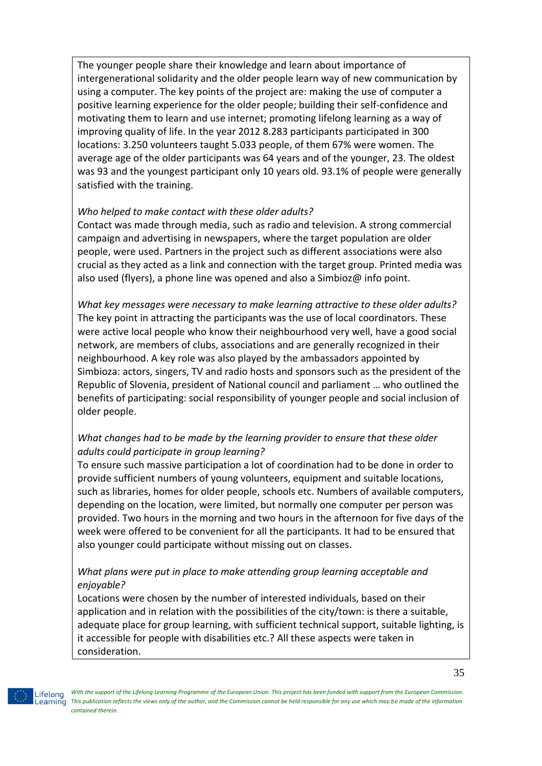The younger people share their knowledge and learn about importance of intergenerational solidarity and the older people learn way of new communication by using a computer. The key points of the project are: making the use of computer a positive learning experience for the older people; building their self-confidence and motivating them to learn and use internet; promoting lifelong learning as a way of improving quality of life. In the year 2012 8.283 participants participated in 300 locations: 3.250 volunteers taught 5.033 people, of them 67% were women. The average age of the older participants was 64 years and of the younger, 23. The oldest was 93 and the youngest participant only 10 years old. 93.1% of people were generally satisfied with the training.

*Who helped to make contact with these older adults?*

Contact was made through media, such as radio and television. A strong commercial campaign and advertising in newspapers, where the target population are older people, were used. Partners in the project such as different associations were also crucial as they acted as a link and connection with the target group. Printed media was also used (flyers), a phone line was opened and also a Simbioz@ info point.

*What key messages were necessary to make learning attractive to these older adults?*

The key point in attracting the participants was the use of local coordinators. These were active local people who know their neighbourhood very well, have a good social network, are members of clubs, associations and are generally recognized in their neighbourhood. A key role was also played by the ambassadors appointed by Simbioza: actors, singers, TV and radio hosts and sponsors such as the president of the Republic of Slovenia, president of National council and parliament … who outlined the benefits of participating: social responsibility of younger people and social inclusion of older people.

*What changes had to be made by the learning provider to ensure that these older adults could participate in group learning?*

To ensure such massive participation a lot of coordination had to be done in order to provide sufficient numbers of young volunteers, equipment and suitable locations, such as libraries, homes for older people, schools etc. Numbers of available computers, depending on the location, were limited, but normally one computer per person was provided. Two hours in the morning and two hours in the afternoon for five days of the week were offered to be convenient for all the participants. It had to be ensured that also younger could participate without missing out on classes.

*What plans were put in place to make attending group learning acceptable and enjoyable?*

Locations were chosen by the number of interested individuals, based on their application and in relation with the possibilities of the city/town: is there a suitable, adequate place for group learning, with sufficient technical support, suitable lighting, is it accessible for people with disabilities etc.? All these aspects were taken in consideration.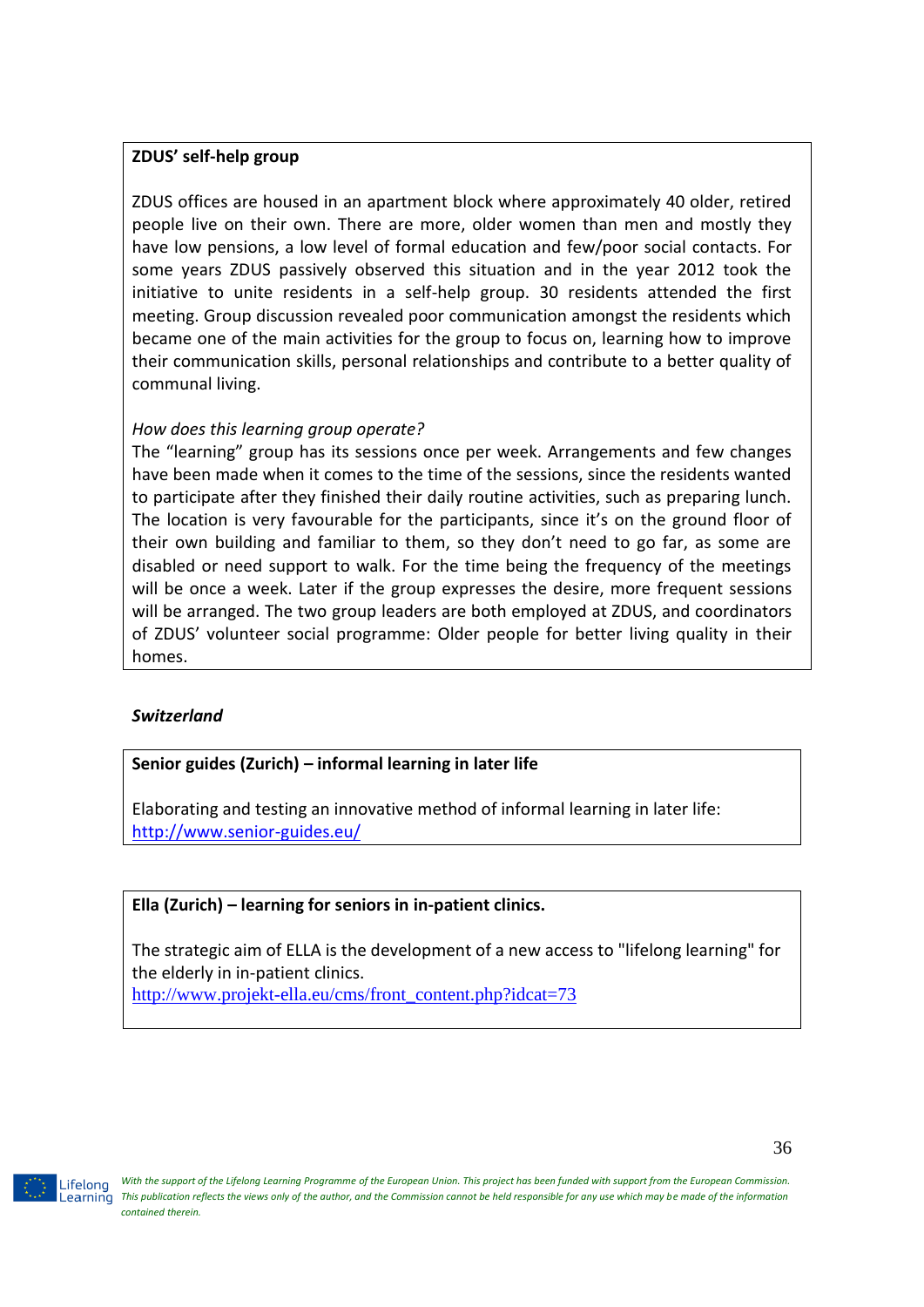**ZDUS' self-help group**

ZDUS offices are housed in an apartment block where approximately 40 older, retired people live on their own. There are more, older women than men and mostly they have low pensions, a low level of formal education and few/poor social contacts. For some years ZDUS passively observed this situation and in the year 2012 took the initiative to unite residents in a self-help group. 30 residents attended the first meeting. Group discussion revealed poor communication amongst the residents which became one of the main activities for the group to focus on, learning how to improve their communication skills, personal relationships and contribute to a better quality of communal living.

*How does this learning group operate?*

The "learning" group has its sessions once per week. Arrangements and few changes have been made when it comes to the time of the sessions, since the residents wanted to participate after they finished their daily routine activities, such as preparing lunch. The location is very favourable for the participants, since it's on the ground floor of their own building and familiar to them, so they don't need to go far, as some are disabled or need support to walk. For the time being the frequency of the meetings will be once a week. Later if the group expresses the desire, more frequent sessions will be arranged. The two group leaders are both employed at ZDUS, and coordinators of ZDUS' volunteer social programme: Older people for better living quality in their homes.

***Switzerland***

**Senior guides (Zurich) – informal learning in later life**

Elaborating and testing an innovative method of informal learning in later life: http://www.senior-guides.eu/

**Ella (Zurich) – learning for seniors in in-patient clinics.**

The strategic aim of ELLA is the development of a new access to "lifelong learning" for the elderly in in-patient clinics.
http://www.projekt-ella.eu/cms/front_content.php?idcat=73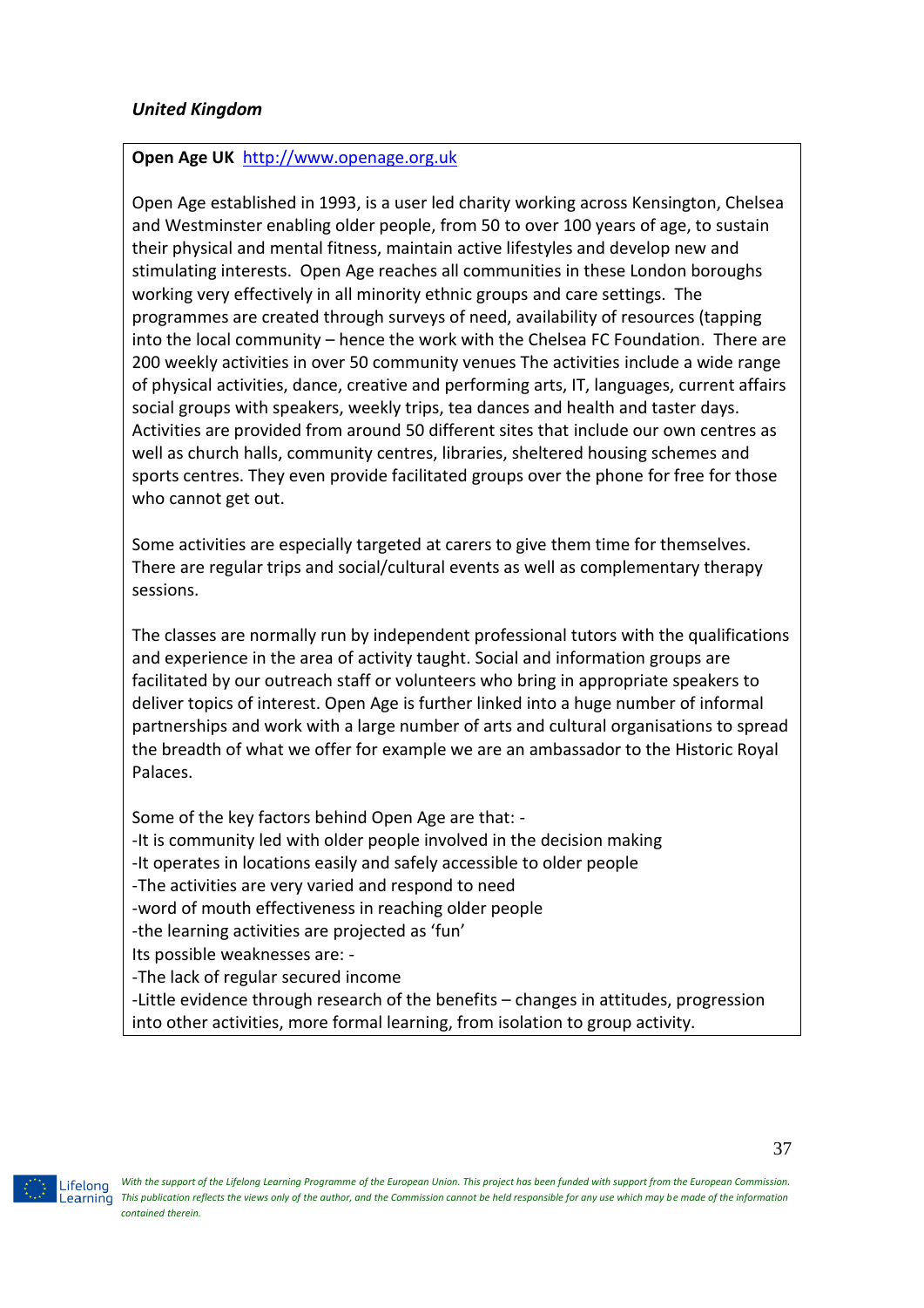*United Kingdom*

**Open Age UK** [http://www.openage.org.uk](http://www.openage.org.uk)

Open Age established in 1993, is a user led charity working across Kensington, Chelsea and Westminster enabling older people, from 50 to over 100 years of age, to sustain their physical and mental fitness, maintain active lifestyles and develop new and stimulating interests. Open Age reaches all communities in these London boroughs working very effectively in all minority ethnic groups and care settings. The programmes are created through surveys of need, availability of resources (tapping into the local community – hence the work with the Chelsea FC Foundation. There are 200 weekly activities in over 50 community venues The activities include a wide range of physical activities, dance, creative and performing arts, IT, languages, current affairs social groups with speakers, weekly trips, tea dances and health and taster days. Activities are provided from around 50 different sites that include our own centres as well as church halls, community centres, libraries, sheltered housing schemes and sports centres. They even provide facilitated groups over the phone for free for those who cannot get out.

Some activities are especially targeted at carers to give them time for themselves. There are regular trips and social/cultural events as well as complementary therapy sessions.

The classes are normally run by independent professional tutors with the qualifications and experience in the area of activity taught. Social and information groups are facilitated by our outreach staff or volunteers who bring in appropriate speakers to deliver topics of interest. Open Age is further linked into a huge number of informal partnerships and work with a large number of arts and cultural organisations to spread the breadth of what we offer for example we are an ambassador to the Historic Royal Palaces.

Some of the key factors behind Open Age are that: -

-It is community led with older people involved in the decision making

-It operates in locations easily and safely accessible to older people

-The activities are very varied and respond to need

-word of mouth effectiveness in reaching older people

-the learning activities are projected as 'fun'

Its possible weaknesses are: -

-The lack of regular secured income

-Little evidence through research of the benefits – changes in attitudes, progression into other activities, more formal learning, from isolation to group activity.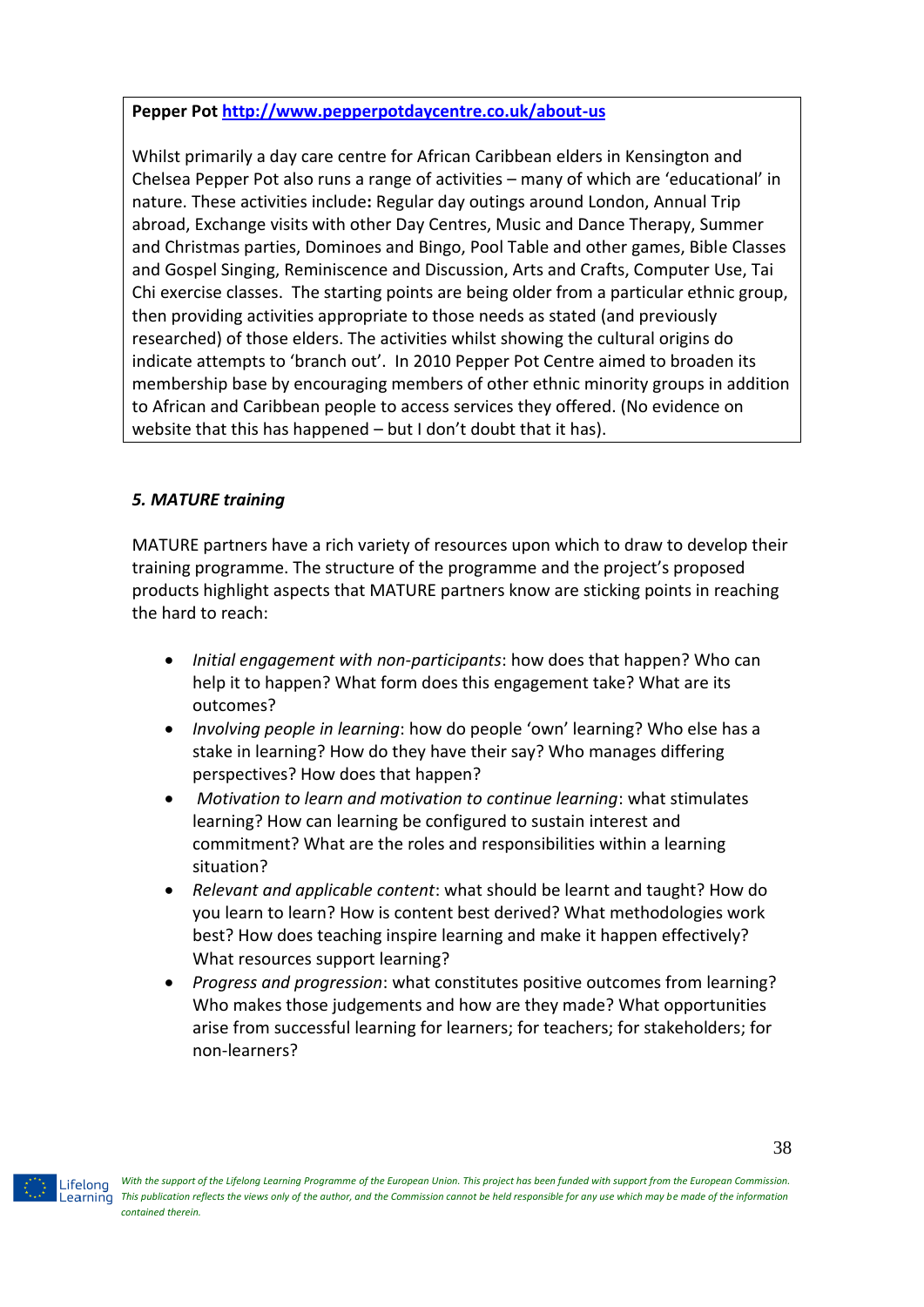**Pepper Pot** [http://www.pepperpotdaycentre.co.uk/about-us](http://www.pepperpotdaycentre.co.uk/about-us)

Whilst primarily a day care centre for African Caribbean elders in Kensington and Chelsea Pepper Pot also runs a range of activities – many of which are 'educational' in nature. These activities include**:** Regular day outings around London, Annual Trip abroad, Exchange visits with other Day Centres, Music and Dance Therapy, Summer and Christmas parties, Dominoes and Bingo, Pool Table and other games, Bible Classes and Gospel Singing, Reminiscence and Discussion, Arts and Crafts, Computer Use, Tai Chi exercise classes. The starting points are being older from a particular ethnic group, then providing activities appropriate to those needs as stated (and previously researched) of those elders. The activities whilst showing the cultural origins do indicate attempts to 'branch out'. In 2010 Pepper Pot Centre aimed to broaden its membership base by encouraging members of other ethnic minority groups in addition to African and Caribbean people to access services they offered. (No evidence on website that this has happened – but I don't doubt that it has).

### *5. MATURE training*

MATURE partners have a rich variety of resources upon which to draw to develop their training programme. The structure of the programme and the project's proposed products highlight aspects that MATURE partners know are sticking points in reaching the hard to reach:

- *Initial engagement with non-participants*: how does that happen? Who can help it to happen? What form does this engagement take? What are its outcomes?
- *Involving people in learning*: how do people 'own' learning? Who else has a stake in learning? How do they have their say? Who manages differing perspectives? How does that happen?
- *Motivation to learn and motivation to continue learning*: what stimulates learning? How can learning be configured to sustain interest and commitment? What are the roles and responsibilities within a learning situation?
- *Relevant and applicable content*: what should be learnt and taught? How do you learn to learn? How is content best derived? What methodologies work best? How does teaching inspire learning and make it happen effectively? What resources support learning?
- *Progress and progression*: what constitutes positive outcomes from learning? Who makes those judgements and how are they made? What opportunities arise from successful learning for learners; for teachers; for stakeholders; for non-learners?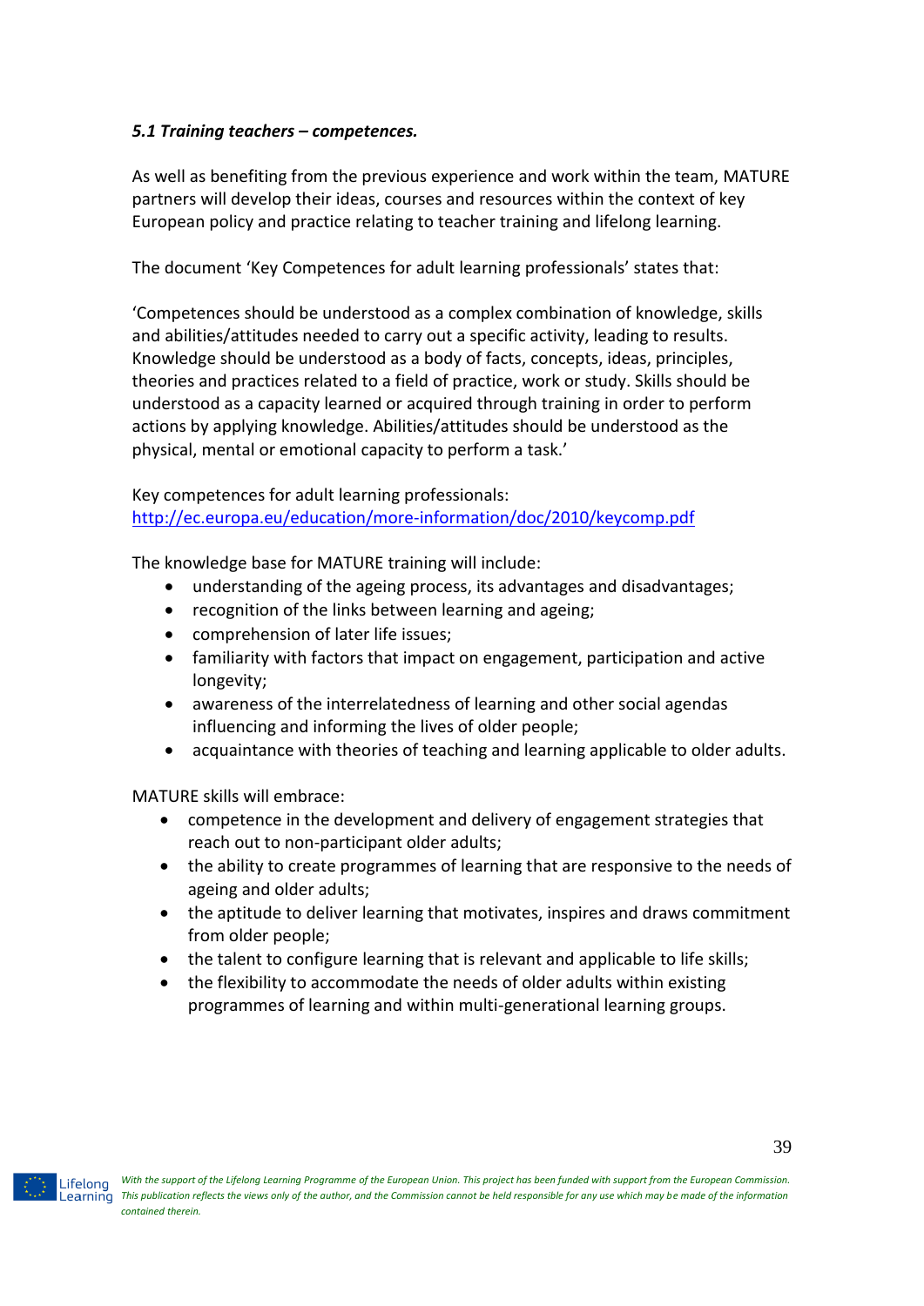### *5.1 Training teachers – competences.*

As well as benefiting from the previous experience and work within the team, MATURE partners will develop their ideas, courses and resources within the context of key European policy and practice relating to teacher training and lifelong learning.

The document 'Key Competences for adult learning professionals' states that:

'Competences should be understood as a complex combination of knowledge, skills and abilities/attitudes needed to carry out a specific activity, leading to results. Knowledge should be understood as a body of facts, concepts, ideas, principles, theories and practices related to a field of practice, work or study. Skills should be understood as a capacity learned or acquired through training in order to perform actions by applying knowledge. Abilities/attitudes should be understood as the physical, mental or emotional capacity to perform a task.'

Key competences for adult learning professionals:
[http://ec.europa.eu/education/more-information/doc/2010/keycomp.pdf](http://ec.europa.eu/education/more-information/doc/2010/keycomp.pdf)

The knowledge base for MATURE training will include:

- understanding of the ageing process, its advantages and disadvantages;
- recognition of the links between learning and ageing;
- comprehension of later life issues;
- familiarity with factors that impact on engagement, participation and active longevity;
- awareness of the interrelatedness of learning and other social agendas influencing and informing the lives of older people;
- acquaintance with theories of teaching and learning applicable to older adults.

MATURE skills will embrace:

- competence in the development and delivery of engagement strategies that reach out to non-participant older adults;
- the ability to create programmes of learning that are responsive to the needs of ageing and older adults;
- the aptitude to deliver learning that motivates, inspires and draws commitment from older people;
- the talent to configure learning that is relevant and applicable to life skills;
- the flexibility to accommodate the needs of older adults within existing programmes of learning and within multi-generational learning groups.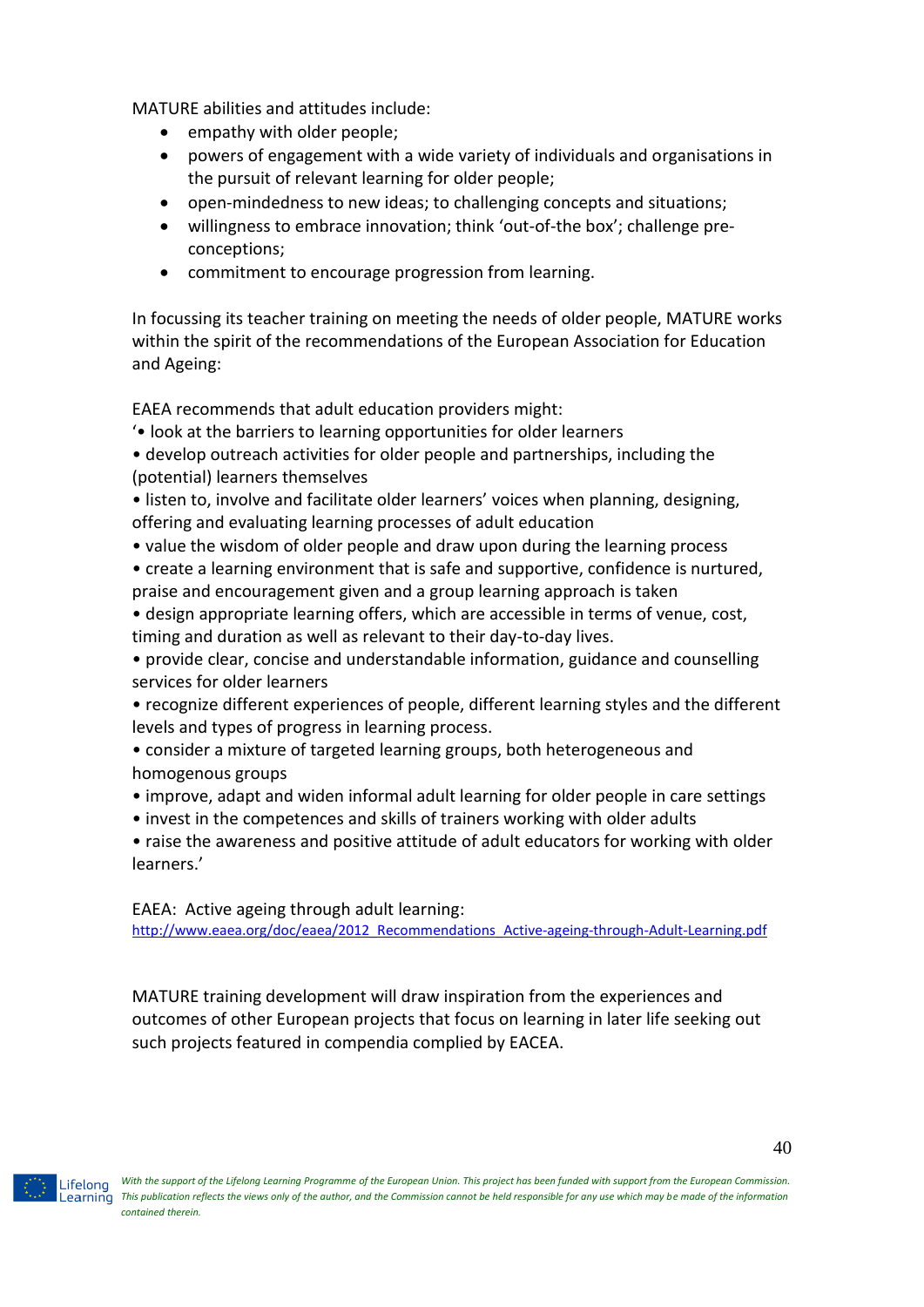MATURE abilities and attitudes include:

- empathy with older people;
- powers of engagement with a wide variety of individuals and organisations in the pursuit of relevant learning for older people;
- open-mindedness to new ideas; to challenging concepts and situations;
- willingness to embrace innovation; think 'out-of-the box'; challenge pre-conceptions;
- commitment to encourage progression from learning.

In focussing its teacher training on meeting the needs of older people, MATURE works within the spirit of the recommendations of the European Association for Education and Ageing:

EAEA recommends that adult education providers might:
'• look at the barriers to learning opportunities for older learners
• develop outreach activities for older people and partnerships, including the (potential) learners themselves
• listen to, involve and facilitate older learners' voices when planning, designing, offering and evaluating learning processes of adult education
• value the wisdom of older people and draw upon during the learning process
• create a learning environment that is safe and supportive, confidence is nurtured, praise and encouragement given and a group learning approach is taken
• design appropriate learning offers, which are accessible in terms of venue, cost, timing and duration as well as relevant to their day-to-day lives.
• provide clear, concise and understandable information, guidance and counselling services for older learners
• recognize different experiences of people, different learning styles and the different levels and types of progress in learning process.
• consider a mixture of targeted learning groups, both heterogeneous and homogenous groups
• improve, adapt and widen informal adult learning for older people in care settings
• invest in the competences and skills of trainers working with older adults
• raise the awareness and positive attitude of adult educators for working with older learners.'

EAEA: Active ageing through adult learning:
http://www.eaea.org/doc/eaea/2012_Recommendations_Active-ageing-through-Adult-Learning.pdf

MATURE training development will draw inspiration from the experiences and outcomes of other European projects that focus on learning in later life seeking out such projects featured in compendia complied by EACEA.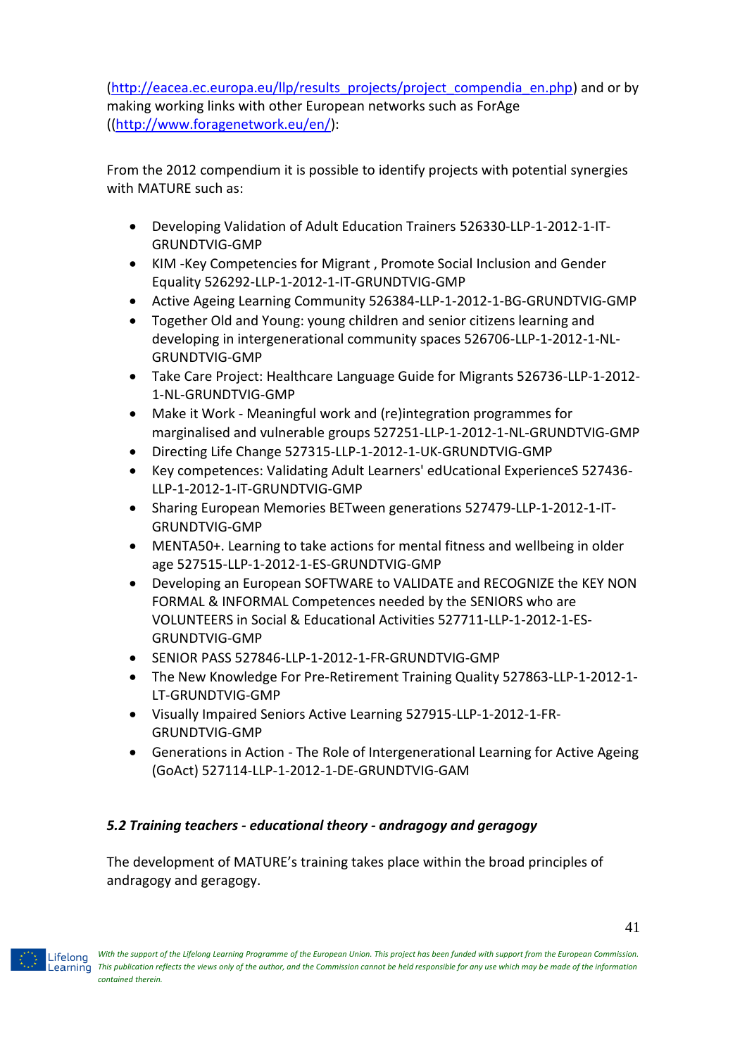(http://eacea.ec.europa.eu/llp/results_projects/project_compendia_en.php) and or by making working links with other European networks such as ForAge ((http://www.foragenetwork.eu/en/):

From the 2012 compendium it is possible to identify projects with potential synergies with MATURE such as:

- Developing Validation of Adult Education Trainers 526330-LLP-1-2012-1-IT-GRUNDTVIG-GMP
- KIM -Key Competencies for Migrant , Promote Social Inclusion and Gender Equality 526292-LLP-1-2012-1-IT-GRUNDTVIG-GMP
- Active Ageing Learning Community 526384-LLP-1-2012-1-BG-GRUNDTVIG-GMP
- Together Old and Young: young children and senior citizens learning and developing in intergenerational community spaces 526706-LLP-1-2012-1-NL-GRUNDTVIG-GMP
- Take Care Project: Healthcare Language Guide for Migrants 526736-LLP-1-2012-1-NL-GRUNDTVIG-GMP
- Make it Work - Meaningful work and (re)integration programmes for marginalised and vulnerable groups 527251-LLP-1-2012-1-NL-GRUNDTVIG-GMP
- Directing Life Change 527315-LLP-1-2012-1-UK-GRUNDTVIG-GMP
- Key competences: Validating Adult Learners' edUcational ExperienceS 527436-LLP-1-2012-1-IT-GRUNDTVIG-GMP
- Sharing European Memories BETween generations 527479-LLP-1-2012-1-IT-GRUNDTVIG-GMP
- MENTA50+. Learning to take actions for mental fitness and wellbeing in older age 527515-LLP-1-2012-1-ES-GRUNDTVIG-GMP
- Developing an European SOFTWARE to VALIDATE and RECOGNIZE the KEY NON FORMAL & INFORMAL Competences needed by the SENIORS who are VOLUNTEERS in Social & Educational Activities 527711-LLP-1-2012-1-ES-GRUNDTVIG-GMP
- SENIOR PASS 527846-LLP-1-2012-1-FR-GRUNDTVIG-GMP
- The New Knowledge For Pre-Retirement Training Quality 527863-LLP-1-2012-1-LT-GRUNDTVIG-GMP
- Visually Impaired Seniors Active Learning 527915-LLP-1-2012-1-FR-GRUNDTVIG-GMP
- Generations in Action - The Role of Intergenerational Learning for Active Ageing (GoAct) 527114-LLP-1-2012-1-DE-GRUNDTVIG-GAM

### *5.2 Training teachers - educational theory - andragogy and geragogy*

The development of MATURE's training takes place within the broad principles of andragogy and geragogy.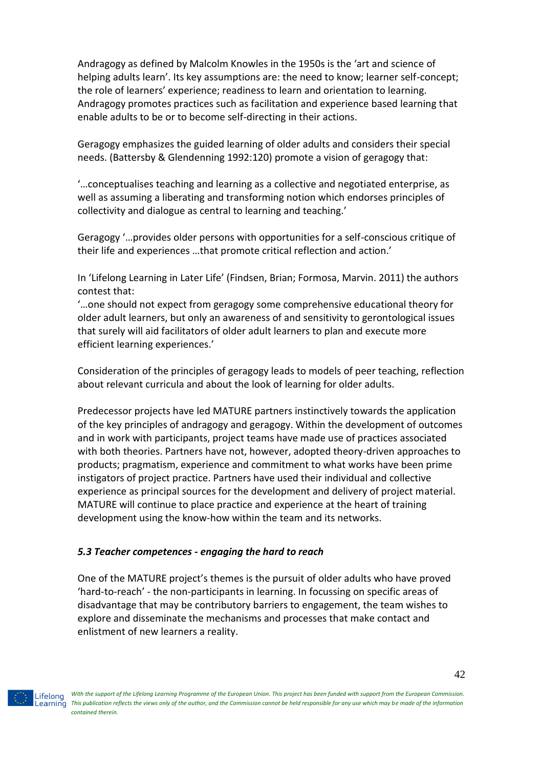Andragogy as defined by Malcolm Knowles in the 1950s is the 'art and science of helping adults learn'. Its key assumptions are: the need to know; learner self-concept; the role of learners' experience; readiness to learn and orientation to learning. Andragogy promotes practices such as facilitation and experience based learning that enable adults to be or to become self-directing in their actions.

Geragogy emphasizes the guided learning of older adults and considers their special needs. (Battersby & Glendenning 1992:120) promote a vision of geragogy that:

'…conceptualises teaching and learning as a collective and negotiated enterprise, as well as assuming a liberating and transforming notion which endorses principles of collectivity and dialogue as central to learning and teaching.'

Geragogy '…provides older persons with opportunities for a self-conscious critique of their life and experiences …that promote critical reflection and action.'

In 'Lifelong Learning in Later Life' (Findsen, Brian; Formosa, Marvin. 2011) the authors contest that:
'…one should not expect from geragogy some comprehensive educational theory for older adult learners, but only an awareness of and sensitivity to gerontological issues that surely will aid facilitators of older adult learners to plan and execute more efficient learning experiences.'

Consideration of the principles of geragogy leads to models of peer teaching, reflection about relevant curricula and about the look of learning for older adults.

Predecessor projects have led MATURE partners instinctively towards the application of the key principles of andragogy and geragogy. Within the development of outcomes and in work with participants, project teams have made use of practices associated with both theories. Partners have not, however, adopted theory-driven approaches to products; pragmatism, experience and commitment to what works have been prime instigators of project practice. Partners have used their individual and collective experience as principal sources for the development and delivery of project material. MATURE will continue to place practice and experience at the heart of training development using the know-how within the team and its networks.

### *5.3 Teacher competences - engaging the hard to reach*

One of the MATURE project's themes is the pursuit of older adults who have proved 'hard-to-reach' - the non-participants in learning. In focussing on specific areas of disadvantage that may be contributory barriers to engagement, the team wishes to explore and disseminate the mechanisms and processes that make contact and enlistment of new learners a reality.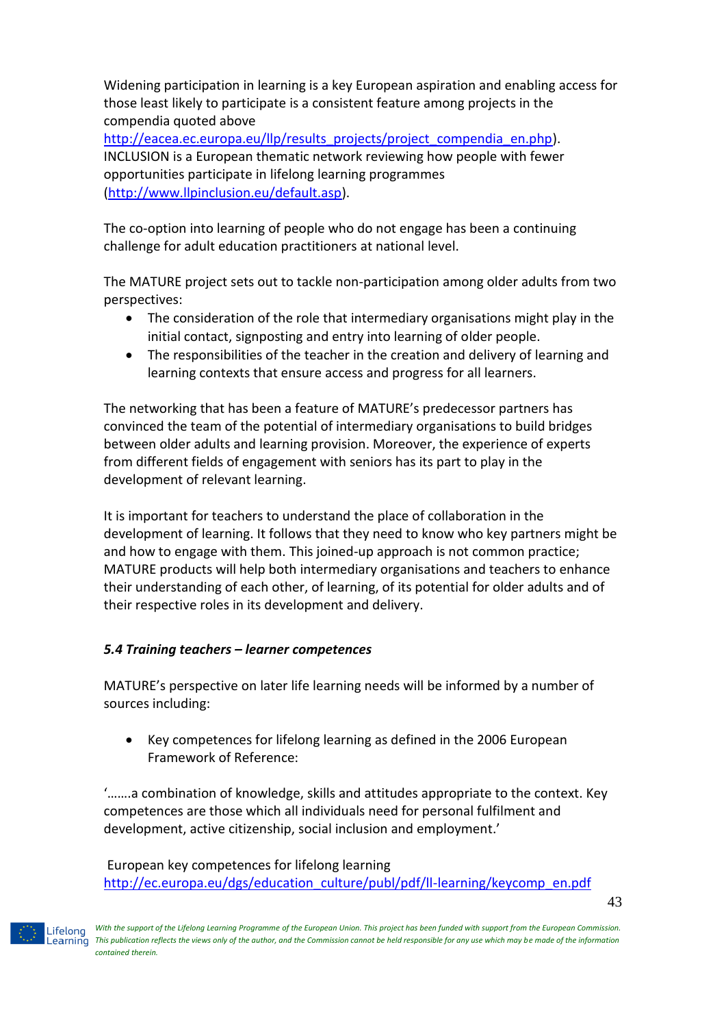Widening participation in learning is a key European aspiration and enabling access for those least likely to participate is a consistent feature among projects in the compendia quoted above (http://eacea.ec.europa.eu/llp/results_projects/project_compendia_en.php). INCLUSION is a European thematic network reviewing how people with fewer opportunities participate in lifelong learning programmes (http://www.llpinclusion.eu/default.asp).

The co-option into learning of people who do not engage has been a continuing challenge for adult education practitioners at national level.

The MATURE project sets out to tackle non-participation among older adults from two perspectives:

- The consideration of the role that intermediary organisations might play in the initial contact, signposting and entry into learning of older people.
- The responsibilities of the teacher in the creation and delivery of learning and learning contexts that ensure access and progress for all learners.

The networking that has been a feature of MATURE's predecessor partners has convinced the team of the potential of intermediary organisations to build bridges between older adults and learning provision. Moreover, the experience of experts from different fields of engagement with seniors has its part to play in the development of relevant learning.

It is important for teachers to understand the place of collaboration in the development of learning. It follows that they need to know who key partners might be and how to engage with them. This joined-up approach is not common practice; MATURE products will help both intermediary organisations and teachers to enhance their understanding of each other, of learning, of its potential for older adults and of their respective roles in its development and delivery.

### *5.4 Training teachers – learner competences*

MATURE's perspective on later life learning needs will be informed by a number of sources including:

- Key competences for lifelong learning as defined in the 2006 European Framework of Reference:

'…….a combination of knowledge, skills and attitudes appropriate to the context. Key competences are those which all individuals need for personal fulfilment and development, active citizenship, social inclusion and employment.'

European key competences for lifelong learning http://ec.europa.eu/dgs/education_culture/publ/pdf/ll-learning/keycomp_en.pdf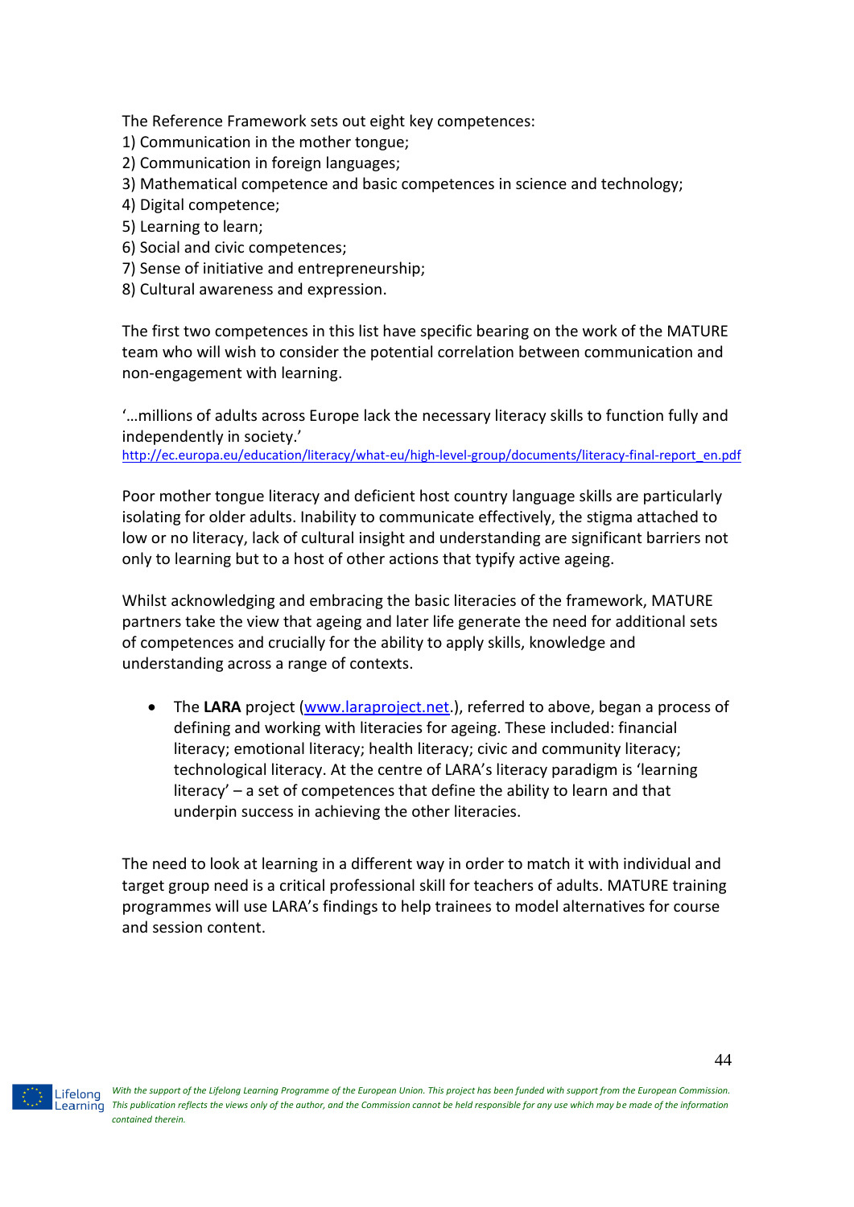The Reference Framework sets out eight key competences:
1) Communication in the mother tongue;
2) Communication in foreign languages;
3) Mathematical competence and basic competences in science and technology;
4) Digital competence;
5) Learning to learn;
6) Social and civic competences;
7) Sense of initiative and entrepreneurship;
8) Cultural awareness and expression.

The first two competences in this list have specific bearing on the work of the MATURE team who will wish to consider the potential correlation between communication and non-engagement with learning.

'…millions of adults across Europe lack the necessary literacy skills to function fully and independently in society.'
http://ec.europa.eu/education/literacy/what-eu/high-level-group/documents/literacy-final-report_en.pdf

Poor mother tongue literacy and deficient host country language skills are particularly isolating for older adults. Inability to communicate effectively, the stigma attached to low or no literacy, lack of cultural insight and understanding are significant barriers not only to learning but to a host of other actions that typify active ageing.

Whilst acknowledging and embracing the basic literacies of the framework, MATURE partners take the view that ageing and later life generate the need for additional sets of competences and crucially for the ability to apply skills, knowledge and understanding across a range of contexts.

- The **LARA** project (www.laraproject.net.), referred to above, began a process of defining and working with literacies for ageing. These included: financial literacy; emotional literacy; health literacy; civic and community literacy; technological literacy. At the centre of LARA's literacy paradigm is 'learning literacy' – a set of competences that define the ability to learn and that underpin success in achieving the other literacies.

The need to look at learning in a different way in order to match it with individual and target group need is a critical professional skill for teachers of adults. MATURE training programmes will use LARA's findings to help trainees to model alternatives for course and session content.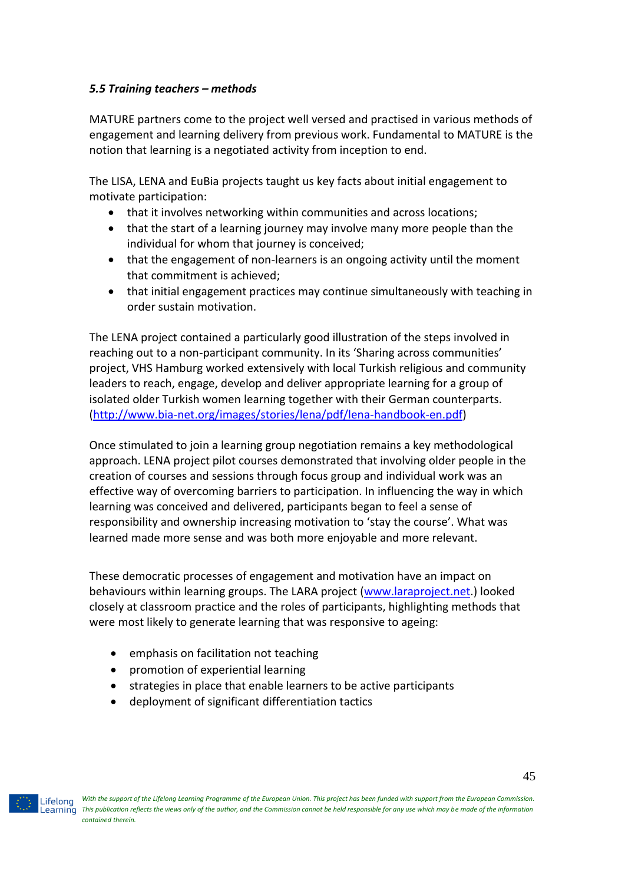### *5.5 Training teachers – methods*

MATURE partners come to the project well versed and practised in various methods of engagement and learning delivery from previous work. Fundamental to MATURE is the notion that learning is a negotiated activity from inception to end.

The LISA, LENA and EuBia projects taught us key facts about initial engagement to motivate participation:

- that it involves networking within communities and across locations;
- that the start of a learning journey may involve many more people than the individual for whom that journey is conceived;
- that the engagement of non-learners is an ongoing activity until the moment that commitment is achieved;
- that initial engagement practices may continue simultaneously with teaching in order sustain motivation.

The LENA project contained a particularly good illustration of the steps involved in reaching out to a non-participant community. In its 'Sharing across communities' project, VHS Hamburg worked extensively with local Turkish religious and community leaders to reach, engage, develop and deliver appropriate learning for a group of isolated older Turkish women learning together with their German counterparts. (http://www.bia-net.org/images/stories/lena/pdf/lena-handbook-en.pdf)

Once stimulated to join a learning group negotiation remains a key methodological approach. LENA project pilot courses demonstrated that involving older people in the creation of courses and sessions through focus group and individual work was an effective way of overcoming barriers to participation. In influencing the way in which learning was conceived and delivered, participants began to feel a sense of responsibility and ownership increasing motivation to 'stay the course'. What was learned made more sense and was both more enjoyable and more relevant.

These democratic processes of engagement and motivation have an impact on behaviours within learning groups. The LARA project (www.laraproject.net.) looked closely at classroom practice and the roles of participants, highlighting methods that were most likely to generate learning that was responsive to ageing:

- emphasis on facilitation not teaching
- promotion of experiential learning
- strategies in place that enable learners to be active participants
- deployment of significant differentiation tactics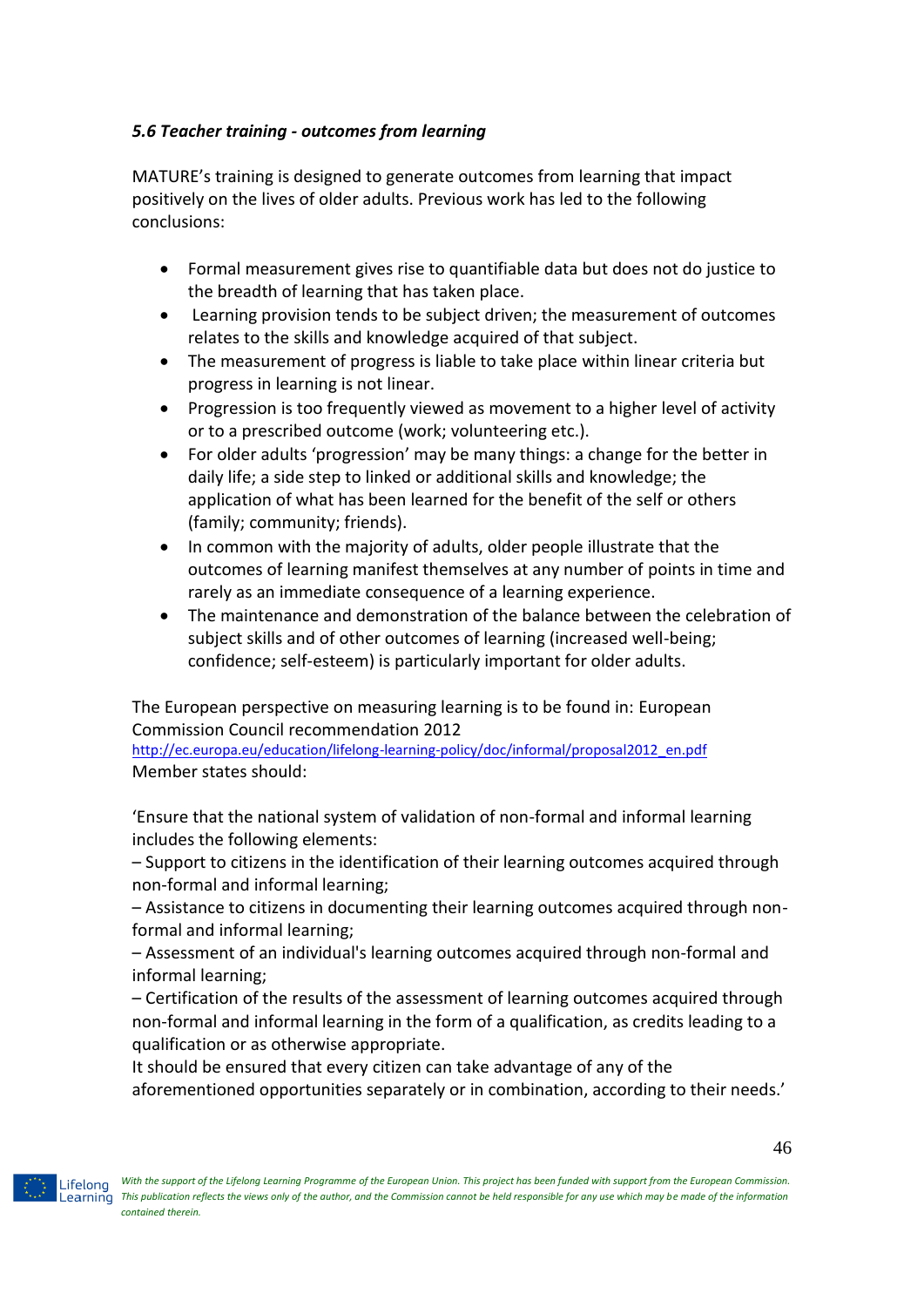### *5.6 Teacher training - outcomes from learning*

MATURE's training is designed to generate outcomes from learning that impact positively on the lives of older adults. Previous work has led to the following conclusions:

- Formal measurement gives rise to quantifiable data but does not do justice to the breadth of learning that has taken place.
- Learning provision tends to be subject driven; the measurement of outcomes relates to the skills and knowledge acquired of that subject.
- The measurement of progress is liable to take place within linear criteria but progress in learning is not linear.
- Progression is too frequently viewed as movement to a higher level of activity or to a prescribed outcome (work; volunteering etc.).
- For older adults 'progression' may be many things: a change for the better in daily life; a side step to linked or additional skills and knowledge; the application of what has been learned for the benefit of the self or others (family; community; friends).
- In common with the majority of adults, older people illustrate that the outcomes of learning manifest themselves at any number of points in time and rarely as an immediate consequence of a learning experience.
- The maintenance and demonstration of the balance between the celebration of subject skills and of other outcomes of learning (increased well-being; confidence; self-esteem) is particularly important for older adults.

The European perspective on measuring learning is to be found in: European Commission Council recommendation 2012
http://ec.europa.eu/education/lifelong-learning-policy/doc/informal/proposal2012_en.pdf
Member states should:

'Ensure that the national system of validation of non-formal and informal learning includes the following elements:
– Support to citizens in the identification of their learning outcomes acquired through non-formal and informal learning;
– Assistance to citizens in documenting their learning outcomes acquired through non-formal and informal learning;
– Assessment of an individual's learning outcomes acquired through non-formal and informal learning;
– Certification of the results of the assessment of learning outcomes acquired through non-formal and informal learning in the form of a qualification, as credits leading to a qualification or as otherwise appropriate.
It should be ensured that every citizen can take advantage of any of the aforementioned opportunities separately or in combination, according to their needs.'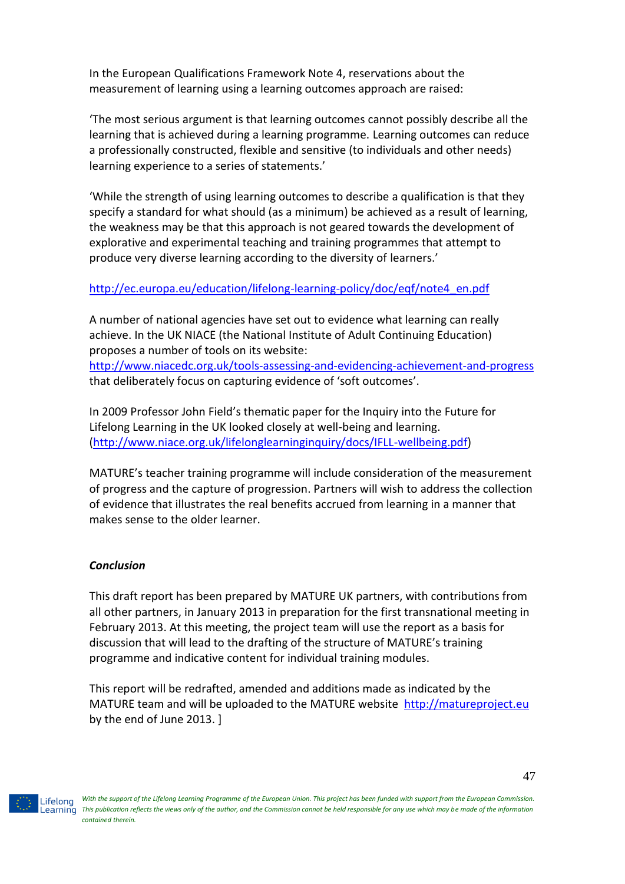In the European Qualifications Framework Note 4, reservations about the measurement of learning using a learning outcomes approach are raised:

'The most serious argument is that learning outcomes cannot possibly describe all the learning that is achieved during a learning programme. Learning outcomes can reduce a professionally constructed, flexible and sensitive (to individuals and other needs) learning experience to a series of statements.'

'While the strength of using learning outcomes to describe a qualification is that they specify a standard for what should (as a minimum) be achieved as a result of learning, the weakness may be that this approach is not geared towards the development of explorative and experimental teaching and training programmes that attempt to produce very diverse learning according to the diversity of learners.'

http://ec.europa.eu/education/lifelong-learning-policy/doc/eqf/note4_en.pdf

A number of national agencies have set out to evidence what learning can really achieve. In the UK NIACE (the National Institute of Adult Continuing Education) proposes a number of tools on its website: http://www.niacedc.org.uk/tools-assessing-and-evidencing-achievement-and-progress that deliberately focus on capturing evidence of 'soft outcomes'.

In 2009 Professor John Field's thematic paper for the Inquiry into the Future for Lifelong Learning in the UK looked closely at well-being and learning. (http://www.niace.org.uk/lifelonglearninginquiry/docs/IFLL-wellbeing.pdf)

MATURE's teacher training programme will include consideration of the measurement of progress and the capture of progression. Partners will wish to address the collection of evidence that illustrates the real benefits accrued from learning in a manner that makes sense to the older learner.

***Conclusion***

This draft report has been prepared by MATURE UK partners, with contributions from all other partners, in January 2013 in preparation for the first transnational meeting in February 2013. At this meeting, the project team will use the report as a basis for discussion that will lead to the drafting of the structure of MATURE's training programme and indicative content for individual training modules.

This report will be redrafted, amended and additions made as indicated by the MATURE team and will be uploaded to the MATURE website http://matureproject.eu by the end of June 2013. ]

*With the support of the Lifelong Learning Programme of the European Union. This project has been funded with support from the European Commission. This publication reflects the views only of the author, and the Commission cannot be held responsible for any use which may be made of the information contained therein.*